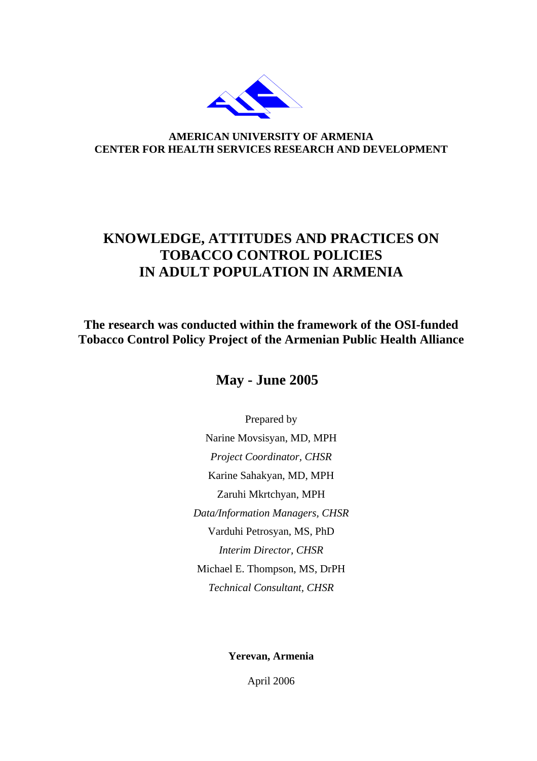**AMERICAN UNIVERSITY OF ARMENIA**
**CENTER FOR HEALTH SERVICES RESEARCH AND DEVELOPMENT**

# KNOWLEDGE, ATTITUDES AND PRACTICES ON TOBACCO CONTROL POLICIES IN ADULT POPULATION IN ARMENIA

**The research was conducted within the framework of the OSI-funded Tobacco Control Policy Project of the Armenian Public Health Alliance**

## May - June 2005

Prepared by

Narine Movsisyan, MD, MPH

*Project Coordinator, CHSR*

Karine Sahakyan, MD, MPH

Zaruhi Mkrtchyan, MPH

*Data/Information Managers, CHSR*

Varduhi Petrosyan, MS, PhD

*Interim Director, CHSR*

Michael E. Thompson, MS, DrPH

*Technical Consultant, CHSR*

**Yerevan, Armenia**

April 2006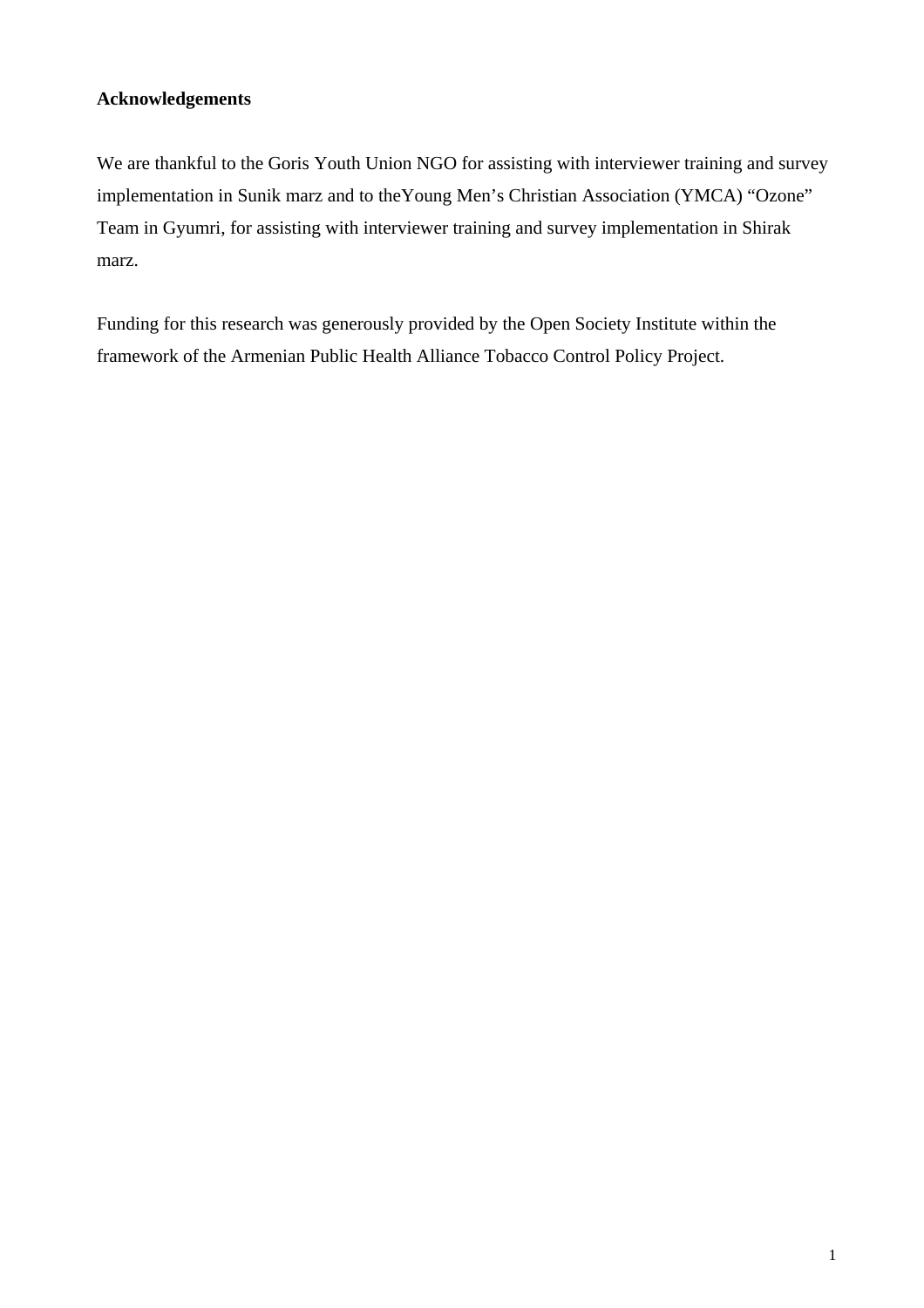**Acknowledgements**

We are thankful to the Goris Youth Union NGO for assisting with interviewer training and survey implementation in Sunik marz and to theYoung Men's Christian Association (YMCA) "Ozone" Team in Gyumri, for assisting with interviewer training and survey implementation in Shirak marz.

Funding for this research was generously provided by the Open Society Institute within the framework of the Armenian Public Health Alliance Tobacco Control Policy Project.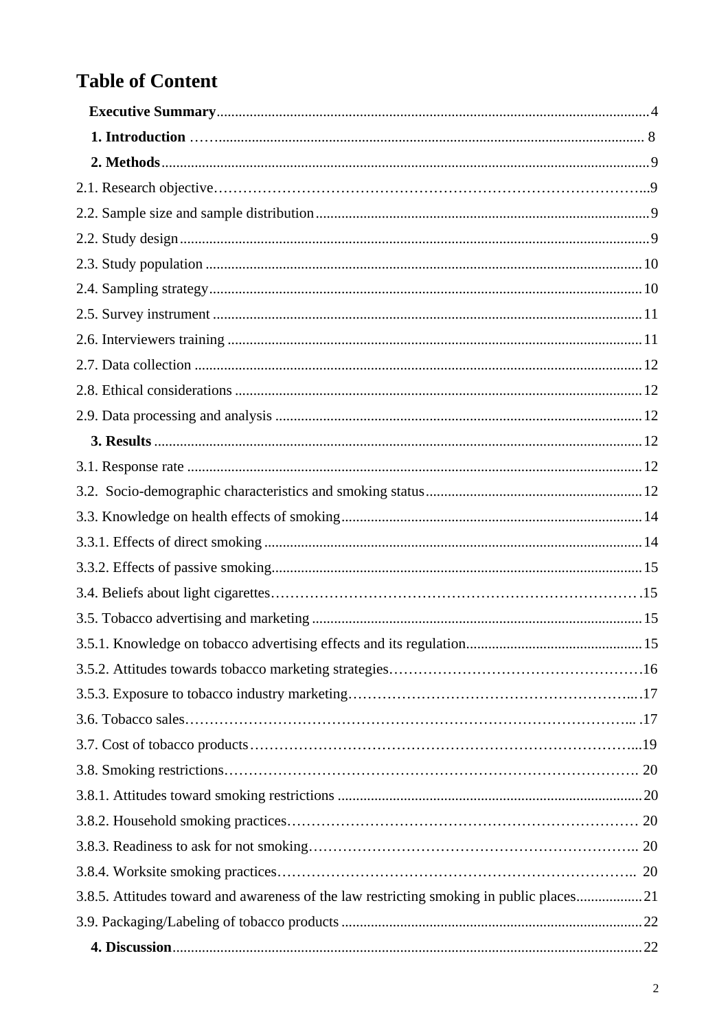# Table of Content

**Executive Summary** .......... 4

**1. Introduction** .......... 8

**2. Methods** .......... 9

2.1. Research objective .......... 9

2.2. Sample size and sample distribution .......... 9

2.2. Study design .......... 9

2.3. Study population .......... 10

2.4. Sampling strategy .......... 10

2.5. Survey instrument .......... 11

2.6. Interviewers training .......... 11

2.7. Data collection .......... 12

2.8. Ethical considerations .......... 12

2.9. Data processing and analysis .......... 12

**3. Results** .......... 12

3.1. Response rate .......... 12

3.2. Socio-demographic characteristics and smoking status .......... 12

3.3. Knowledge on health effects of smoking .......... 14

3.3.1. Effects of direct smoking .......... 14

3.3.2. Effects of passive smoking .......... 15

3.4. Beliefs about light cigarettes .......... 15

3.5. Tobacco advertising and marketing .......... 15

3.5.1. Knowledge on tobacco advertising effects and its regulation .......... 15

3.5.2. Attitudes towards tobacco marketing strategies .......... 16

3.5.3. Exposure to tobacco industry marketing .......... 17

3.6. Tobacco sales .......... 17

3.7. Cost of tobacco products .......... 19

3.8. Smoking restrictions .......... 20

3.8.1. Attitudes toward smoking restrictions .......... 20

3.8.2. Household smoking practices .......... 20

3.8.3. Readiness to ask for not smoking .......... 20

3.8.4. Worksite smoking practices .......... 20

3.8.5. Attitudes toward and awareness of the law restricting smoking in public places .......... 21

3.9. Packaging/Labeling of tobacco products .......... 22

**4. Discussion** .......... 22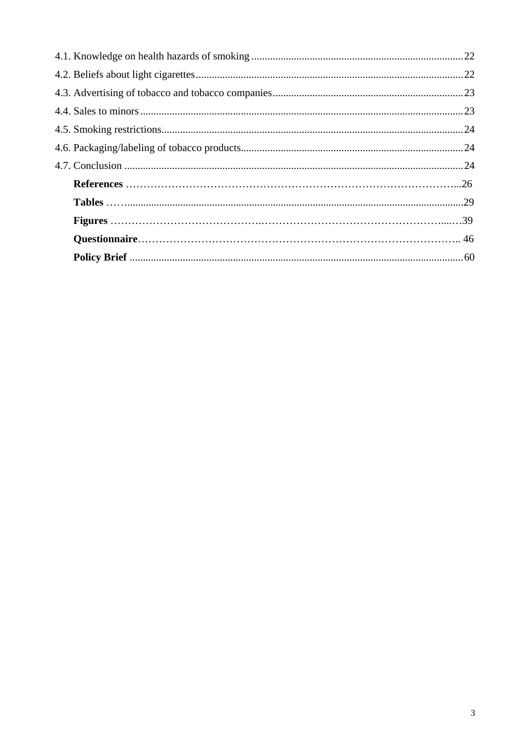4.1. Knowledge on health hazards of smoking ........................................................................ 22

4.2. Beliefs about light cigarettes ........................................................................................ 22

4.3. Advertising of tobacco and tobacco companies ............................................................ 23

4.4. Sales to minors .............................................................................................................. 23

4.5. Smoking restrictions ...................................................................................................... 24

4.6. Packaging/labeling of tobacco products ........................................................................ 24

4.7. Conclusion .................................................................................................................... 24

**References** ……………………………………………………………………………………...26

**Tables** ……............................................................................................................................29

**Figures** ……………………………………….……………………………………………...…39

**Questionnaire**……………………………………………………………………………….. 46

**Policy Brief** ........................................................................................................................ 60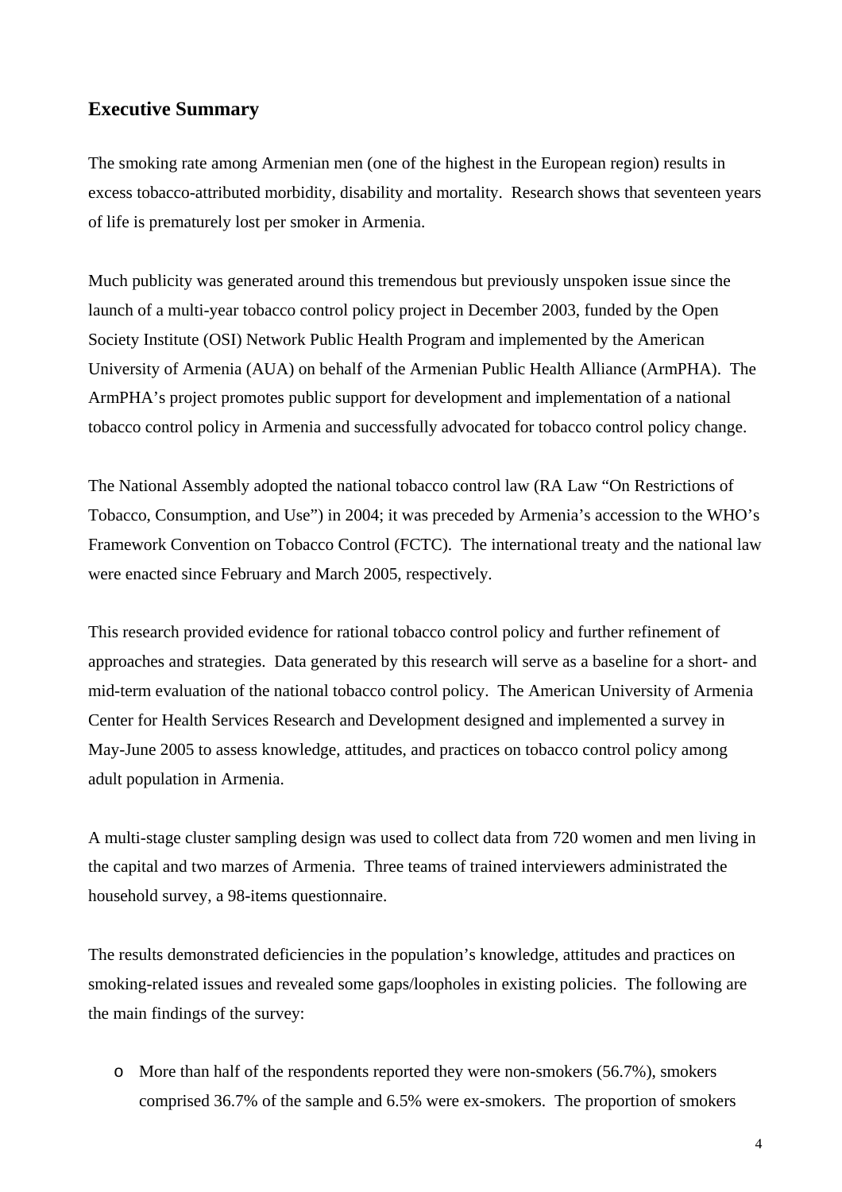## Executive Summary

The smoking rate among Armenian men (one of the highest in the European region) results in excess tobacco-attributed morbidity, disability and mortality. Research shows that seventeen years of life is prematurely lost per smoker in Armenia.

Much publicity was generated around this tremendous but previously unspoken issue since the launch of a multi-year tobacco control policy project in December 2003, funded by the Open Society Institute (OSI) Network Public Health Program and implemented by the American University of Armenia (AUA) on behalf of the Armenian Public Health Alliance (ArmPHA). The ArmPHA's project promotes public support for development and implementation of a national tobacco control policy in Armenia and successfully advocated for tobacco control policy change.

The National Assembly adopted the national tobacco control law (RA Law "On Restrictions of Tobacco, Consumption, and Use") in 2004; it was preceded by Armenia's accession to the WHO's Framework Convention on Tobacco Control (FCTC). The international treaty and the national law were enacted since February and March 2005, respectively.

This research provided evidence for rational tobacco control policy and further refinement of approaches and strategies. Data generated by this research will serve as a baseline for a short- and mid-term evaluation of the national tobacco control policy. The American University of Armenia Center for Health Services Research and Development designed and implemented a survey in May-June 2005 to assess knowledge, attitudes, and practices on tobacco control policy among adult population in Armenia.

A multi-stage cluster sampling design was used to collect data from 720 women and men living in the capital and two marzes of Armenia. Three teams of trained interviewers administrated the household survey, a 98-items questionnaire.

The results demonstrated deficiencies in the population's knowledge, attitudes and practices on smoking-related issues and revealed some gaps/loopholes in existing policies. The following are the main findings of the survey:

- More than half of the respondents reported they were non-smokers (56.7%), smokers comprised 36.7% of the sample and 6.5% were ex-smokers. The proportion of smokers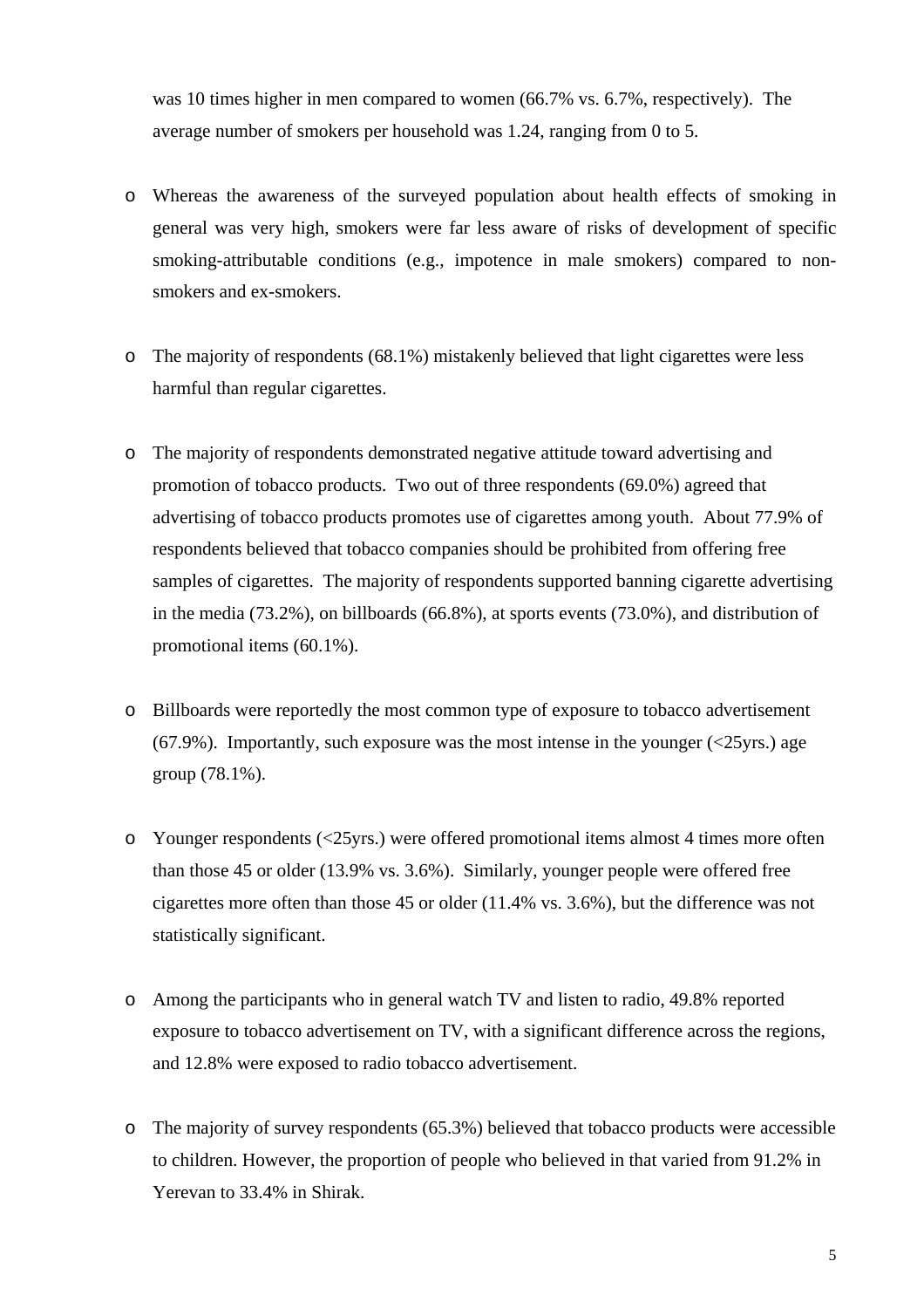was 10 times higher in men compared to women (66.7% vs. 6.7%, respectively). The average number of smokers per household was 1.24, ranging from 0 to 5.

- Whereas the awareness of the surveyed population about health effects of smoking in general was very high, smokers were far less aware of risks of development of specific smoking-attributable conditions (e.g., impotence in male smokers) compared to non-smokers and ex-smokers.

- The majority of respondents (68.1%) mistakenly believed that light cigarettes were less harmful than regular cigarettes.

- The majority of respondents demonstrated negative attitude toward advertising and promotion of tobacco products. Two out of three respondents (69.0%) agreed that advertising of tobacco products promotes use of cigarettes among youth. About 77.9% of respondents believed that tobacco companies should be prohibited from offering free samples of cigarettes. The majority of respondents supported banning cigarette advertising in the media (73.2%), on billboards (66.8%), at sports events (73.0%), and distribution of promotional items (60.1%).

- Billboards were reportedly the most common type of exposure to tobacco advertisement (67.9%). Importantly, such exposure was the most intense in the younger (<25yrs.) age group (78.1%).

- Younger respondents (<25yrs.) were offered promotional items almost 4 times more often than those 45 or older (13.9% vs. 3.6%). Similarly, younger people were offered free cigarettes more often than those 45 or older (11.4% vs. 3.6%), but the difference was not statistically significant.

- Among the participants who in general watch TV and listen to radio, 49.8% reported exposure to tobacco advertisement on TV, with a significant difference across the regions, and 12.8% were exposed to radio tobacco advertisement.

- The majority of survey respondents (65.3%) believed that tobacco products were accessible to children. However, the proportion of people who believed in that varied from 91.2% in Yerevan to 33.4% in Shirak.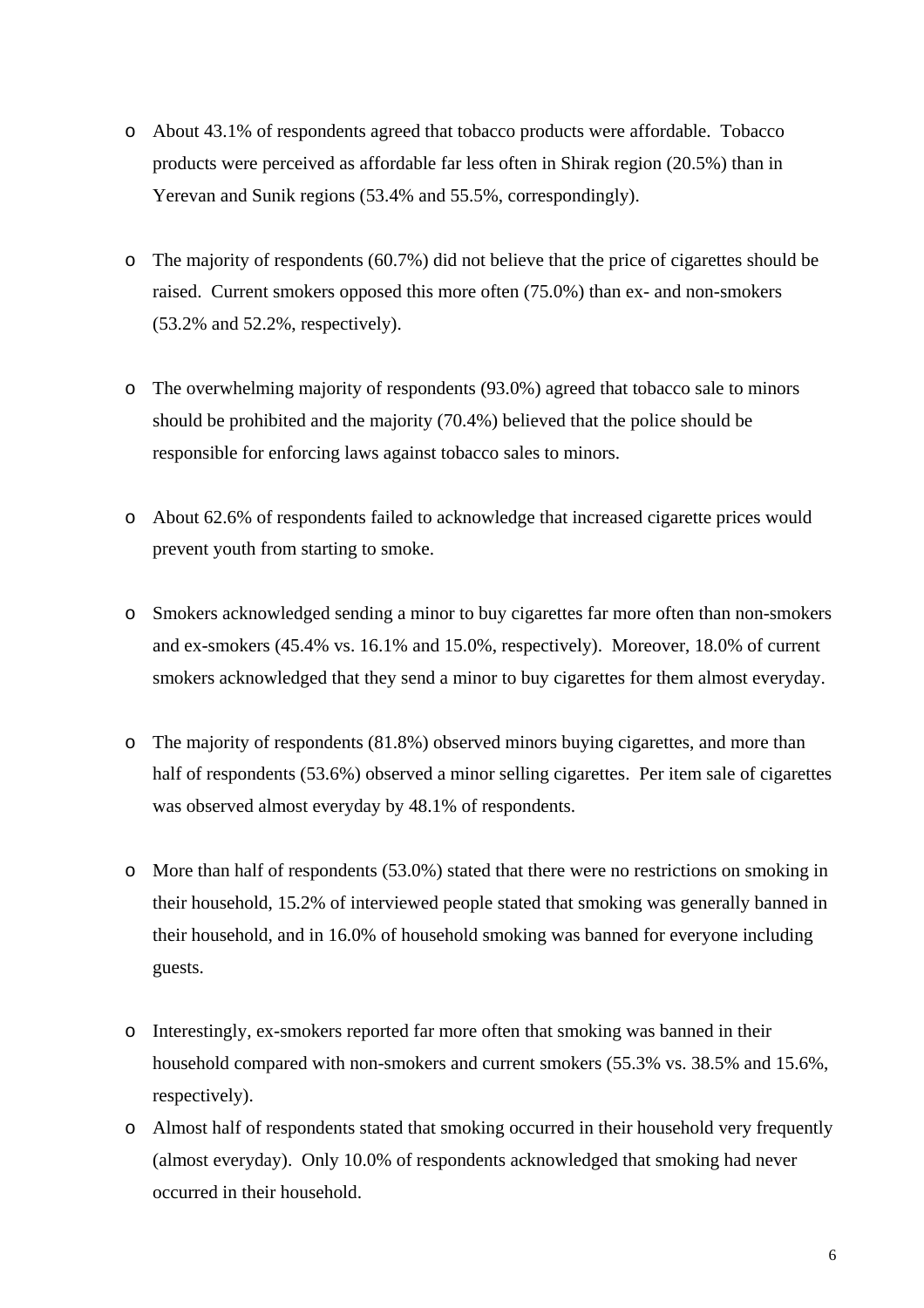- About 43.1% of respondents agreed that tobacco products were affordable. Tobacco products were perceived as affordable far less often in Shirak region (20.5%) than in Yerevan and Sunik regions (53.4% and 55.5%, correspondingly).

- The majority of respondents (60.7%) did not believe that the price of cigarettes should be raised. Current smokers opposed this more often (75.0%) than ex- and non-smokers (53.2% and 52.2%, respectively).

- The overwhelming majority of respondents (93.0%) agreed that tobacco sale to minors should be prohibited and the majority (70.4%) believed that the police should be responsible for enforcing laws against tobacco sales to minors.

- About 62.6% of respondents failed to acknowledge that increased cigarette prices would prevent youth from starting to smoke.

- Smokers acknowledged sending a minor to buy cigarettes far more often than non-smokers and ex-smokers (45.4% vs. 16.1% and 15.0%, respectively). Moreover, 18.0% of current smokers acknowledged that they send a minor to buy cigarettes for them almost everyday.

- The majority of respondents (81.8%) observed minors buying cigarettes, and more than half of respondents (53.6%) observed a minor selling cigarettes. Per item sale of cigarettes was observed almost everyday by 48.1% of respondents.

- More than half of respondents (53.0%) stated that there were no restrictions on smoking in their household, 15.2% of interviewed people stated that smoking was generally banned in their household, and in 16.0% of household smoking was banned for everyone including guests.

- Interestingly, ex-smokers reported far more often that smoking was banned in their household compared with non-smokers and current smokers (55.3% vs. 38.5% and 15.6%, respectively).

- Almost half of respondents stated that smoking occurred in their household very frequently (almost everyday). Only 10.0% of respondents acknowledged that smoking had never occurred in their household.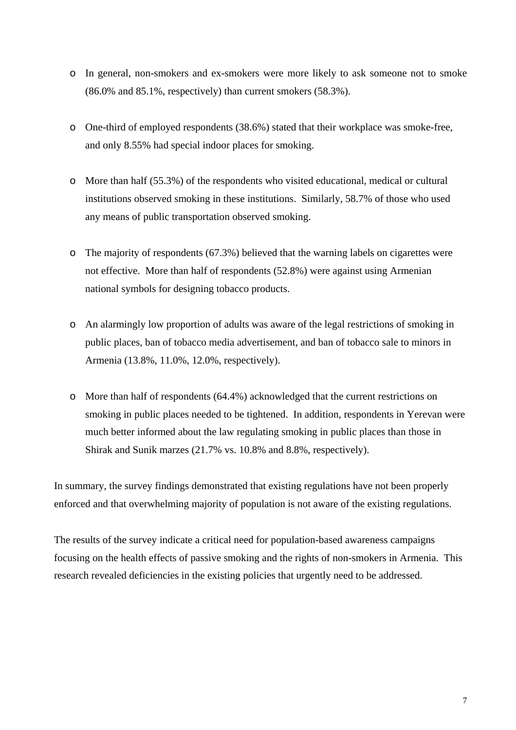- In general, non-smokers and ex-smokers were more likely to ask someone not to smoke (86.0% and 85.1%, respectively) than current smokers (58.3%).

- One-third of employed respondents (38.6%) stated that their workplace was smoke-free, and only 8.55% had special indoor places for smoking.

- More than half (55.3%) of the respondents who visited educational, medical or cultural institutions observed smoking in these institutions. Similarly, 58.7% of those who used any means of public transportation observed smoking.

- The majority of respondents (67.3%) believed that the warning labels on cigarettes were not effective. More than half of respondents (52.8%) were against using Armenian national symbols for designing tobacco products.

- An alarmingly low proportion of adults was aware of the legal restrictions of smoking in public places, ban of tobacco media advertisement, and ban of tobacco sale to minors in Armenia (13.8%, 11.0%, 12.0%, respectively).

- More than half of respondents (64.4%) acknowledged that the current restrictions on smoking in public places needed to be tightened. In addition, respondents in Yerevan were much better informed about the law regulating smoking in public places than those in Shirak and Sunik marzes (21.7% vs. 10.8% and 8.8%, respectively).

In summary, the survey findings demonstrated that existing regulations have not been properly enforced and that overwhelming majority of population is not aware of the existing regulations.

The results of the survey indicate a critical need for population-based awareness campaigns focusing on the health effects of passive smoking and the rights of non-smokers in Armenia. This research revealed deficiencies in the existing policies that urgently need to be addressed.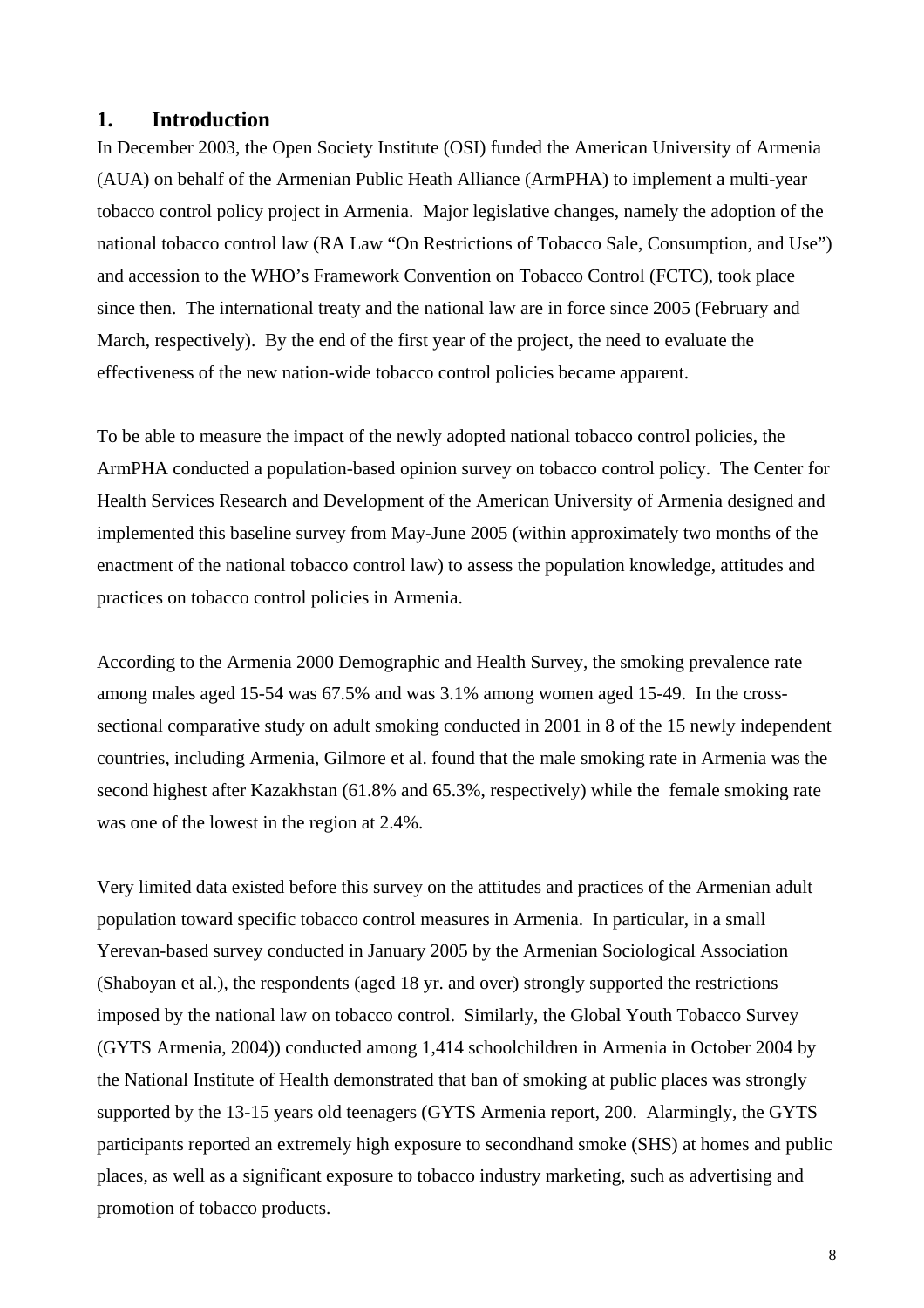## 1. Introduction

In December 2003, the Open Society Institute (OSI) funded the American University of Armenia (AUA) on behalf of the Armenian Public Heath Alliance (ArmPHA) to implement a multi-year tobacco control policy project in Armenia. Major legislative changes, namely the adoption of the national tobacco control law (RA Law "On Restrictions of Tobacco Sale, Consumption, and Use") and accession to the WHO's Framework Convention on Tobacco Control (FCTC), took place since then. The international treaty and the national law are in force since 2005 (February and March, respectively). By the end of the first year of the project, the need to evaluate the effectiveness of the new nation-wide tobacco control policies became apparent.

To be able to measure the impact of the newly adopted national tobacco control policies, the ArmPHA conducted a population-based opinion survey on tobacco control policy. The Center for Health Services Research and Development of the American University of Armenia designed and implemented this baseline survey from May-June 2005 (within approximately two months of the enactment of the national tobacco control law) to assess the population knowledge, attitudes and practices on tobacco control policies in Armenia.

According to the Armenia 2000 Demographic and Health Survey, the smoking prevalence rate among males aged 15-54 was 67.5% and was 3.1% among women aged 15-49. In the cross-sectional comparative study on adult smoking conducted in 2001 in 8 of the 15 newly independent countries, including Armenia, Gilmore et al. found that the male smoking rate in Armenia was the second highest after Kazakhstan (61.8% and 65.3%, respectively) while the female smoking rate was one of the lowest in the region at 2.4%.

Very limited data existed before this survey on the attitudes and practices of the Armenian adult population toward specific tobacco control measures in Armenia. In particular, in a small Yerevan-based survey conducted in January 2005 by the Armenian Sociological Association (Shaboyan et al.), the respondents (aged 18 yr. and over) strongly supported the restrictions imposed by the national law on tobacco control. Similarly, the Global Youth Tobacco Survey (GYTS Armenia, 2004)) conducted among 1,414 schoolchildren in Armenia in October 2004 by the National Institute of Health demonstrated that ban of smoking at public places was strongly supported by the 13-15 years old teenagers (GYTS Armenia report, 200. Alarmingly, the GYTS participants reported an extremely high exposure to secondhand smoke (SHS) at homes and public places, as well as a significant exposure to tobacco industry marketing, such as advertising and promotion of tobacco products.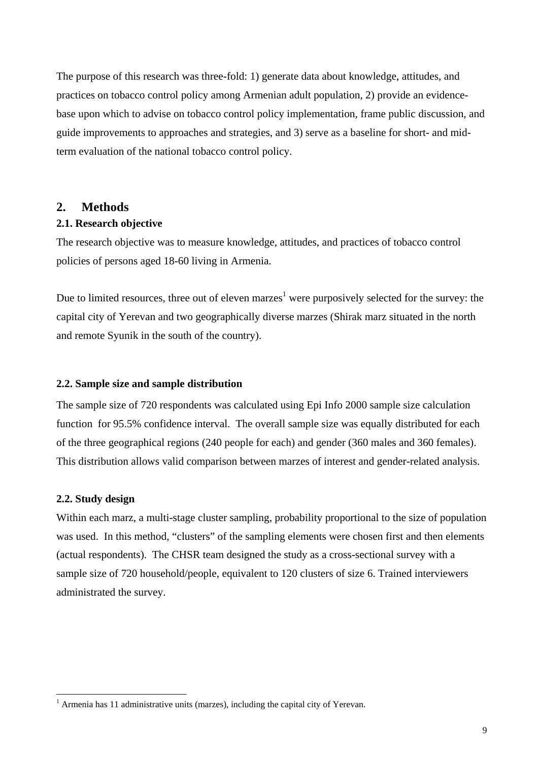The purpose of this research was three-fold: 1) generate data about knowledge, attitudes, and practices on tobacco control policy among Armenian adult population, 2) provide an evidence-base upon which to advise on tobacco control policy implementation, frame public discussion, and guide improvements to approaches and strategies, and 3) serve as a baseline for short- and mid-term evaluation of the national tobacco control policy.

## 2. Methods

### 2.1. Research objective

The research objective was to measure knowledge, attitudes, and practices of tobacco control policies of persons aged 18-60 living in Armenia.

Due to limited resources, three out of eleven marzes[1] were purposively selected for the survey: the capital city of Yerevan and two geographically diverse marzes (Shirak marz situated in the north and remote Syunik in the south of the country).

### 2.2. Sample size and sample distribution

The sample size of 720 respondents was calculated using Epi Info 2000 sample size calculation function for 95.5% confidence interval. The overall sample size was equally distributed for each of the three geographical regions (240 people for each) and gender (360 males and 360 females). This distribution allows valid comparison between marzes of interest and gender-related analysis.

### 2.2. Study design

Within each marz, a multi-stage cluster sampling, probability proportional to the size of population was used. In this method, "clusters" of the sampling elements were chosen first and then elements (actual respondents). The CHSR team designed the study as a cross-sectional survey with a sample size of 720 household/people, equivalent to 120 clusters of size 6. Trained interviewers administrated the survey.

[1] Armenia has 11 administrative units (marzes), including the capital city of Yerevan.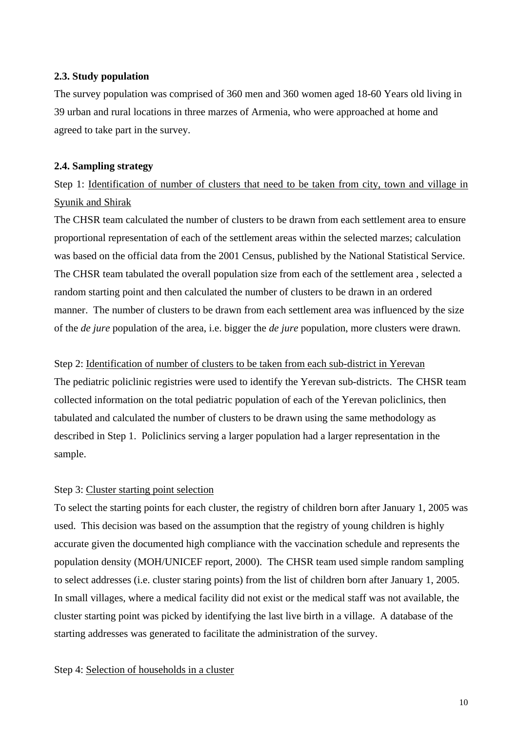### 2.3. Study population

The survey population was comprised of 360 men and 360 women aged 18-60 Years old living in 39 urban and rural locations in three marzes of Armenia, who were approached at home and agreed to take part in the survey.

### 2.4. Sampling strategy

Step 1: <u>Identification of number of clusters that need to be taken from city, town and village in Syunik and Shirak</u>

The CHSR team calculated the number of clusters to be drawn from each settlement area to ensure proportional representation of each of the settlement areas within the selected marzes; calculation was based on the official data from the 2001 Census, published by the National Statistical Service. The CHSR team tabulated the overall population size from each of the settlement area , selected a random starting point and then calculated the number of clusters to be drawn in an ordered manner. The number of clusters to be drawn from each settlement area was influenced by the size of the *de jure* population of the area, i.e. bigger the *de jure* population, more clusters were drawn.

Step 2: <u>Identification of number of clusters to be taken from each sub-district in Yerevan</u>

The pediatric policlinic registries were used to identify the Yerevan sub-districts. The CHSR team collected information on the total pediatric population of each of the Yerevan policlinics, then tabulated and calculated the number of clusters to be drawn using the same methodology as described in Step 1. Policlinics serving a larger population had a larger representation in the sample.

Step 3: <u>Cluster starting point selection</u>

To select the starting points for each cluster, the registry of children born after January 1, 2005 was used. This decision was based on the assumption that the registry of young children is highly accurate given the documented high compliance with the vaccination schedule and represents the population density (MOH/UNICEF report, 2000). The CHSR team used simple random sampling to select addresses (i.e. cluster staring points) from the list of children born after January 1, 2005. In small villages, where a medical facility did not exist or the medical staff was not available, the cluster starting point was picked by identifying the last live birth in a village. A database of the starting addresses was generated to facilitate the administration of the survey.

Step 4: <u>Selection of households in a cluster</u>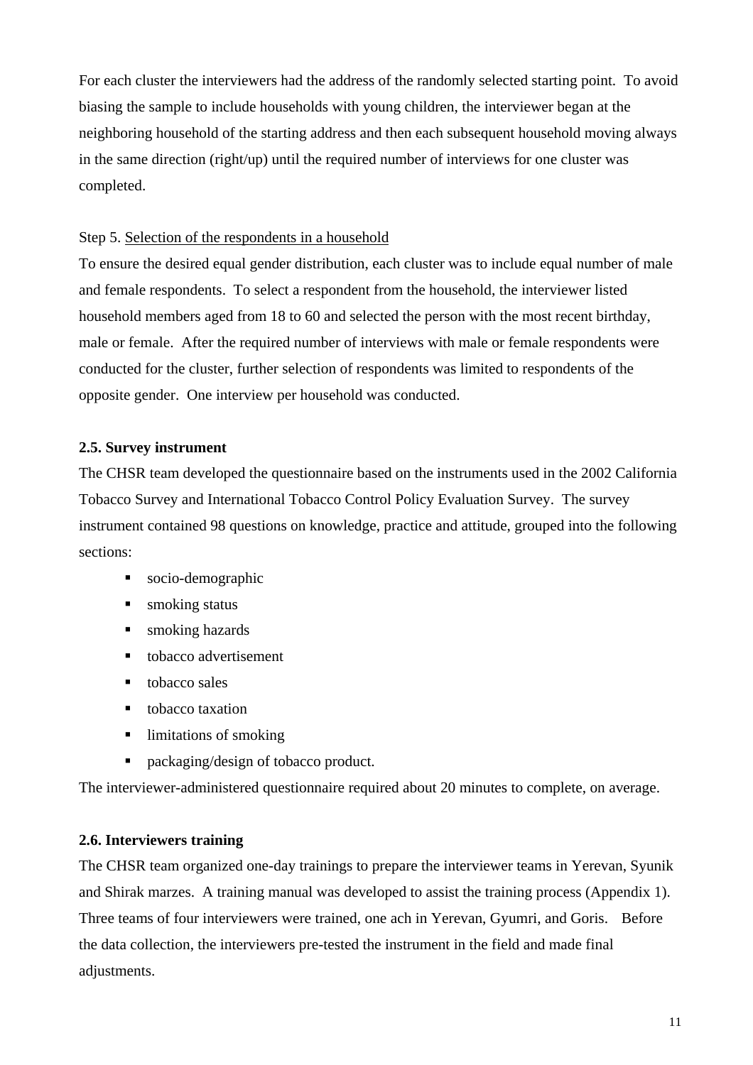For each cluster the interviewers had the address of the randomly selected starting point. To avoid biasing the sample to include households with young children, the interviewer began at the neighboring household of the starting address and then each subsequent household moving always in the same direction (right/up) until the required number of interviews for one cluster was completed.

Step 5. <u>Selection of the respondents in a household</u>

To ensure the desired equal gender distribution, each cluster was to include equal number of male and female respondents. To select a respondent from the household, the interviewer listed household members aged from 18 to 60 and selected the person with the most recent birthday, male or female. After the required number of interviews with male or female respondents were conducted for the cluster, further selection of respondents was limited to respondents of the opposite gender. One interview per household was conducted.

**2.5. Survey instrument**

The CHSR team developed the questionnaire based on the instruments used in the 2002 California Tobacco Survey and International Tobacco Control Policy Evaluation Survey. The survey instrument contained 98 questions on knowledge, practice and attitude, grouped into the following sections:

- socio-demographic
- smoking status
- smoking hazards
- tobacco advertisement
- tobacco sales
- tobacco taxation
- limitations of smoking
- packaging/design of tobacco product.

The interviewer-administered questionnaire required about 20 minutes to complete, on average.

**2.6. Interviewers training**

The CHSR team organized one-day trainings to prepare the interviewer teams in Yerevan, Syunik and Shirak marzes. A training manual was developed to assist the training process (Appendix 1). Three teams of four interviewers were trained, one ach in Yerevan, Gyumri, and Goris. Before the data collection, the interviewers pre-tested the instrument in the field and made final adjustments.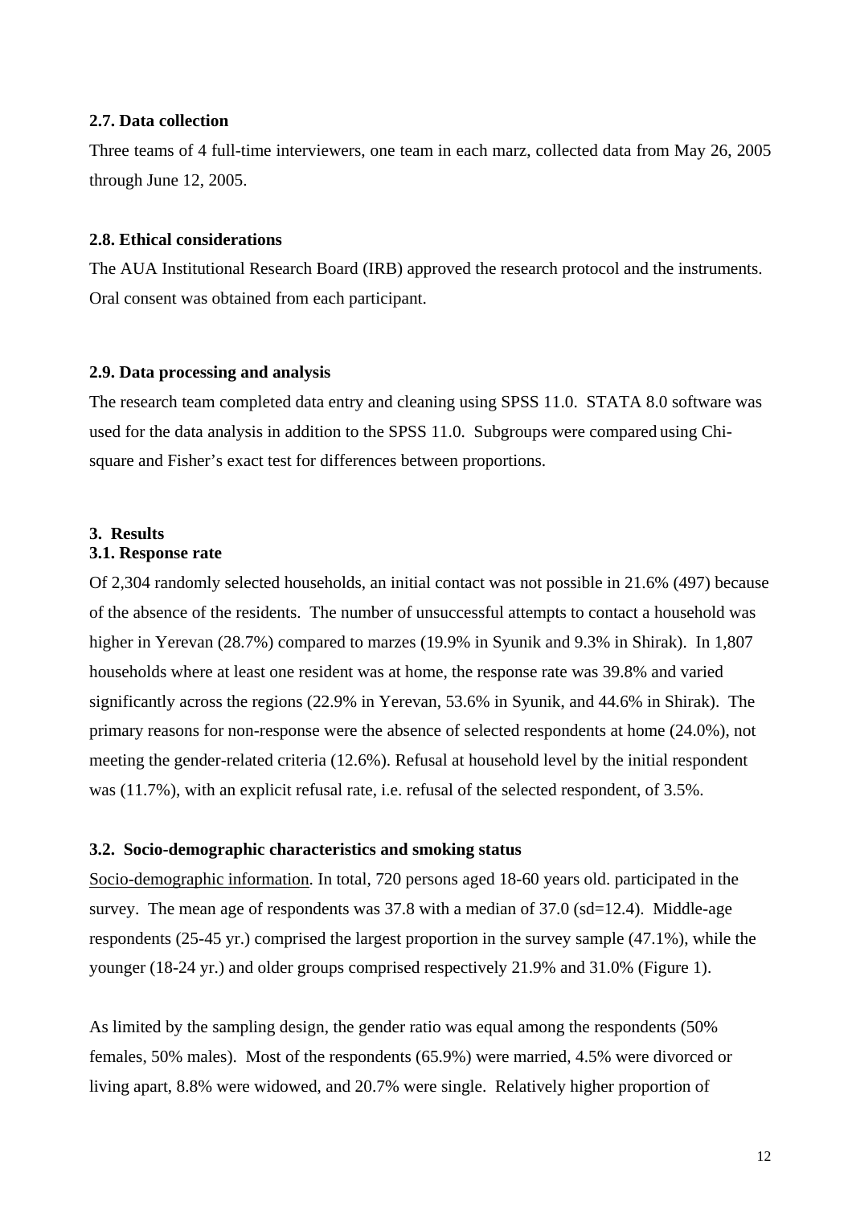### 2.7. Data collection

Three teams of 4 full-time interviewers, one team in each marz, collected data from May 26, 2005 through June 12, 2005.

### 2.8. Ethical considerations

The AUA Institutional Research Board (IRB) approved the research protocol and the instruments. Oral consent was obtained from each participant.

### 2.9. Data processing and analysis

The research team completed data entry and cleaning using SPSS 11.0. STATA 8.0 software was used for the data analysis in addition to the SPSS 11.0. Subgroups were compared using Chi-square and Fisher's exact test for differences between proportions.

## 3. Results

### 3.1. Response rate

Of 2,304 randomly selected households, an initial contact was not possible in 21.6% (497) because of the absence of the residents. The number of unsuccessful attempts to contact a household was higher in Yerevan (28.7%) compared to marzes (19.9% in Syunik and 9.3% in Shirak). In 1,807 households where at least one resident was at home, the response rate was 39.8% and varied significantly across the regions (22.9% in Yerevan, 53.6% in Syunik, and 44.6% in Shirak). The primary reasons for non-response were the absence of selected respondents at home (24.0%), not meeting the gender-related criteria (12.6%). Refusal at household level by the initial respondent was (11.7%), with an explicit refusal rate, i.e. refusal of the selected respondent, of 3.5%.

### 3.2. Socio-demographic characteristics and smoking status

Socio-demographic information. In total, 720 persons aged 18-60 years old. participated in the survey. The mean age of respondents was 37.8 with a median of 37.0 (sd=12.4). Middle-age respondents (25-45 yr.) comprised the largest proportion in the survey sample (47.1%), while the younger (18-24 yr.) and older groups comprised respectively 21.9% and 31.0% (Figure 1).

As limited by the sampling design, the gender ratio was equal among the respondents (50% females, 50% males). Most of the respondents (65.9%) were married, 4.5% were divorced or living apart, 8.8% were widowed, and 20.7% were single. Relatively higher proportion of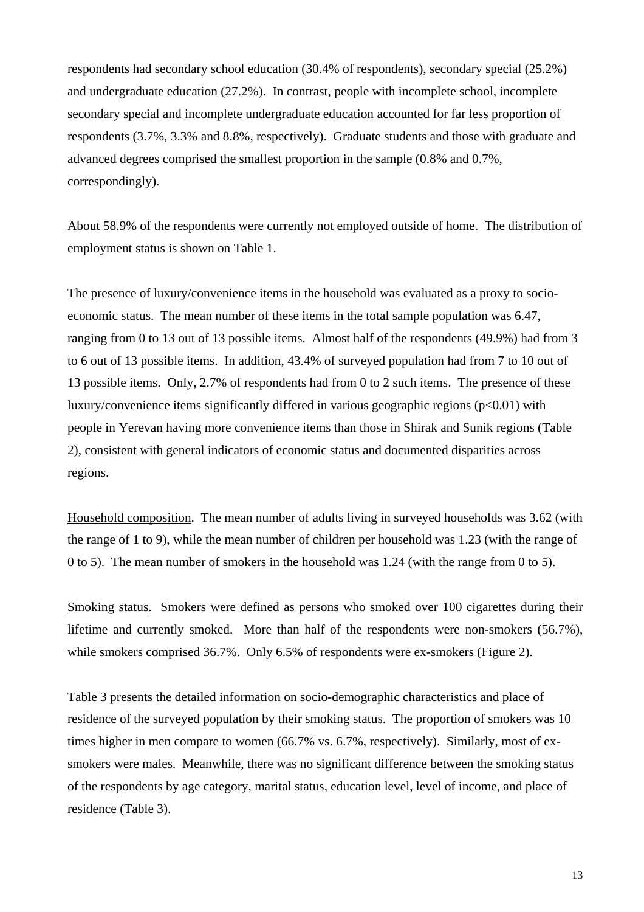respondents had secondary school education (30.4% of respondents), secondary special (25.2%) and undergraduate education (27.2%). In contrast, people with incomplete school, incomplete secondary special and incomplete undergraduate education accounted for far less proportion of respondents (3.7%, 3.3% and 8.8%, respectively). Graduate students and those with graduate and advanced degrees comprised the smallest proportion in the sample (0.8% and 0.7%, correspondingly).

About 58.9% of the respondents were currently not employed outside of home. The distribution of employment status is shown on Table 1.

The presence of luxury/convenience items in the household was evaluated as a proxy to socio-economic status. The mean number of these items in the total sample population was 6.47, ranging from 0 to 13 out of 13 possible items. Almost half of the respondents (49.9%) had from 3 to 6 out of 13 possible items. In addition, 43.4% of surveyed population had from 7 to 10 out of 13 possible items. Only, 2.7% of respondents had from 0 to 2 such items. The presence of these luxury/convenience items significantly differed in various geographic regions ($p<0.01$) with people in Yerevan having more convenience items than those in Shirak and Sunik regions (Table 2), consistent with general indicators of economic status and documented disparities across regions.

Household composition. The mean number of adults living in surveyed households was 3.62 (with the range of 1 to 9), while the mean number of children per household was 1.23 (with the range of 0 to 5). The mean number of smokers in the household was 1.24 (with the range from 0 to 5).

Smoking status. Smokers were defined as persons who smoked over 100 cigarettes during their lifetime and currently smoked. More than half of the respondents were non-smokers (56.7%), while smokers comprised 36.7%. Only 6.5% of respondents were ex-smokers (Figure 2).

Table 3 presents the detailed information on socio-demographic characteristics and place of residence of the surveyed population by their smoking status. The proportion of smokers was 10 times higher in men compare to women (66.7% vs. 6.7%, respectively). Similarly, most of ex-smokers were males. Meanwhile, there was no significant difference between the smoking status of the respondents by age category, marital status, education level, level of income, and place of residence (Table 3).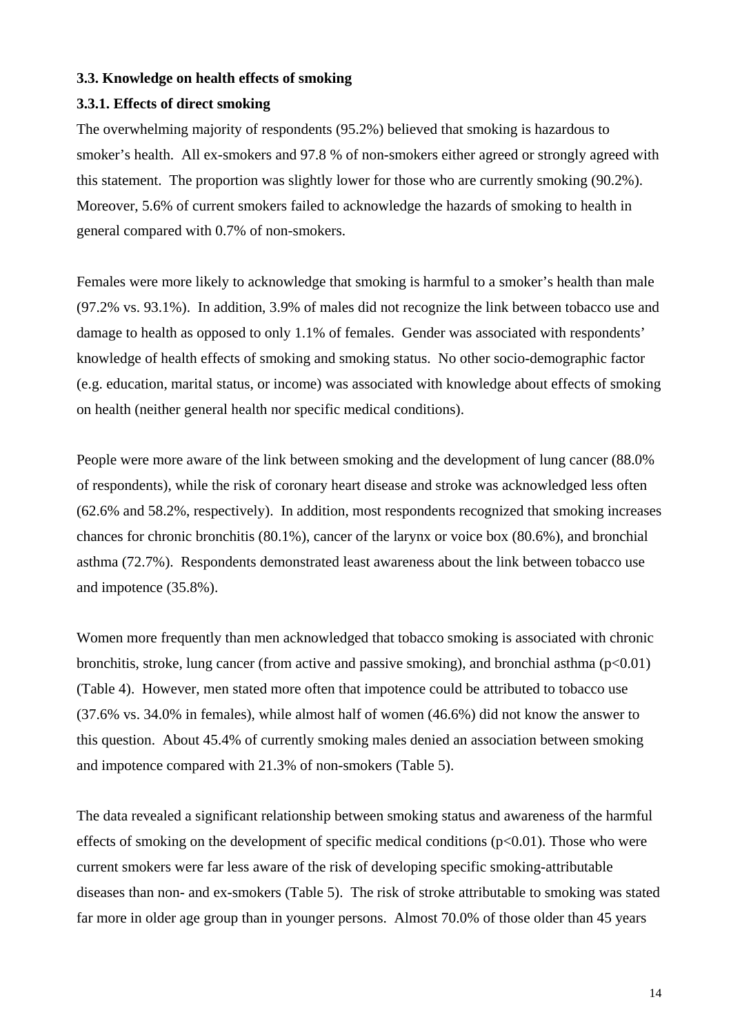### 3.3. Knowledge on health effects of smoking

#### 3.3.1. Effects of direct smoking

The overwhelming majority of respondents (95.2%) believed that smoking is hazardous to smoker's health. All ex-smokers and 97.8 % of non-smokers either agreed or strongly agreed with this statement. The proportion was slightly lower for those who are currently smoking (90.2%). Moreover, 5.6% of current smokers failed to acknowledge the hazards of smoking to health in general compared with 0.7% of non-smokers.

Females were more likely to acknowledge that smoking is harmful to a smoker's health than male (97.2% vs. 93.1%). In addition, 3.9% of males did not recognize the link between tobacco use and damage to health as opposed to only 1.1% of females. Gender was associated with respondents' knowledge of health effects of smoking and smoking status. No other socio-demographic factor (e.g. education, marital status, or income) was associated with knowledge about effects of smoking on health (neither general health nor specific medical conditions).

People were more aware of the link between smoking and the development of lung cancer (88.0% of respondents), while the risk of coronary heart disease and stroke was acknowledged less often (62.6% and 58.2%, respectively). In addition, most respondents recognized that smoking increases chances for chronic bronchitis (80.1%), cancer of the larynx or voice box (80.6%), and bronchial asthma (72.7%). Respondents demonstrated least awareness about the link between tobacco use and impotence (35.8%).

Women more frequently than men acknowledged that tobacco smoking is associated with chronic bronchitis, stroke, lung cancer (from active and passive smoking), and bronchial asthma ($p<0.01$) (Table 4). However, men stated more often that impotence could be attributed to tobacco use (37.6% vs. 34.0% in females), while almost half of women (46.6%) did not know the answer to this question. About 45.4% of currently smoking males denied an association between smoking and impotence compared with 21.3% of non-smokers (Table 5).

The data revealed a significant relationship between smoking status and awareness of the harmful effects of smoking on the development of specific medical conditions ($p<0.01$). Those who were current smokers were far less aware of the risk of developing specific smoking-attributable diseases than non- and ex-smokers (Table 5). The risk of stroke attributable to smoking was stated far more in older age group than in younger persons. Almost 70.0% of those older than 45 years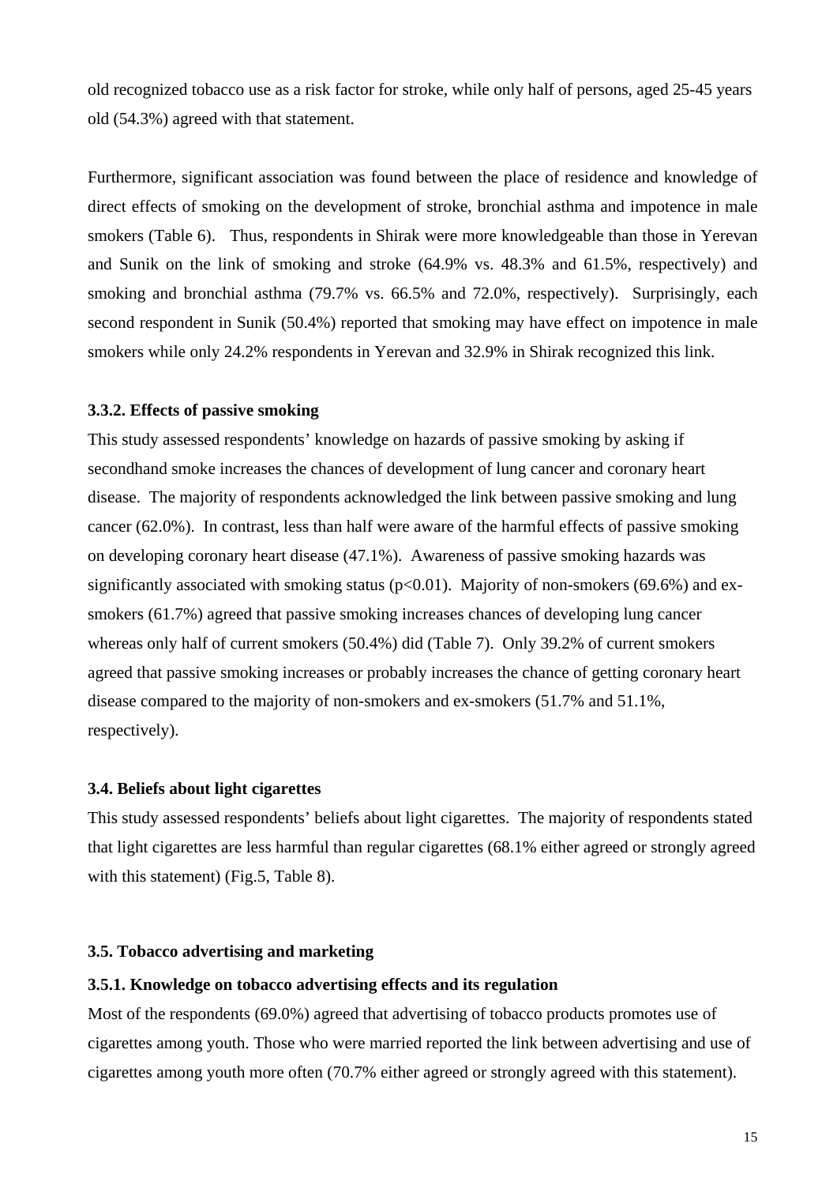old recognized tobacco use as a risk factor for stroke, while only half of persons, aged 25-45 years old (54.3%) agreed with that statement.

Furthermore, significant association was found between the place of residence and knowledge of direct effects of smoking on the development of stroke, bronchial asthma and impotence in male smokers (Table 6). Thus, respondents in Shirak were more knowledgeable than those in Yerevan and Sunik on the link of smoking and stroke (64.9% vs. 48.3% and 61.5%, respectively) and smoking and bronchial asthma (79.7% vs. 66.5% and 72.0%, respectively). Surprisingly, each second respondent in Sunik (50.4%) reported that smoking may have effect on impotence in male smokers while only 24.2% respondents in Yerevan and 32.9% in Shirak recognized this link.

### 3.3.2. Effects of passive smoking

This study assessed respondents' knowledge on hazards of passive smoking by asking if secondhand smoke increases the chances of development of lung cancer and coronary heart disease. The majority of respondents acknowledged the link between passive smoking and lung cancer (62.0%). In contrast, less than half were aware of the harmful effects of passive smoking on developing coronary heart disease (47.1%). Awareness of passive smoking hazards was significantly associated with smoking status ($p<0.01$). Majority of non-smokers (69.6%) and ex-smokers (61.7%) agreed that passive smoking increases chances of developing lung cancer whereas only half of current smokers (50.4%) did (Table 7). Only 39.2% of current smokers agreed that passive smoking increases or probably increases the chance of getting coronary heart disease compared to the majority of non-smokers and ex-smokers (51.7% and 51.1%, respectively).

### 3.4. Beliefs about light cigarettes

This study assessed respondents' beliefs about light cigarettes. The majority of respondents stated that light cigarettes are less harmful than regular cigarettes (68.1% either agreed or strongly agreed with this statement) (Fig.5, Table 8).

### 3.5. Tobacco advertising and marketing

### 3.5.1. Knowledge on tobacco advertising effects and its regulation

Most of the respondents (69.0%) agreed that advertising of tobacco products promotes use of cigarettes among youth. Those who were married reported the link between advertising and use of cigarettes among youth more often (70.7% either agreed or strongly agreed with this statement).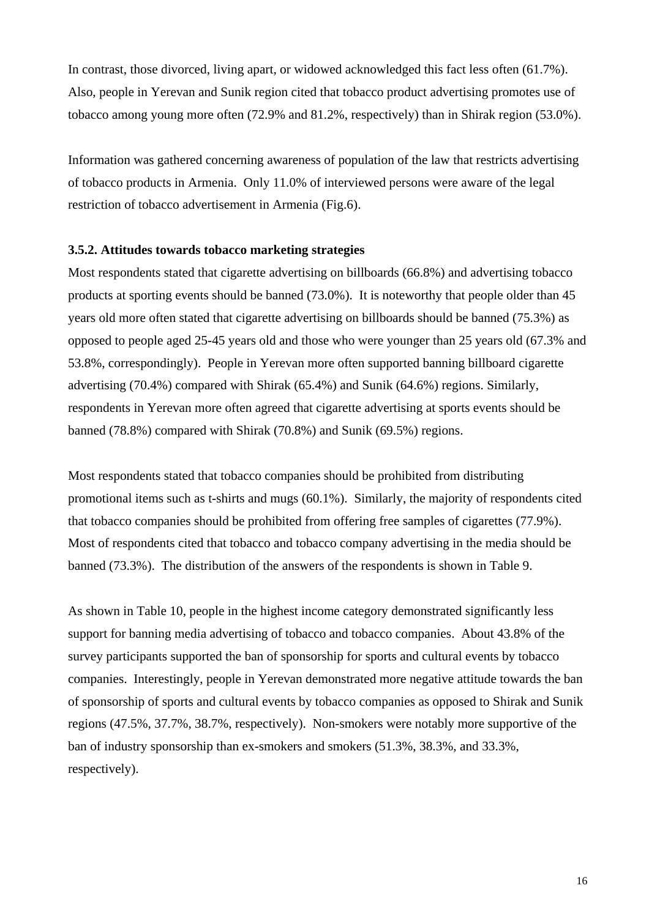In contrast, those divorced, living apart, or widowed acknowledged this fact less often (61.7%). Also, people in Yerevan and Sunik region cited that tobacco product advertising promotes use of tobacco among young more often (72.9% and 81.2%, respectively) than in Shirak region (53.0%).

Information was gathered concerning awareness of population of the law that restricts advertising of tobacco products in Armenia. Only 11.0% of interviewed persons were aware of the legal restriction of tobacco advertisement in Armenia (Fig.6).

### 3.5.2. Attitudes towards tobacco marketing strategies

Most respondents stated that cigarette advertising on billboards (66.8%) and advertising tobacco products at sporting events should be banned (73.0%). It is noteworthy that people older than 45 years old more often stated that cigarette advertising on billboards should be banned (75.3%) as opposed to people aged 25-45 years old and those who were younger than 25 years old (67.3% and 53.8%, correspondingly). People in Yerevan more often supported banning billboard cigarette advertising (70.4%) compared with Shirak (65.4%) and Sunik (64.6%) regions. Similarly, respondents in Yerevan more often agreed that cigarette advertising at sports events should be banned (78.8%) compared with Shirak (70.8%) and Sunik (69.5%) regions.

Most respondents stated that tobacco companies should be prohibited from distributing promotional items such as t-shirts and mugs (60.1%). Similarly, the majority of respondents cited that tobacco companies should be prohibited from offering free samples of cigarettes (77.9%). Most of respondents cited that tobacco and tobacco company advertising in the media should be banned (73.3%). The distribution of the answers of the respondents is shown in Table 9.

As shown in Table 10, people in the highest income category demonstrated significantly less support for banning media advertising of tobacco and tobacco companies. About 43.8% of the survey participants supported the ban of sponsorship for sports and cultural events by tobacco companies. Interestingly, people in Yerevan demonstrated more negative attitude towards the ban of sponsorship of sports and cultural events by tobacco companies as opposed to Shirak and Sunik regions (47.5%, 37.7%, 38.7%, respectively). Non-smokers were notably more supportive of the ban of industry sponsorship than ex-smokers and smokers (51.3%, 38.3%, and 33.3%, respectively).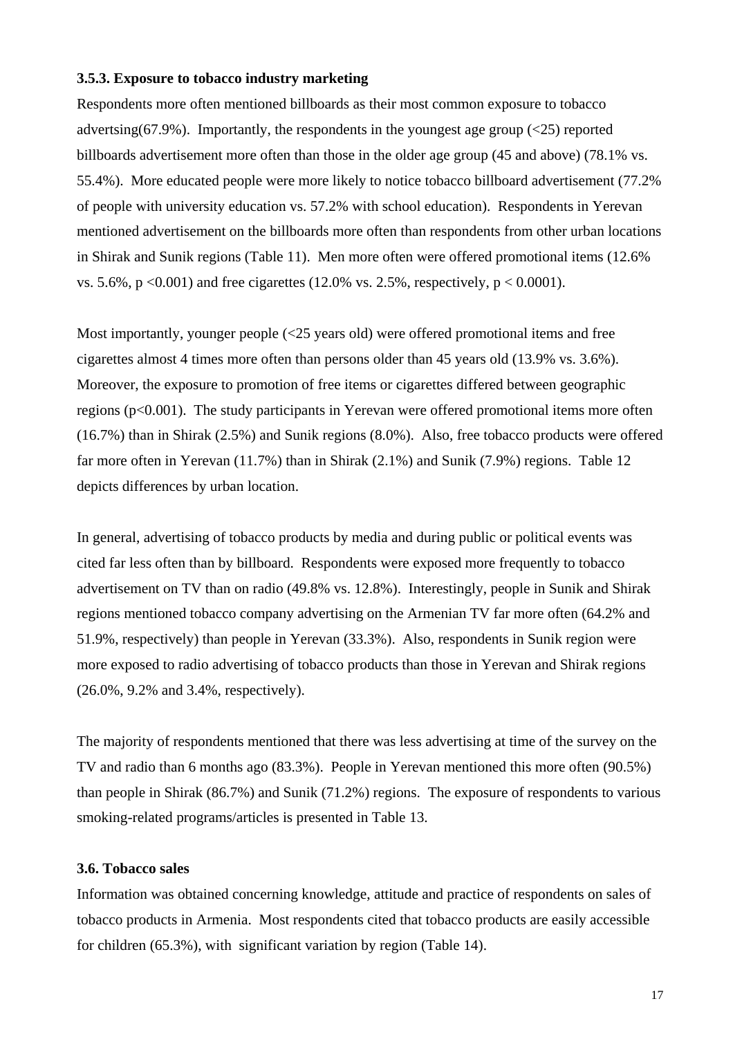### 3.5.3. Exposure to tobacco industry marketing

Respondents more often mentioned billboards as their most common exposure to tobacco advertsing(67.9%). Importantly, the respondents in the youngest age group (<25) reported billboards advertisement more often than those in the older age group (45 and above) (78.1% vs. 55.4%). More educated people were more likely to notice tobacco billboard advertisement (77.2% of people with university education vs. 57.2% with school education). Respondents in Yerevan mentioned advertisement on the billboards more often than respondents from other urban locations in Shirak and Sunik regions (Table 11). Men more often were offered promotional items (12.6% vs. 5.6%, $p < 0.001$) and free cigarettes (12.0% vs. 2.5%, respectively, $p < 0.0001$).

Most importantly, younger people (<25 years old) were offered promotional items and free cigarettes almost 4 times more often than persons older than 45 years old (13.9% vs. 3.6%). Moreover, the exposure to promotion of free items or cigarettes differed between geographic regions ($p < 0.001$). The study participants in Yerevan were offered promotional items more often (16.7%) than in Shirak (2.5%) and Sunik regions (8.0%). Also, free tobacco products were offered far more often in Yerevan (11.7%) than in Shirak (2.1%) and Sunik (7.9%) regions. Table 12 depicts differences by urban location.

In general, advertising of tobacco products by media and during public or political events was cited far less often than by billboard. Respondents were exposed more frequently to tobacco advertisement on TV than on radio (49.8% vs. 12.8%). Interestingly, people in Sunik and Shirak regions mentioned tobacco company advertising on the Armenian TV far more often (64.2% and 51.9%, respectively) than people in Yerevan (33.3%). Also, respondents in Sunik region were more exposed to radio advertising of tobacco products than those in Yerevan and Shirak regions (26.0%, 9.2% and 3.4%, respectively).

The majority of respondents mentioned that there was less advertising at time of the survey on the TV and radio than 6 months ago (83.3%). People in Yerevan mentioned this more often (90.5%) than people in Shirak (86.7%) and Sunik (71.2%) regions. The exposure of respondents to various smoking-related programs/articles is presented in Table 13.

### 3.6. Tobacco sales

Information was obtained concerning knowledge, attitude and practice of respondents on sales of tobacco products in Armenia. Most respondents cited that tobacco products are easily accessible for children (65.3%), with significant variation by region (Table 14).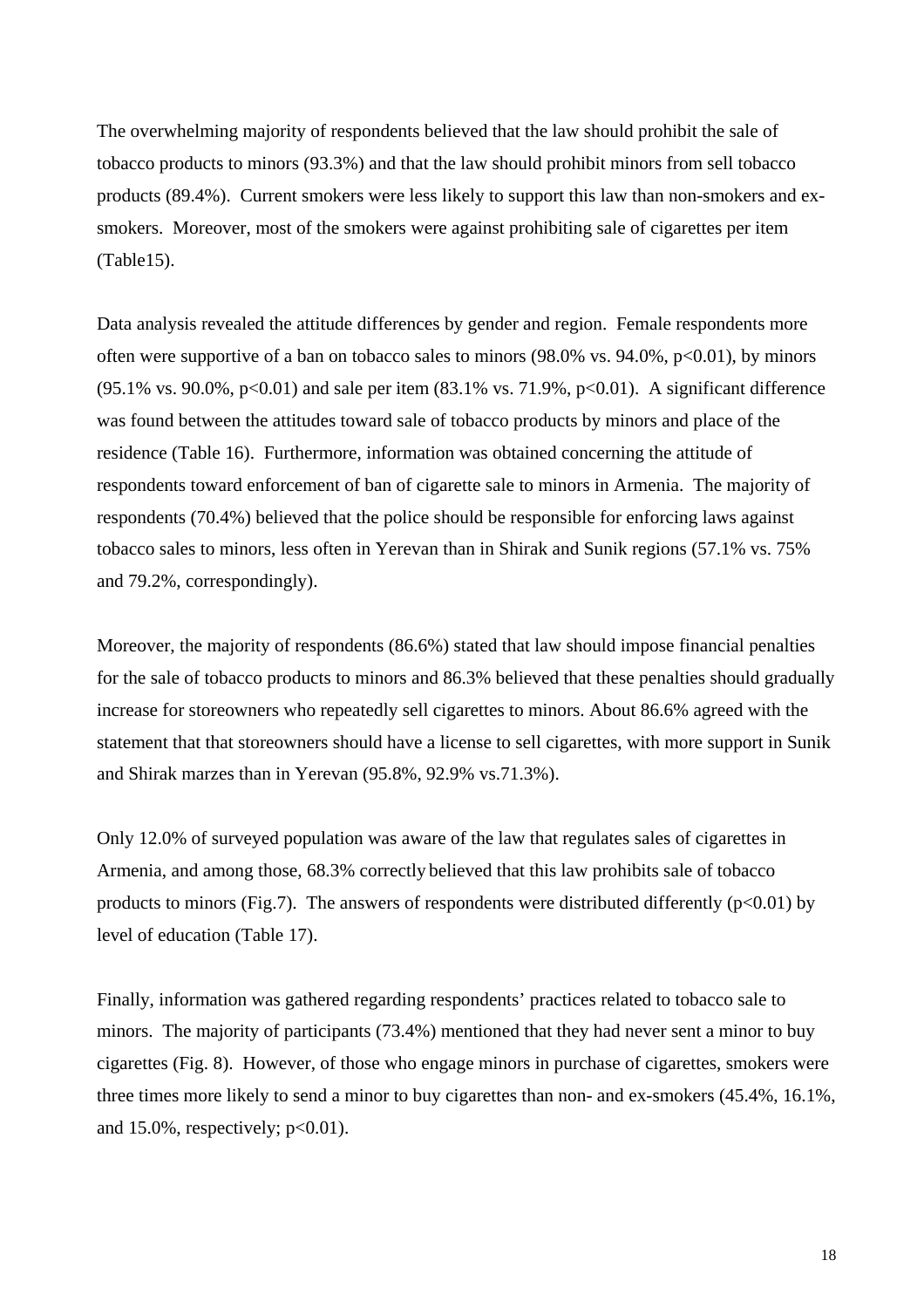The overwhelming majority of respondents believed that the law should prohibit the sale of tobacco products to minors (93.3%) and that the law should prohibit minors from sell tobacco products (89.4%). Current smokers were less likely to support this law than non-smokers and ex-smokers. Moreover, most of the smokers were against prohibiting sale of cigarettes per item (Table15).

Data analysis revealed the attitude differences by gender and region. Female respondents more often were supportive of a ban on tobacco sales to minors (98.0% vs. 94.0%, $p<0.01$), by minors (95.1% vs. 90.0%, $p<0.01$) and sale per item (83.1% vs. 71.9%, $p<0.01$). A significant difference was found between the attitudes toward sale of tobacco products by minors and place of the residence (Table 16). Furthermore, information was obtained concerning the attitude of respondents toward enforcement of ban of cigarette sale to minors in Armenia. The majority of respondents (70.4%) believed that the police should be responsible for enforcing laws against tobacco sales to minors, less often in Yerevan than in Shirak and Sunik regions (57.1% vs. 75% and 79.2%, correspondingly).

Moreover, the majority of respondents (86.6%) stated that law should impose financial penalties for the sale of tobacco products to minors and 86.3% believed that these penalties should gradually increase for storeowners who repeatedly sell cigarettes to minors. About 86.6% agreed with the statement that that storeowners should have a license to sell cigarettes, with more support in Sunik and Shirak marzes than in Yerevan (95.8%, 92.9% vs.71.3%).

Only 12.0% of surveyed population was aware of the law that regulates sales of cigarettes in Armenia, and among those, 68.3% correctly believed that this law prohibits sale of tobacco products to minors (Fig.7). The answers of respondents were distributed differently ($p<0.01$) by level of education (Table 17).

Finally, information was gathered regarding respondents' practices related to tobacco sale to minors. The majority of participants (73.4%) mentioned that they had never sent a minor to buy cigarettes (Fig. 8). However, of those who engage minors in purchase of cigarettes, smokers were three times more likely to send a minor to buy cigarettes than non- and ex-smokers (45.4%, 16.1%, and 15.0%, respectively; $p<0.01$).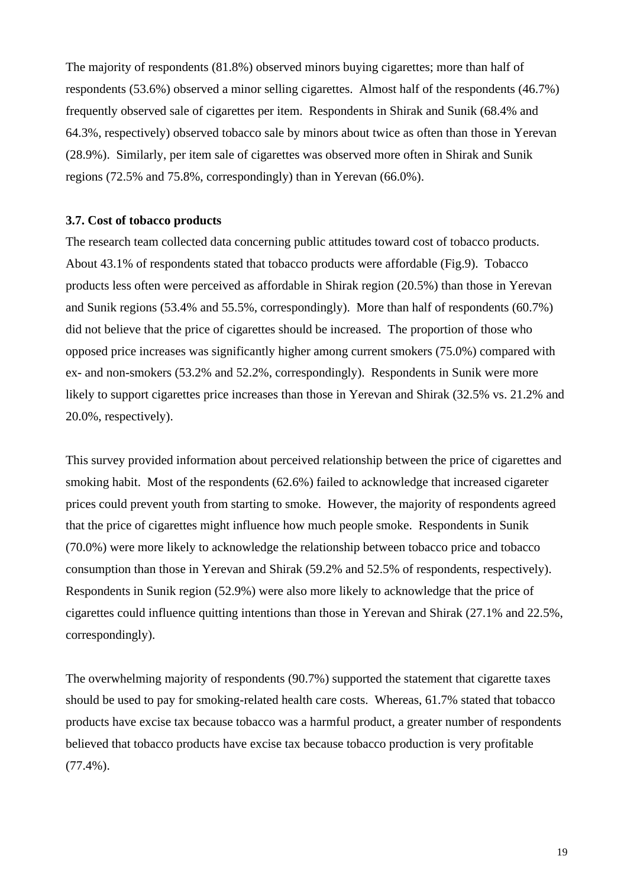The majority of respondents (81.8%) observed minors buying cigarettes; more than half of respondents (53.6%) observed a minor selling cigarettes. Almost half of the respondents (46.7%) frequently observed sale of cigarettes per item. Respondents in Shirak and Sunik (68.4% and 64.3%, respectively) observed tobacco sale by minors about twice as often than those in Yerevan (28.9%). Similarly, per item sale of cigarettes was observed more often in Shirak and Sunik regions (72.5% and 75.8%, correspondingly) than in Yerevan (66.0%).

### 3.7. Cost of tobacco products

The research team collected data concerning public attitudes toward cost of tobacco products. About 43.1% of respondents stated that tobacco products were affordable (Fig.9). Tobacco products less often were perceived as affordable in Shirak region (20.5%) than those in Yerevan and Sunik regions (53.4% and 55.5%, correspondingly). More than half of respondents (60.7%) did not believe that the price of cigarettes should be increased. The proportion of those who opposed price increases was significantly higher among current smokers (75.0%) compared with ex- and non-smokers (53.2% and 52.2%, correspondingly). Respondents in Sunik were more likely to support cigarettes price increases than those in Yerevan and Shirak (32.5% vs. 21.2% and 20.0%, respectively).

This survey provided information about perceived relationship between the price of cigarettes and smoking habit. Most of the respondents (62.6%) failed to acknowledge that increased cigareter prices could prevent youth from starting to smoke. However, the majority of respondents agreed that the price of cigarettes might influence how much people smoke. Respondents in Sunik (70.0%) were more likely to acknowledge the relationship between tobacco price and tobacco consumption than those in Yerevan and Shirak (59.2% and 52.5% of respondents, respectively). Respondents in Sunik region (52.9%) were also more likely to acknowledge that the price of cigarettes could influence quitting intentions than those in Yerevan and Shirak (27.1% and 22.5%, correspondingly).

The overwhelming majority of respondents (90.7%) supported the statement that cigarette taxes should be used to pay for smoking-related health care costs. Whereas, 61.7% stated that tobacco products have excise tax because tobacco was a harmful product, a greater number of respondents believed that tobacco products have excise tax because tobacco production is very profitable (77.4%).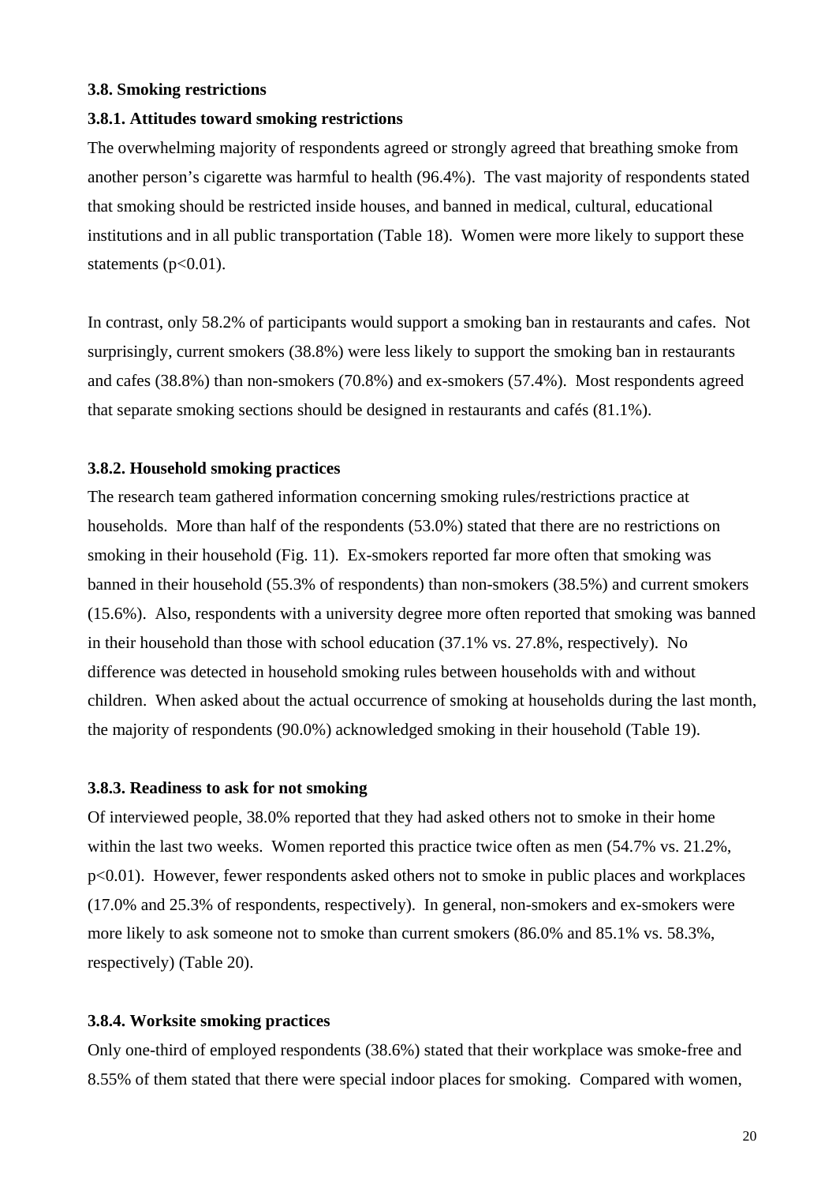### 3.8. Smoking restrictions

### 3.8.1. Attitudes toward smoking restrictions

The overwhelming majority of respondents agreed or strongly agreed that breathing smoke from another person's cigarette was harmful to health (96.4%). The vast majority of respondents stated that smoking should be restricted inside houses, and banned in medical, cultural, educational institutions and in all public transportation (Table 18). Women were more likely to support these statements ($p<0.01$).

In contrast, only 58.2% of participants would support a smoking ban in restaurants and cafes. Not surprisingly, current smokers (38.8%) were less likely to support the smoking ban in restaurants and cafes (38.8%) than non-smokers (70.8%) and ex-smokers (57.4%). Most respondents agreed that separate smoking sections should be designed in restaurants and cafés (81.1%).

### 3.8.2. Household smoking practices

The research team gathered information concerning smoking rules/restrictions practice at households. More than half of the respondents (53.0%) stated that there are no restrictions on smoking in their household (Fig. 11). Ex-smokers reported far more often that smoking was banned in their household (55.3% of respondents) than non-smokers (38.5%) and current smokers (15.6%). Also, respondents with a university degree more often reported that smoking was banned in their household than those with school education (37.1% vs. 27.8%, respectively). No difference was detected in household smoking rules between households with and without children. When asked about the actual occurrence of smoking at households during the last month, the majority of respondents (90.0%) acknowledged smoking in their household (Table 19).

### 3.8.3. Readiness to ask for not smoking

Of interviewed people, 38.0% reported that they had asked others not to smoke in their home within the last two weeks. Women reported this practice twice often as men (54.7% vs. 21.2%, $p<0.01$). However, fewer respondents asked others not to smoke in public places and workplaces (17.0% and 25.3% of respondents, respectively). In general, non-smokers and ex-smokers were more likely to ask someone not to smoke than current smokers (86.0% and 85.1% vs. 58.3%, respectively) (Table 20).

### 3.8.4. Worksite smoking practices

Only one-third of employed respondents (38.6%) stated that their workplace was smoke-free and 8.55% of them stated that there were special indoor places for smoking. Compared with women,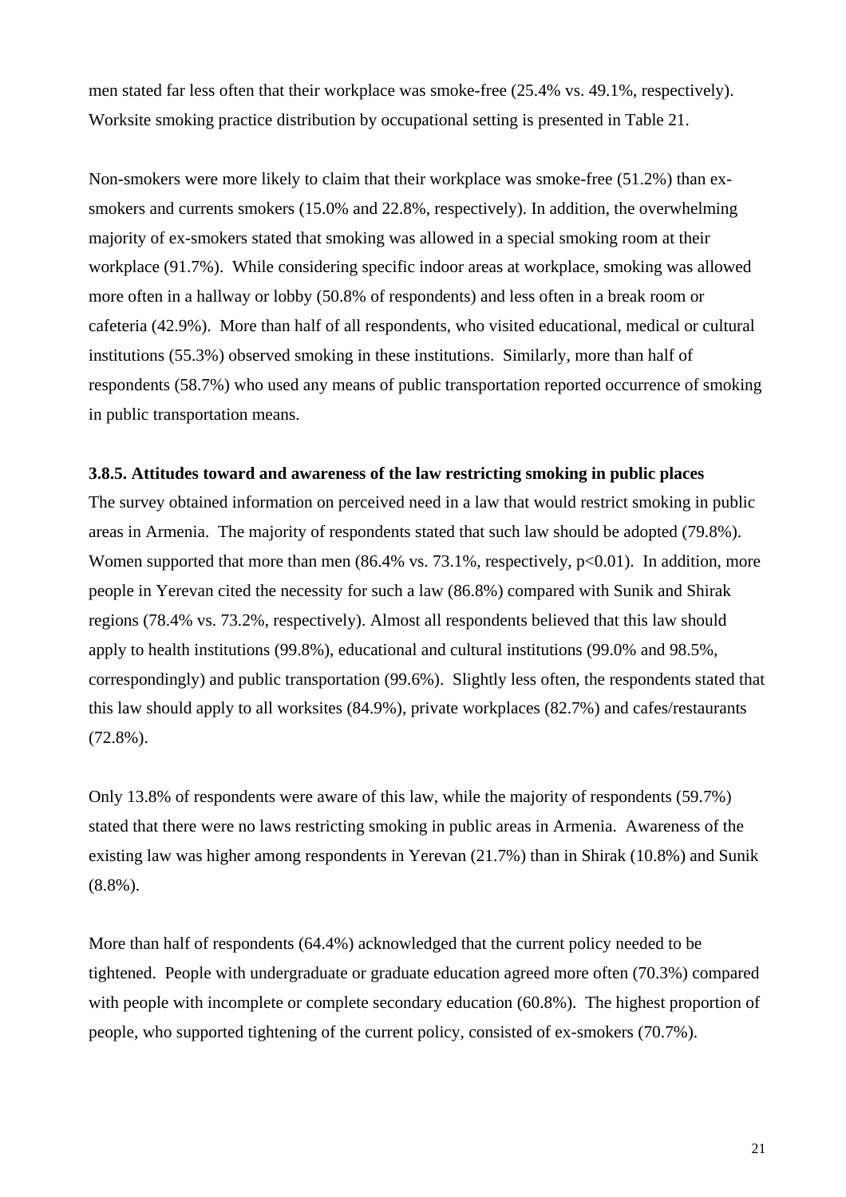men stated far less often that their workplace was smoke-free (25.4% vs. 49.1%, respectively). Worksite smoking practice distribution by occupational setting is presented in Table 21.

Non-smokers were more likely to claim that their workplace was smoke-free (51.2%) than ex-smokers and currents smokers (15.0% and 22.8%, respectively). In addition, the overwhelming majority of ex-smokers stated that smoking was allowed in a special smoking room at their workplace (91.7%). While considering specific indoor areas at workplace, smoking was allowed more often in a hallway or lobby (50.8% of respondents) and less often in a break room or cafeteria (42.9%). More than half of all respondents, who visited educational, medical or cultural institutions (55.3%) observed smoking in these institutions. Similarly, more than half of respondents (58.7%) who used any means of public transportation reported occurrence of smoking in public transportation means.

### 3.8.5. Attitudes toward and awareness of the law restricting smoking in public places

The survey obtained information on perceived need in a law that would restrict smoking in public areas in Armenia. The majority of respondents stated that such law should be adopted (79.8%). Women supported that more than men (86.4% vs. 73.1%, respectively, $p<0.01$). In addition, more people in Yerevan cited the necessity for such a law (86.8%) compared with Sunik and Shirak regions (78.4% vs. 73.2%, respectively). Almost all respondents believed that this law should apply to health institutions (99.8%), educational and cultural institutions (99.0% and 98.5%, correspondingly) and public transportation (99.6%). Slightly less often, the respondents stated that this law should apply to all worksites (84.9%), private workplaces (82.7%) and cafes/restaurants (72.8%).

Only 13.8% of respondents were aware of this law, while the majority of respondents (59.7%) stated that there were no laws restricting smoking in public areas in Armenia. Awareness of the existing law was higher among respondents in Yerevan (21.7%) than in Shirak (10.8%) and Sunik (8.8%).

More than half of respondents (64.4%) acknowledged that the current policy needed to be tightened. People with undergraduate or graduate education agreed more often (70.3%) compared with people with incomplete or complete secondary education (60.8%). The highest proportion of people, who supported tightening of the current policy, consisted of ex-smokers (70.7%).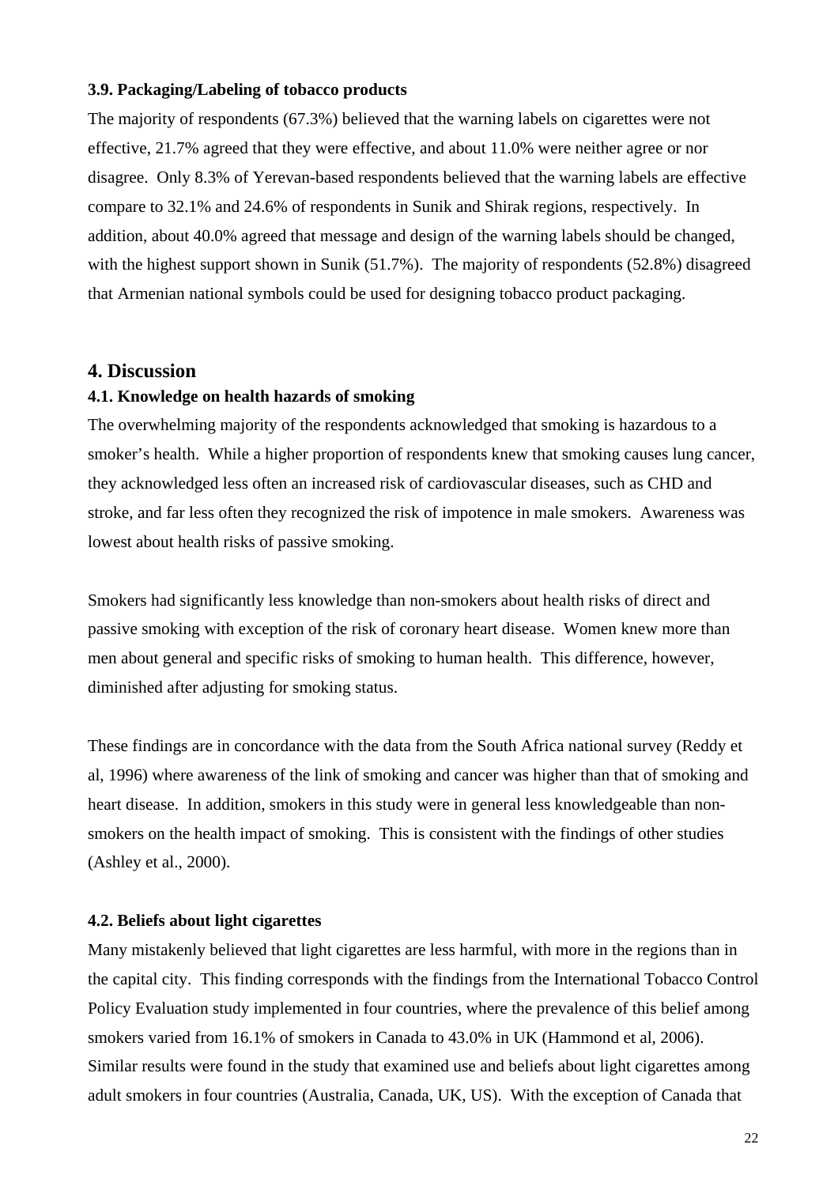### 3.9. Packaging/Labeling of tobacco products

The majority of respondents (67.3%) believed that the warning labels on cigarettes were not effective, 21.7% agreed that they were effective, and about 11.0% were neither agree or nor disagree. Only 8.3% of Yerevan-based respondents believed that the warning labels are effective compare to 32.1% and 24.6% of respondents in Sunik and Shirak regions, respectively. In addition, about 40.0% agreed that message and design of the warning labels should be changed, with the highest support shown in Sunik (51.7%). The majority of respondents (52.8%) disagreed that Armenian national symbols could be used for designing tobacco product packaging.

## 4. Discussion

### 4.1. Knowledge on health hazards of smoking

The overwhelming majority of the respondents acknowledged that smoking is hazardous to a smoker's health. While a higher proportion of respondents knew that smoking causes lung cancer, they acknowledged less often an increased risk of cardiovascular diseases, such as CHD and stroke, and far less often they recognized the risk of impotence in male smokers. Awareness was lowest about health risks of passive smoking.

Smokers had significantly less knowledge than non-smokers about health risks of direct and passive smoking with exception of the risk of coronary heart disease. Women knew more than men about general and specific risks of smoking to human health. This difference, however, diminished after adjusting for smoking status.

These findings are in concordance with the data from the South Africa national survey (Reddy et al, 1996) where awareness of the link of smoking and cancer was higher than that of smoking and heart disease. In addition, smokers in this study were in general less knowledgeable than non-smokers on the health impact of smoking. This is consistent with the findings of other studies (Ashley et al., 2000).

### 4.2. Beliefs about light cigarettes

Many mistakenly believed that light cigarettes are less harmful, with more in the regions than in the capital city. This finding corresponds with the findings from the International Tobacco Control Policy Evaluation study implemented in four countries, where the prevalence of this belief among smokers varied from 16.1% of smokers in Canada to 43.0% in UK (Hammond et al, 2006). Similar results were found in the study that examined use and beliefs about light cigarettes among adult smokers in four countries (Australia, Canada, UK, US). With the exception of Canada that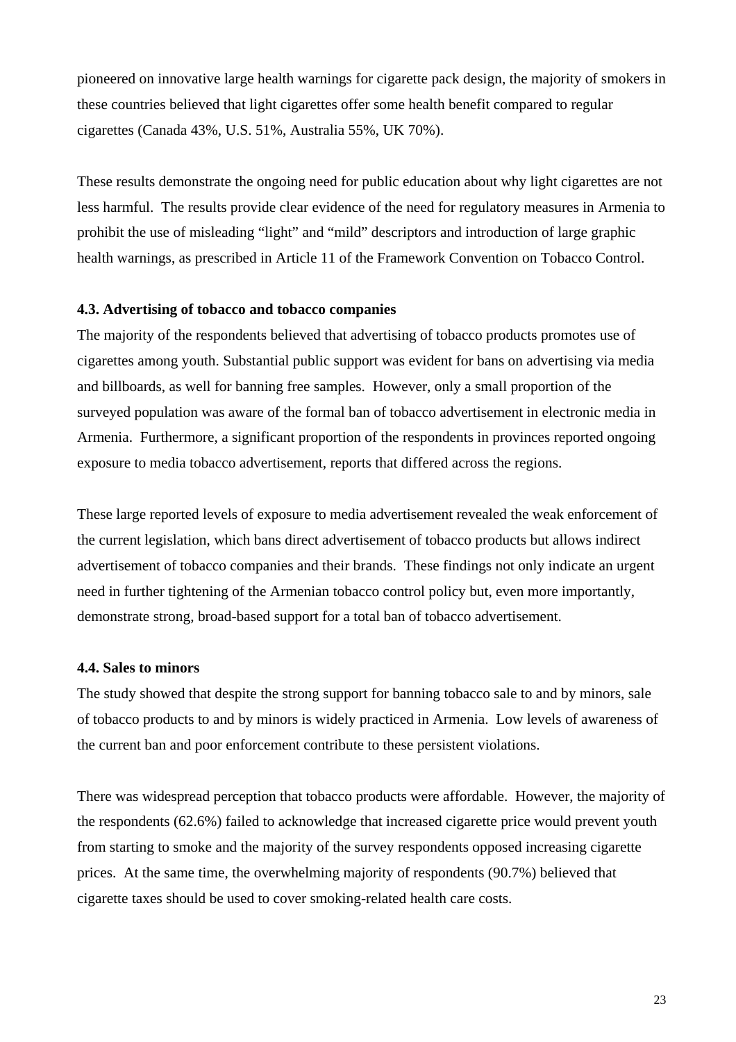pioneered on innovative large health warnings for cigarette pack design, the majority of smokers in these countries believed that light cigarettes offer some health benefit compared to regular cigarettes (Canada 43%, U.S. 51%, Australia 55%, UK 70%).

These results demonstrate the ongoing need for public education about why light cigarettes are not less harmful. The results provide clear evidence of the need for regulatory measures in Armenia to prohibit the use of misleading "light" and "mild" descriptors and introduction of large graphic health warnings, as prescribed in Article 11 of the Framework Convention on Tobacco Control.

#### 4.3. Advertising of tobacco and tobacco companies

The majority of the respondents believed that advertising of tobacco products promotes use of cigarettes among youth. Substantial public support was evident for bans on advertising via media and billboards, as well for banning free samples. However, only a small proportion of the surveyed population was aware of the formal ban of tobacco advertisement in electronic media in Armenia. Furthermore, a significant proportion of the respondents in provinces reported ongoing exposure to media tobacco advertisement, reports that differed across the regions.

These large reported levels of exposure to media advertisement revealed the weak enforcement of the current legislation, which bans direct advertisement of tobacco products but allows indirect advertisement of tobacco companies and their brands. These findings not only indicate an urgent need in further tightening of the Armenian tobacco control policy but, even more importantly, demonstrate strong, broad-based support for a total ban of tobacco advertisement.

#### 4.4. Sales to minors

The study showed that despite the strong support for banning tobacco sale to and by minors, sale of tobacco products to and by minors is widely practiced in Armenia. Low levels of awareness of the current ban and poor enforcement contribute to these persistent violations.

There was widespread perception that tobacco products were affordable. However, the majority of the respondents (62.6%) failed to acknowledge that increased cigarette price would prevent youth from starting to smoke and the majority of the survey respondents opposed increasing cigarette prices. At the same time, the overwhelming majority of respondents (90.7%) believed that cigarette taxes should be used to cover smoking-related health care costs.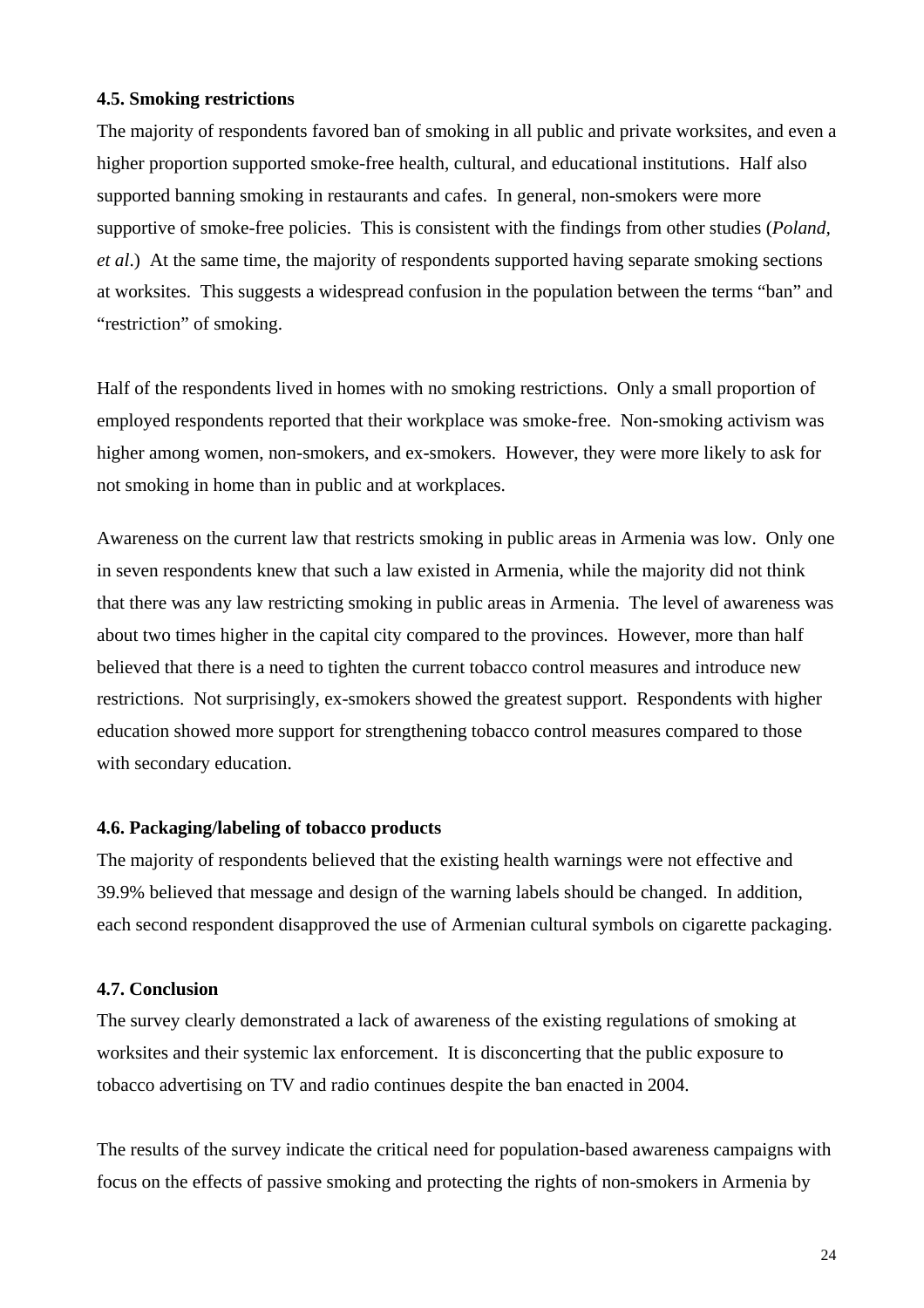**4.5. Smoking restrictions**

The majority of respondents favored ban of smoking in all public and private worksites, and even a higher proportion supported smoke-free health, cultural, and educational institutions. Half also supported banning smoking in restaurants and cafes. In general, non-smokers were more supportive of smoke-free policies. This is consistent with the findings from other studies (*Poland, et al*.) At the same time, the majority of respondents supported having separate smoking sections at worksites. This suggests a widespread confusion in the population between the terms "ban" and "restriction" of smoking.

Half of the respondents lived in homes with no smoking restrictions. Only a small proportion of employed respondents reported that their workplace was smoke-free. Non-smoking activism was higher among women, non-smokers, and ex-smokers. However, they were more likely to ask for not smoking in home than in public and at workplaces.

Awareness on the current law that restricts smoking in public areas in Armenia was low. Only one in seven respondents knew that such a law existed in Armenia, while the majority did not think that there was any law restricting smoking in public areas in Armenia. The level of awareness was about two times higher in the capital city compared to the provinces. However, more than half believed that there is a need to tighten the current tobacco control measures and introduce new restrictions. Not surprisingly, ex-smokers showed the greatest support. Respondents with higher education showed more support for strengthening tobacco control measures compared to those with secondary education.

**4.6. Packaging/labeling of tobacco products**

The majority of respondents believed that the existing health warnings were not effective and 39.9% believed that message and design of the warning labels should be changed. In addition, each second respondent disapproved the use of Armenian cultural symbols on cigarette packaging.

**4.7. Conclusion**

The survey clearly demonstrated a lack of awareness of the existing regulations of smoking at worksites and their systemic lax enforcement. It is disconcerting that the public exposure to tobacco advertising on TV and radio continues despite the ban enacted in 2004.

The results of the survey indicate the critical need for population-based awareness campaigns with focus on the effects of passive smoking and protecting the rights of non-smokers in Armenia by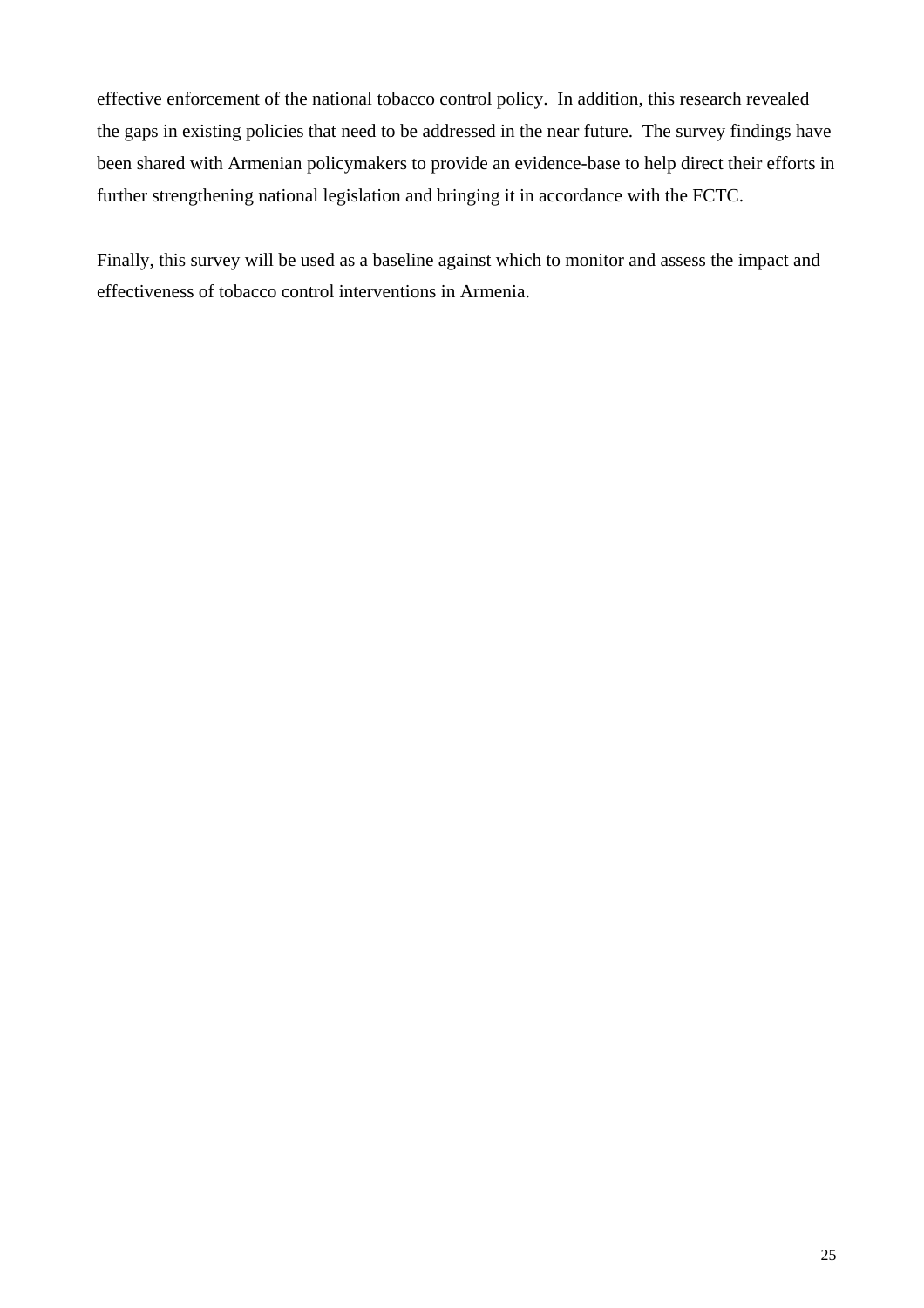effective enforcement of the national tobacco control policy. In addition, this research revealed the gaps in existing policies that need to be addressed in the near future. The survey findings have been shared with Armenian policymakers to provide an evidence-base to help direct their efforts in further strengthening national legislation and bringing it in accordance with the FCTC.

Finally, this survey will be used as a baseline against which to monitor and assess the impact and effectiveness of tobacco control interventions in Armenia.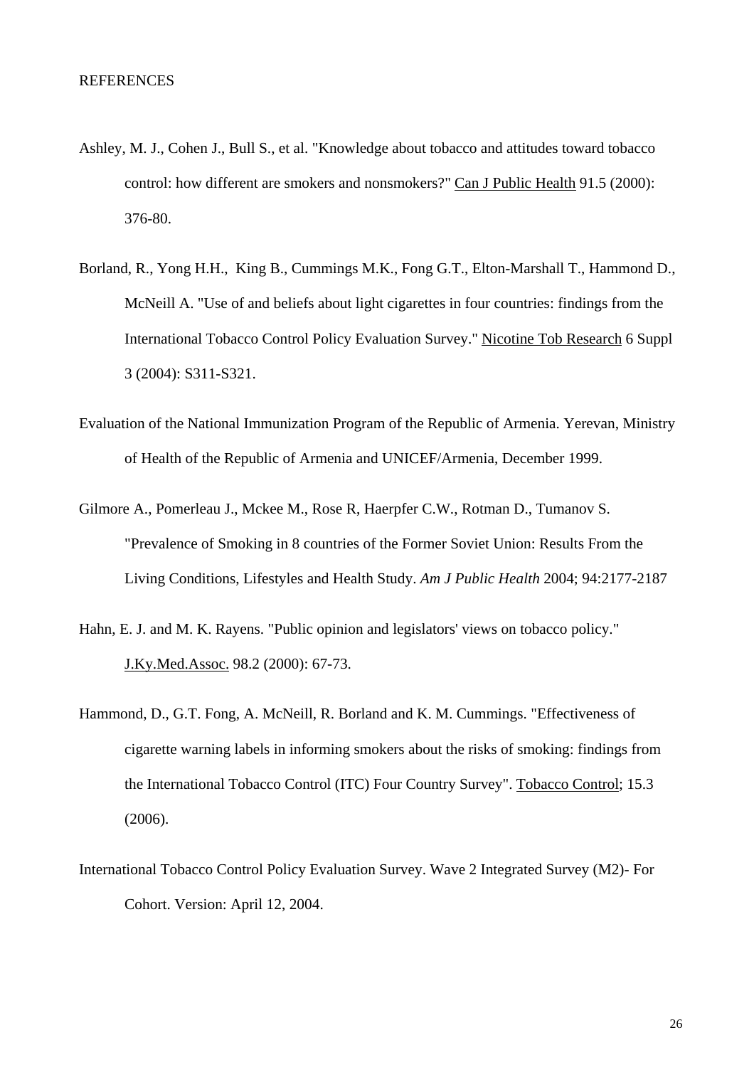REFERENCES

Ashley, M. J., Cohen J., Bull S., et al. "Knowledge about tobacco and attitudes toward tobacco control: how different are smokers and nonsmokers?" Can J Public Health 91.5 (2000): 376-80.

Borland, R., Yong H.H., King B., Cummings M.K., Fong G.T., Elton-Marshall T., Hammond D., McNeill A. "Use of and beliefs about light cigarettes in four countries: findings from the International Tobacco Control Policy Evaluation Survey." Nicotine Tob Research 6 Suppl 3 (2004): S311-S321.

Evaluation of the National Immunization Program of the Republic of Armenia. Yerevan, Ministry of Health of the Republic of Armenia and UNICEF/Armenia, December 1999.

Gilmore A., Pomerleau J., Mckee M., Rose R, Haerpfer C.W., Rotman D., Tumanov S. "Prevalence of Smoking in 8 countries of the Former Soviet Union: Results From the Living Conditions, Lifestyles and Health Study. *Am J Public Health* 2004; 94:2177-2187

Hahn, E. J. and M. K. Rayens. "Public opinion and legislators' views on tobacco policy." J.Ky.Med.Assoc. 98.2 (2000): 67-73.

Hammond, D., G.T. Fong, A. McNeill, R. Borland and K. M. Cummings. "Effectiveness of cigarette warning labels in informing smokers about the risks of smoking: findings from the International Tobacco Control (ITC) Four Country Survey". Tobacco Control; 15.3 (2006).

International Tobacco Control Policy Evaluation Survey. Wave 2 Integrated Survey (M2)- For Cohort. Version: April 12, 2004.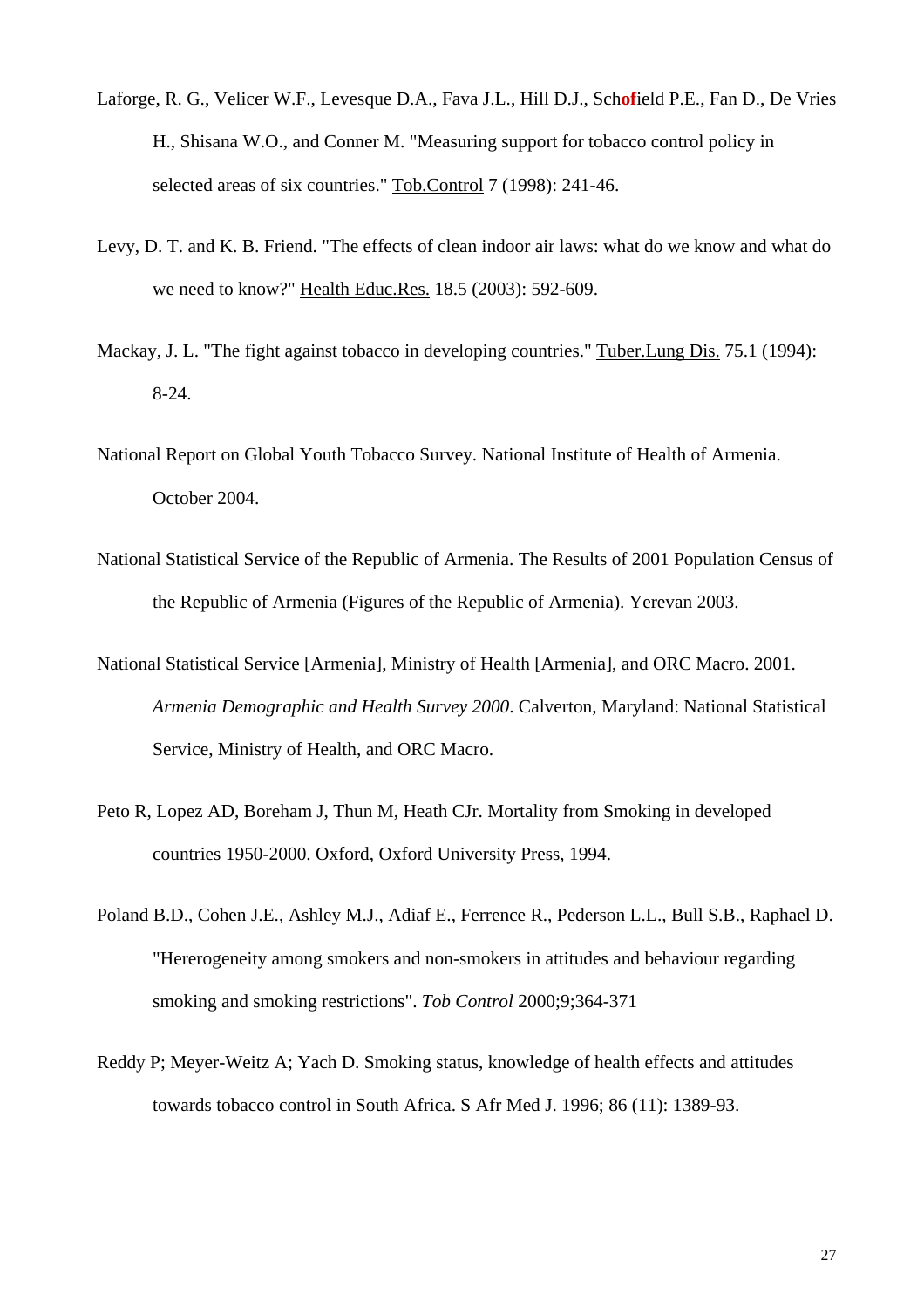Laforge, R. G., Velicer W.F., Levesque D.A., Fava J.L., Hill D.J., Sch**of**ield P.E., Fan D., De Vries H., Shisana W.O., and Conner M. "Measuring support for tobacco control policy in selected areas of six countries." Tob.Control 7 (1998): 241-46.

Levy, D. T. and K. B. Friend. "The effects of clean indoor air laws: what do we know and what do we need to know?" Health Educ.Res. 18.5 (2003): 592-609.

Mackay, J. L. "The fight against tobacco in developing countries." Tuber.Lung Dis. 75.1 (1994): 8-24.

National Report on Global Youth Tobacco Survey. National Institute of Health of Armenia. October 2004.

National Statistical Service of the Republic of Armenia. The Results of 2001 Population Census of the Republic of Armenia (Figures of the Republic of Armenia). Yerevan 2003.

National Statistical Service [Armenia], Ministry of Health [Armenia], and ORC Macro. 2001. *Armenia Demographic and Health Survey 2000*. Calverton, Maryland: National Statistical Service, Ministry of Health, and ORC Macro.

Peto R, Lopez AD, Boreham J, Thun M, Heath CJr. Mortality from Smoking in developed countries 1950-2000. Oxford, Oxford University Press, 1994.

Poland B.D., Cohen J.E., Ashley M.J., Adiaf E., Ferrence R., Pederson L.L., Bull S.B., Raphael D. "Hererogeneity among smokers and non-smokers in attitudes and behaviour regarding smoking and smoking restrictions". *Tob Control* 2000;9;364-371

Reddy P; Meyer-Weitz A; Yach D. Smoking status, knowledge of health effects and attitudes towards tobacco control in South Africa. S Afr Med J. 1996; 86 (11): 1389-93.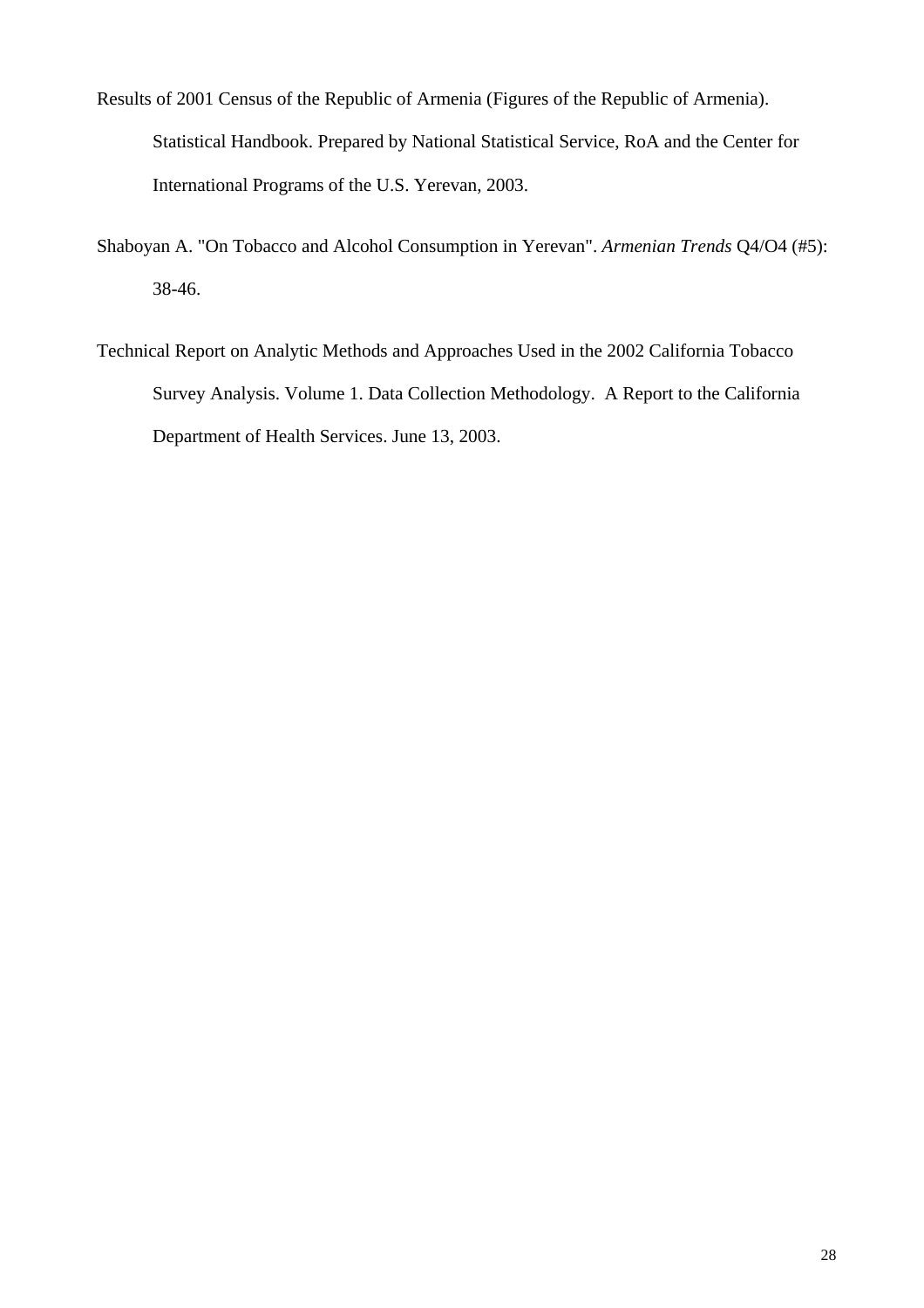Results of 2001 Census of the Republic of Armenia (Figures of the Republic of Armenia). Statistical Handbook. Prepared by National Statistical Service, RoA and the Center for International Programs of the U.S. Yerevan, 2003.

Shaboyan A. "On Tobacco and Alcohol Consumption in Yerevan". *Armenian Trends* Q4/O4 (#5): 38-46.

Technical Report on Analytic Methods and Approaches Used in the 2002 California Tobacco Survey Analysis. Volume 1. Data Collection Methodology. A Report to the California Department of Health Services. June 13, 2003.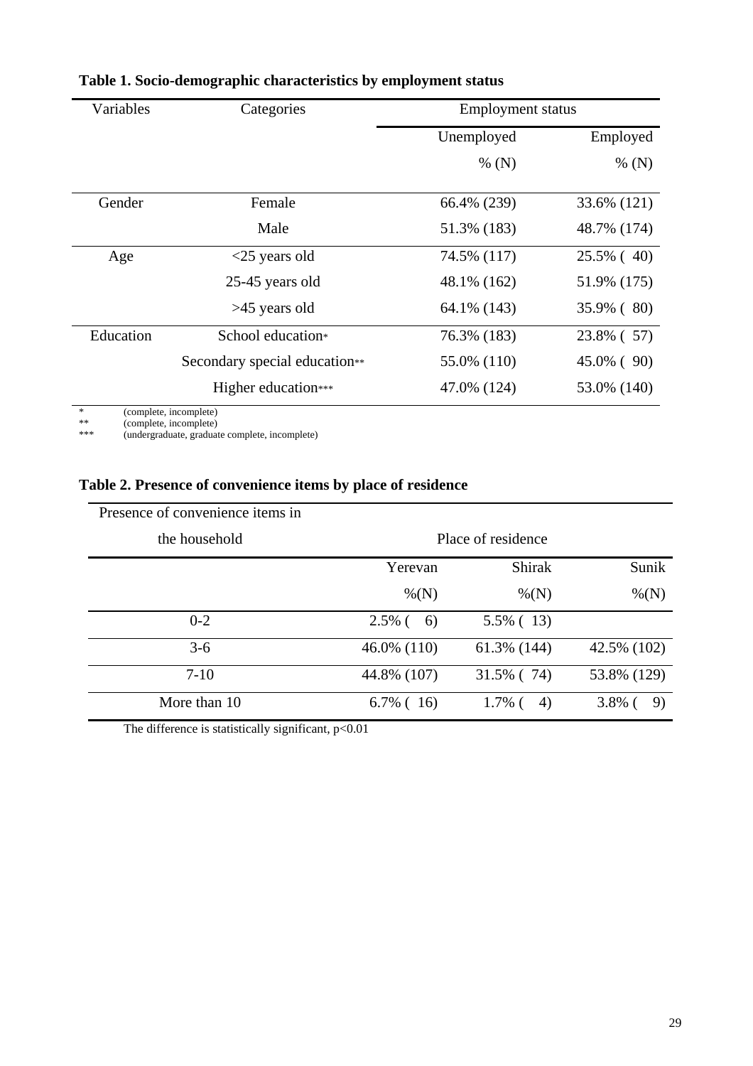**Table 1. Socio-demographic characteristics by employment status**

| Variables | Categories | Employment status | |
|---|---|---|---|
| | | Unemployed | Employed |
| | | % (N) | % (N) |
| Gender | Female | 66.4% (239) | 33.6% (121) |
| | Male | 51.3% (183) | 48.7% (174) |
| Age | <25 years old | 74.5% (117) | 25.5% ( 40) |
| | 25-45 years old | 48.1% (162) | 51.9% (175) |
| | >45 years old | 64.1% (143) | 35.9% ( 80) |
| Education | School education* | 76.3% (183) | 23.8% ( 57) |
| | Secondary special education** | 55.0% (110) | 45.0% ( 90) |
| | Higher education*** | 47.0% (124) | 53.0% (140) |

\* (complete, incomplete)
\** (complete, incomplete)
\*** (undergraduate, graduate complete, incomplete)

**Table 2. Presence of convenience items by place of residence**

| Presence of convenience items in the household | Place of residence | | |
|---|---|---|---|
| | Yerevan | Shirak | Sunik |
| | %(N) | %(N) | %(N) |
| 0-2 | 2.5% ( 6) | 5.5% ( 13) | |
| 3-6 | 46.0% (110) | 61.3% (144) | 42.5% (102) |
| 7-10 | 44.8% (107) | 31.5% ( 74) | 53.8% (129) |
| More than 10 | 6.7% ( 16) | 1.7% ( 4) | 3.8% ( 9) |

The difference is statistically significant, $p<0.01$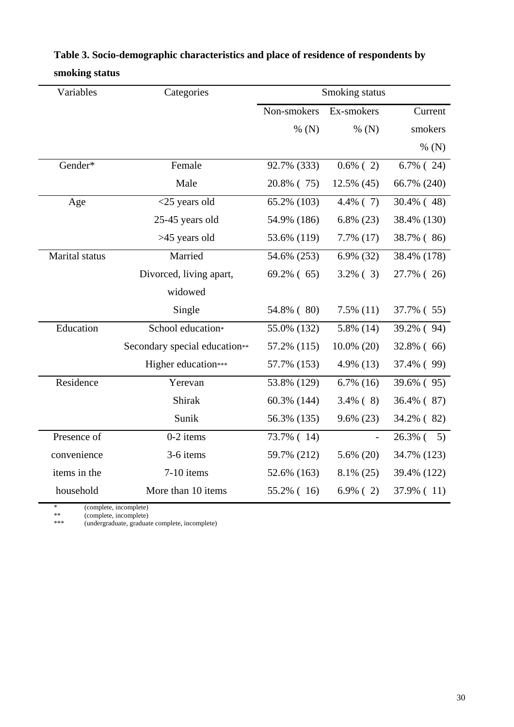**Table 3. Socio-demographic characteristics and place of residence of respondents by smoking status**

| Variables | Categories | Smoking status | | |
|---|---|---|---|---|
| | | Non-smokers % (N) | Ex-smokers % (N) | Current smokers % (N) |
| Gender* | Female | 92.7% (333) | 0.6% ( 2) | 6.7% ( 24) |
| | Male | 20.8% ( 75) | 12.5% (45) | 66.7% (240) |
| Age | <25 years old | 65.2% (103) | 4.4% ( 7) | 30.4% ( 48) |
| | 25-45 years old | 54.9% (186) | 6.8% (23) | 38.4% (130) |
| | >45 years old | 53.6% (119) | 7.7% (17) | 38.7% ( 86) |
| Marital status | Married | 54.6% (253) | 6.9% (32) | 38.4% (178) |
| | Divorced, living apart, widowed | 69.2% ( 65) | 3.2% ( 3) | 27.7% ( 26) |
| | Single | 54.8% ( 80) | 7.5% (11) | 37.7% ( 55) |
| Education | School education* | 55.0% (132) | 5.8% (14) | 39.2% ( 94) |
| | Secondary special education** | 57.2% (115) | 10.0% (20) | 32.8% ( 66) |
| | Higher education*** | 57.7% (153) | 4.9% (13) | 37.4% ( 99) |
| Residence | Yerevan | 53.8% (129) | 6.7% (16) | 39.6% ( 95) |
| | Shirak | 60.3% (144) | 3.4% ( 8) | 36.4% ( 87) |
| | Sunik | 56.3% (135) | 9.6% (23) | 34.2% ( 82) |
| Presence of convenience items in the household | 0-2 items | 73.7% ( 14) | - | 26.3% ( 5) |
| | 3-6 items | 59.7% (212) | 5.6% (20) | 34.7% (123) |
| | 7-10 items | 52.6% (163) | 8.1% (25) | 39.4% (122) |
| | More than 10 items | 55.2% ( 16) | 6.9% ( 2) | 37.9% ( 11) |

\* (complete, incomplete)
\*\* (complete, incomplete)
\*\*\* (undergraduate, graduate complete, incomplete)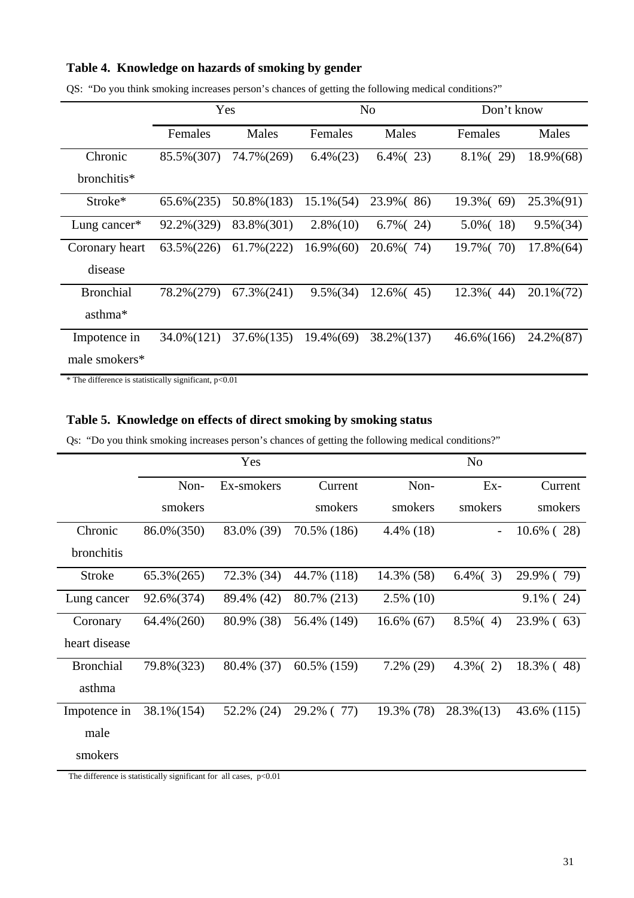**Table 4. Knowledge on hazards of smoking by gender**

QS: "Do you think smoking increases person's chances of getting the following medical conditions?"

| | Yes | | No | | Don't know | |
|---|---|---|---|---|---|---|
| | Females | Males | Females | Males | Females | Males |
| Chronic bronchitis* | 85.5%(307) | 74.7%(269) | 6.4%(23) | 6.4%( 23) | 8.1%( 29) | 18.9%(68) |
| Stroke* | 65.6%(235) | 50.8%(183) | 15.1%(54) | 23.9%( 86) | 19.3%( 69) | 25.3%(91) |
| Lung cancer* | 92.2%(329) | 83.8%(301) | 2.8%(10) | 6.7%( 24) | 5.0%( 18) | 9.5%(34) |
| Coronary heart disease | 63.5%(226) | 61.7%(222) | 16.9%(60) | 20.6%( 74) | 19.7%( 70) | 17.8%(64) |
| Bronchial asthma* | 78.2%(279) | 67.3%(241) | 9.5%(34) | 12.6%( 45) | 12.3%( 44) | 20.1%(72) |
| Impotence in male smokers* | 34.0%(121) | 37.6%(135) | 19.4%(69) | 38.2%(137) | 46.6%(166) | 24.2%(87) |

* The difference is statistically significant, $p<0.01$

**Table 5. Knowledge on effects of direct smoking by smoking status**

Qs: "Do you think smoking increases person's chances of getting the following medical conditions?"

| | Yes | | | No | | |
|---|---|---|---|---|---|---|
| | Non-smokers | Ex-smokers | Current smokers | Non-smokers | Ex-smokers | Current smokers |
| Chronic bronchitis | 86.0%(350) | 83.0% (39) | 70.5% (186) | 4.4% (18) | - | 10.6% ( 28) |
| Stroke | 65.3%(265) | 72.3% (34) | 44.7% (118) | 14.3% (58) | 6.4%( 3) | 29.9% ( 79) |
| Lung cancer | 92.6%(374) | 89.4% (42) | 80.7% (213) | 2.5% (10) | | 9.1% ( 24) |
| Coronary heart disease | 64.4%(260) | 80.9% (38) | 56.4% (149) | 16.6% (67) | 8.5%( 4) | 23.9% ( 63) |
| Bronchial asthma | 79.8%(323) | 80.4% (37) | 60.5% (159) | 7.2% (29) | 4.3%( 2) | 18.3% ( 48) |
| Impotence in male smokers | 38.1%(154) | 52.2% (24) | 29.2% ( 77) | 19.3% (78) | 28.3%(13) | 43.6% (115) |

The difference is statistically significant for all cases, $p<0.01$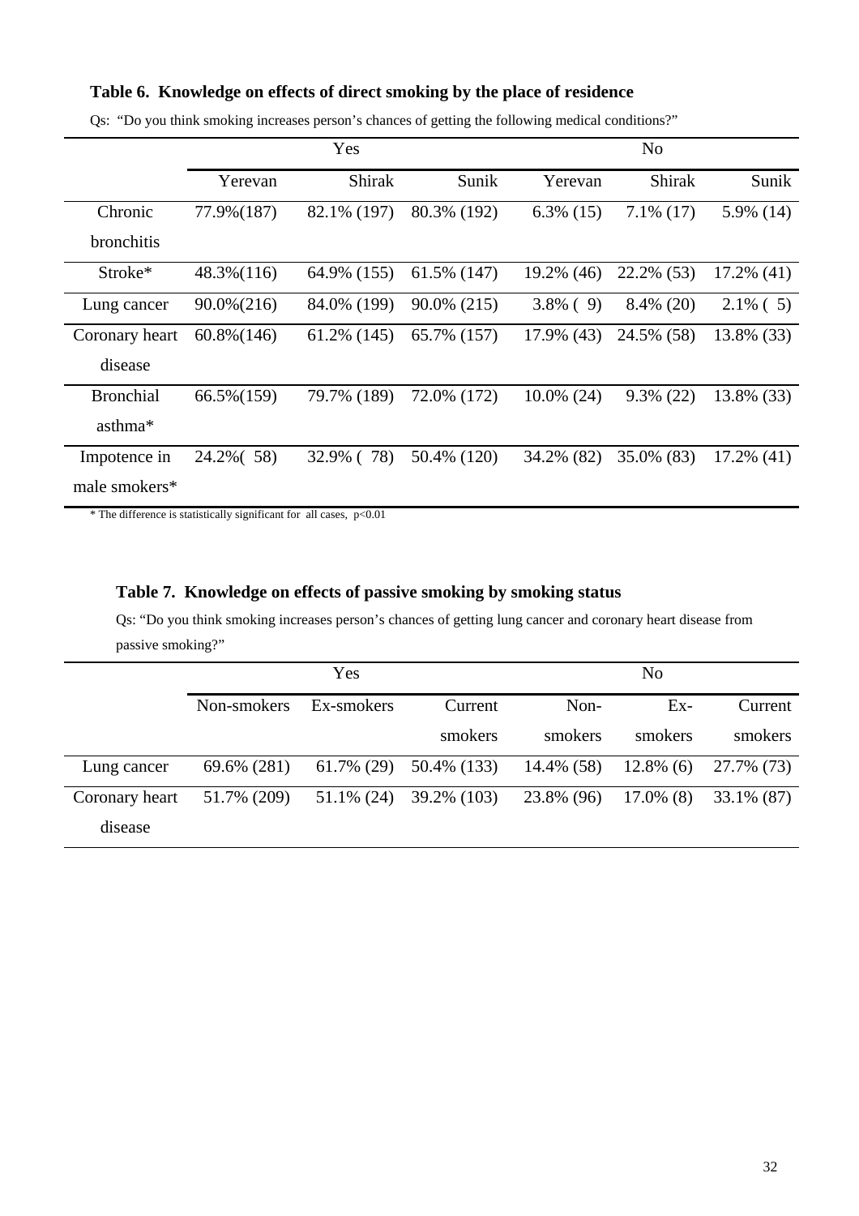**Table 6. Knowledge on effects of direct smoking by the place of residence**

Qs: "Do you think smoking increases person's chances of getting the following medical conditions?"

| | Yes | | | No | | |
|---|---|---|---|---|---|---|
| | Yerevan | Shirak | Sunik | Yerevan | Shirak | Sunik |
| Chronic bronchitis | 77.9%(187) | 82.1% (197) | 80.3% (192) | 6.3% (15) | 7.1% (17) | 5.9% (14) |
| Stroke* | 48.3%(116) | 64.9% (155) | 61.5% (147) | 19.2% (46) | 22.2% (53) | 17.2% (41) |
| Lung cancer | 90.0%(216) | 84.0% (199) | 90.0% (215) | 3.8% ( 9) | 8.4% (20) | 2.1% ( 5) |
| Coronary heart disease | 60.8%(146) | 61.2% (145) | 65.7% (157) | 17.9% (43) | 24.5% (58) | 13.8% (33) |
| Bronchial asthma* | 66.5%(159) | 79.7% (189) | 72.0% (172) | 10.0% (24) | 9.3% (22) | 13.8% (33) |
| Impotence in male smokers* | 24.2%( 58) | 32.9% ( 78) | 50.4% (120) | 34.2% (82) | 35.0% (83) | 17.2% (41) |

\* The difference is statistically significant for all cases, $p<0.01$

**Table 7. Knowledge on effects of passive smoking by smoking status**

Qs: "Do you think smoking increases person's chances of getting lung cancer and coronary heart disease from passive smoking?"

| | Yes | | | No | | |
|---|---|---|---|---|---|---|
| | Non-smokers | Ex-smokers | Current smokers | Non-smokers | Ex-smokers | Current smokers |
| Lung cancer | 69.6% (281) | 61.7% (29) | 50.4% (133) | 14.4% (58) | 12.8% (6) | 27.7% (73) |
| Coronary heart disease | 51.7% (209) | 51.1% (24) | 39.2% (103) | 23.8% (96) | 17.0% (8) | 33.1% (87) |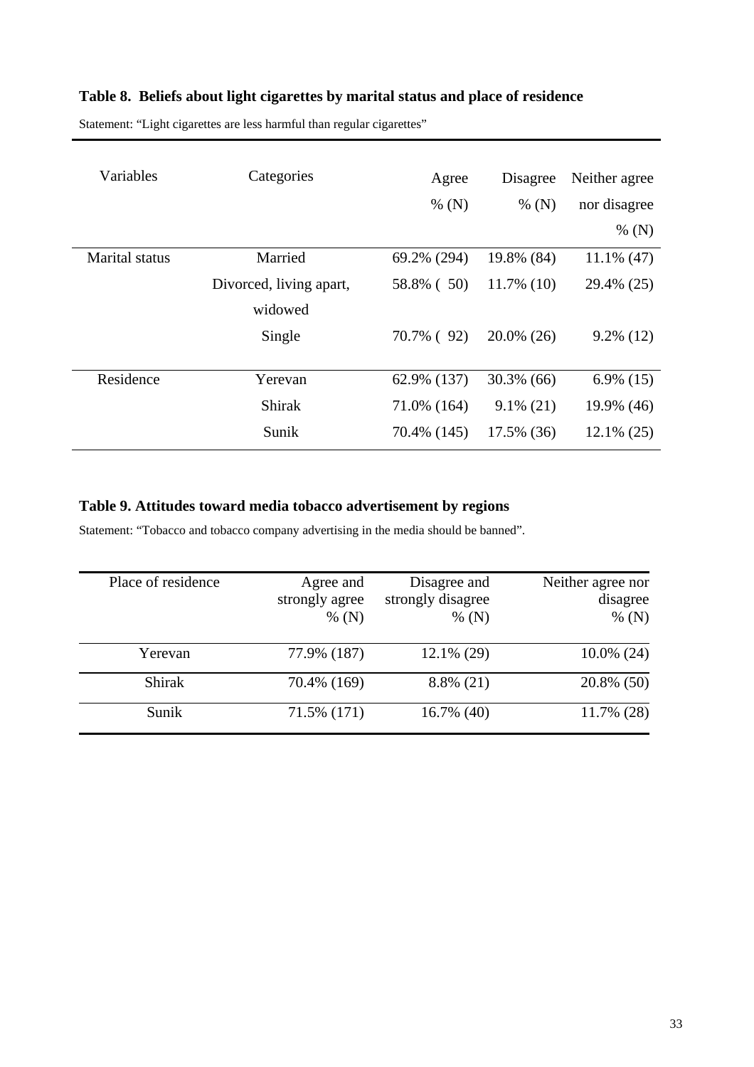**Table 8. Beliefs about light cigarettes by marital status and place of residence**

Statement: "Light cigarettes are less harmful than regular cigarettes"

| Variables | Categories | Agree % (N) | Disagree % (N) | Neither agree nor disagree % (N) |
|---|---|---|---|---|
| Marital status | Married | 69.2% (294) | 19.8% (84) | 11.1% (47) |
| | Divorced, living apart, widowed | 58.8% ( 50) | 11.7% (10) | 29.4% (25) |
| | Single | 70.7% ( 92) | 20.0% (26) | 9.2% (12) |
| Residence | Yerevan | 62.9% (137) | 30.3% (66) | 6.9% (15) |
| | Shirak | 71.0% (164) | 9.1% (21) | 19.9% (46) |
| | Sunik | 70.4% (145) | 17.5% (36) | 12.1% (25) |

**Table 9. Attitudes toward media tobacco advertisement by regions**

Statement: "Tobacco and tobacco company advertising in the media should be banned".

| Place of residence | Agree and strongly agree % (N) | Disagree and strongly disagree % (N) | Neither agree nor disagree % (N) |
|---|---|---|---|
| Yerevan | 77.9% (187) | 12.1% (29) | 10.0% (24) |
| Shirak | 70.4% (169) | 8.8% (21) | 20.8% (50) |
| Sunik | 71.5% (171) | 16.7% (40) | 11.7% (28) |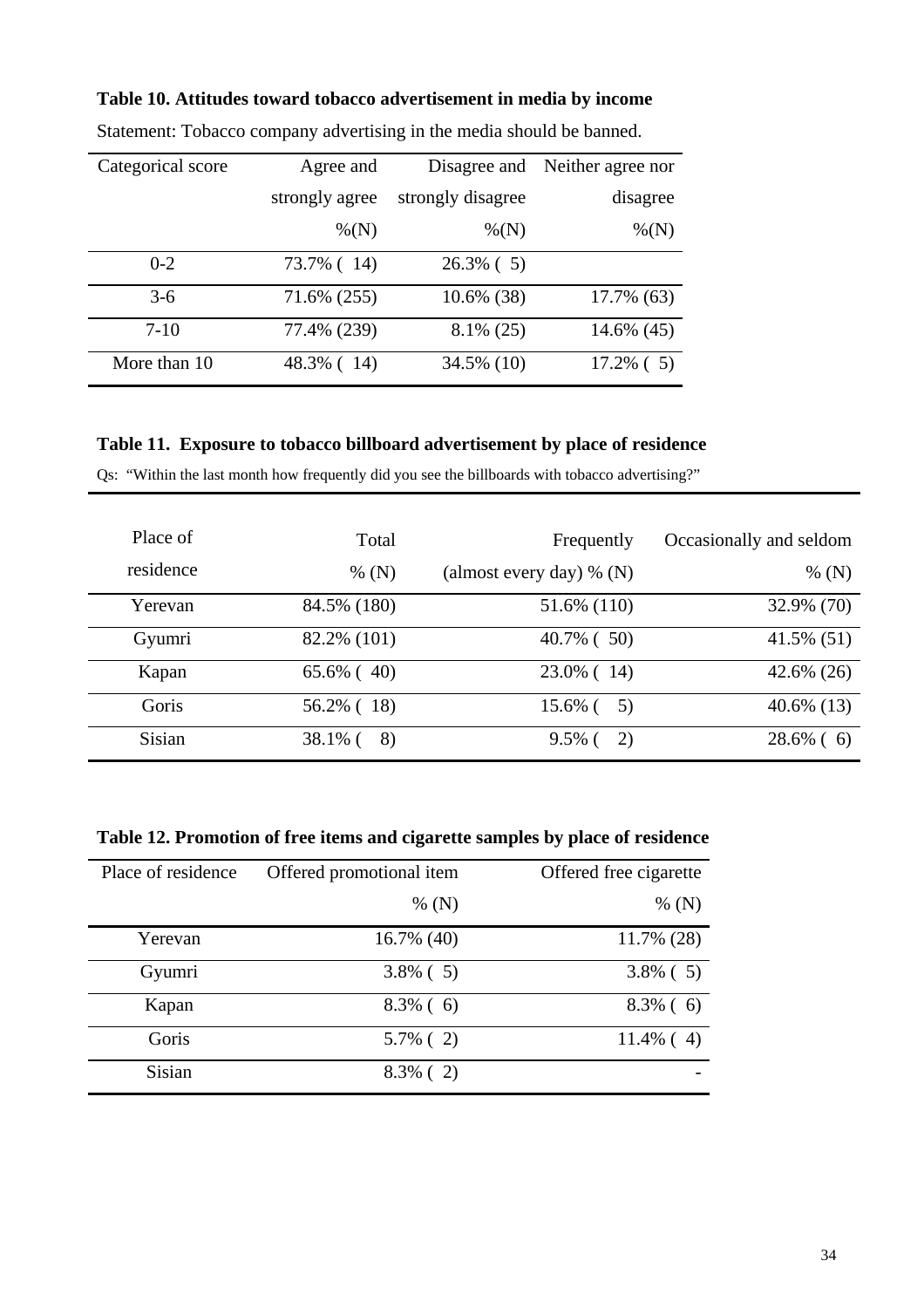**Table 10. Attitudes toward tobacco advertisement in media by income**

Statement: Tobacco company advertising in the media should be banned.

| Categorical score | Agree and strongly agree %(N) | Disagree and strongly disagree %(N) | Neither agree nor disagree %(N) |
|---|---|---|---|
| 0-2 | 73.7% ( 14) | 26.3% ( 5) | |
| 3-6 | 71.6% (255) | 10.6% (38) | 17.7% (63) |
| 7-10 | 77.4% (239) | 8.1% (25) | 14.6% (45) |
| More than 10 | 48.3% ( 14) | 34.5% (10) | 17.2% ( 5) |

**Table 11. Exposure to tobacco billboard advertisement by place of residence**

Qs: "Within the last month how frequently did you see the billboards with tobacco advertising?"

| Place of residence | Total % (N) | Frequently (almost every day) % (N) | Occasionally and seldom % (N) |
|---|---|---|---|
| Yerevan | 84.5% (180) | 51.6% (110) | 32.9% (70) |
| Gyumri | 82.2% (101) | 40.7% ( 50) | 41.5% (51) |
| Kapan | 65.6% ( 40) | 23.0% ( 14) | 42.6% (26) |
| Goris | 56.2% ( 18) | 15.6% ( 5) | 40.6% (13) |
| Sisian | 38.1% ( 8) | 9.5% ( 2) | 28.6% ( 6) |

**Table 12. Promotion of free items and cigarette samples by place of residence**

| Place of residence | Offered promotional item % (N) | Offered free cigarette % (N) |
|---|---|---|
| Yerevan | 16.7% (40) | 11.7% (28) |
| Gyumri | 3.8% ( 5) | 3.8% ( 5) |
| Kapan | 8.3% ( 6) | 8.3% ( 6) |
| Goris | 5.7% ( 2) | 11.4% ( 4) |
| Sisian | 8.3% ( 2) | - |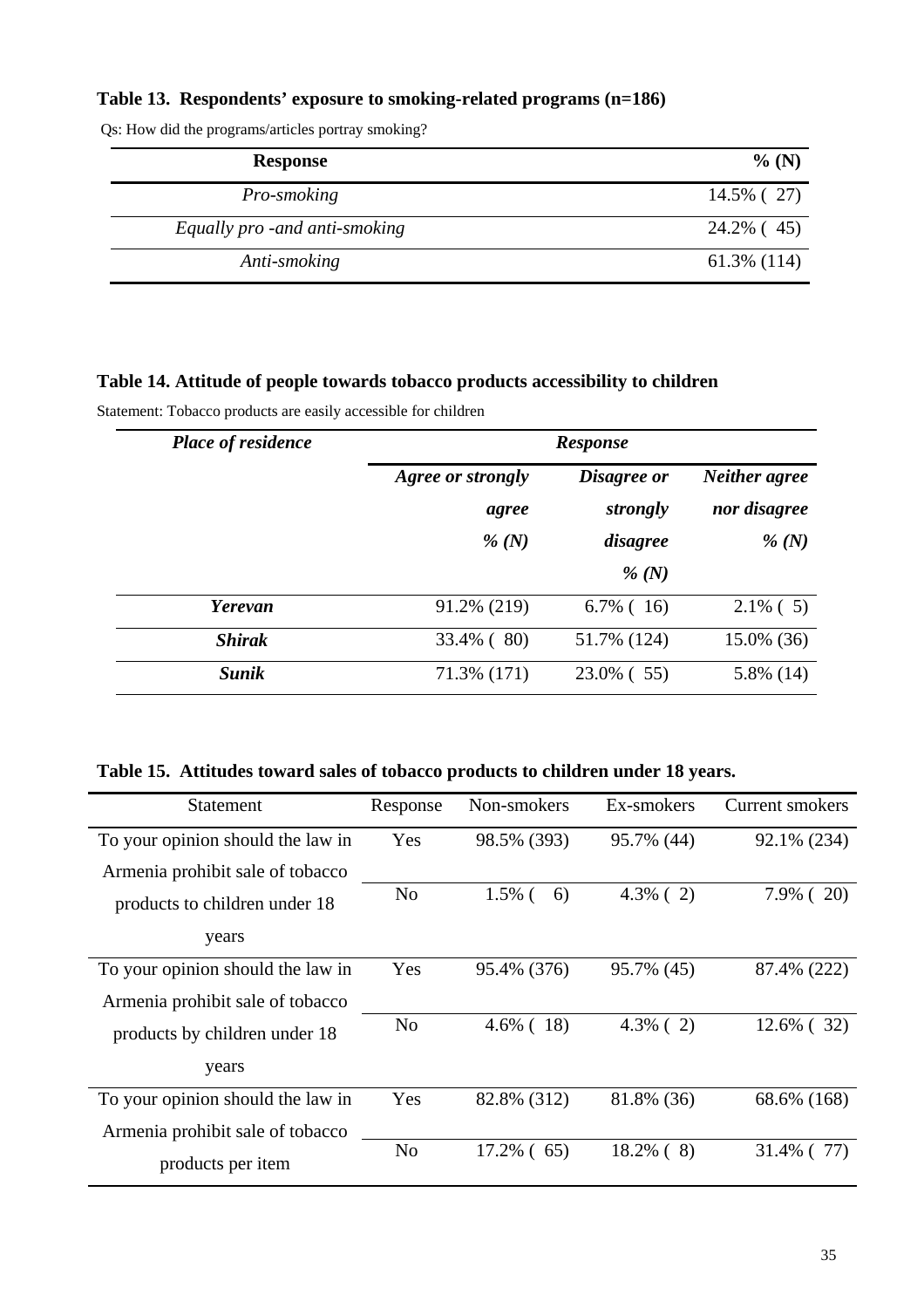**Table 13. Respondents' exposure to smoking-related programs (n=186)**

Qs: How did the programs/articles portray smoking?

| Response | % (N) |
|---|---|
| *Pro-smoking* | 14.5% ( 27) |
| *Equally pro -and anti-smoking* | 24.2% ( 45) |
| *Anti-smoking* | 61.3% (114) |

**Table 14. Attitude of people towards tobacco products accessibility to children**

Statement: Tobacco products are easily accessible for children

| *Place of residence* | *Response* | | |
|---|---|---|---|
| | *Agree or strongly agree % (N)* | *Disagree or strongly disagree % (N)* | *Neither agree nor disagree % (N)* |
| ***Yerevan*** | 91.2% (219) | 6.7% ( 16) | 2.1% ( 5) |
| ***Shirak*** | 33.4% ( 80) | 51.7% (124) | 15.0% (36) |
| ***Sunik*** | 71.3% (171) | 23.0% ( 55) | 5.8% (14) |

**Table 15. Attitudes toward sales of tobacco products to children under 18 years.**

| Statement | Response | Non-smokers | Ex-smokers | Current smokers |
|---|---|---|---|---|
| To your opinion should the law in Armenia prohibit sale of tobacco products to children under 18 years | Yes | 98.5% (393) | 95.7% (44) | 92.1% (234) |
| | No | 1.5% ( 6) | 4.3% ( 2) | 7.9% ( 20) |
| To your opinion should the law in Armenia prohibit sale of tobacco products by children under 18 years | Yes | 95.4% (376) | 95.7% (45) | 87.4% (222) |
| | No | 4.6% ( 18) | 4.3% ( 2) | 12.6% ( 32) |
| To your opinion should the law in Armenia prohibit sale of tobacco products per item | Yes | 82.8% (312) | 81.8% (36) | 68.6% (168) |
| | No | 17.2% ( 65) | 18.2% ( 8) | 31.4% ( 77) |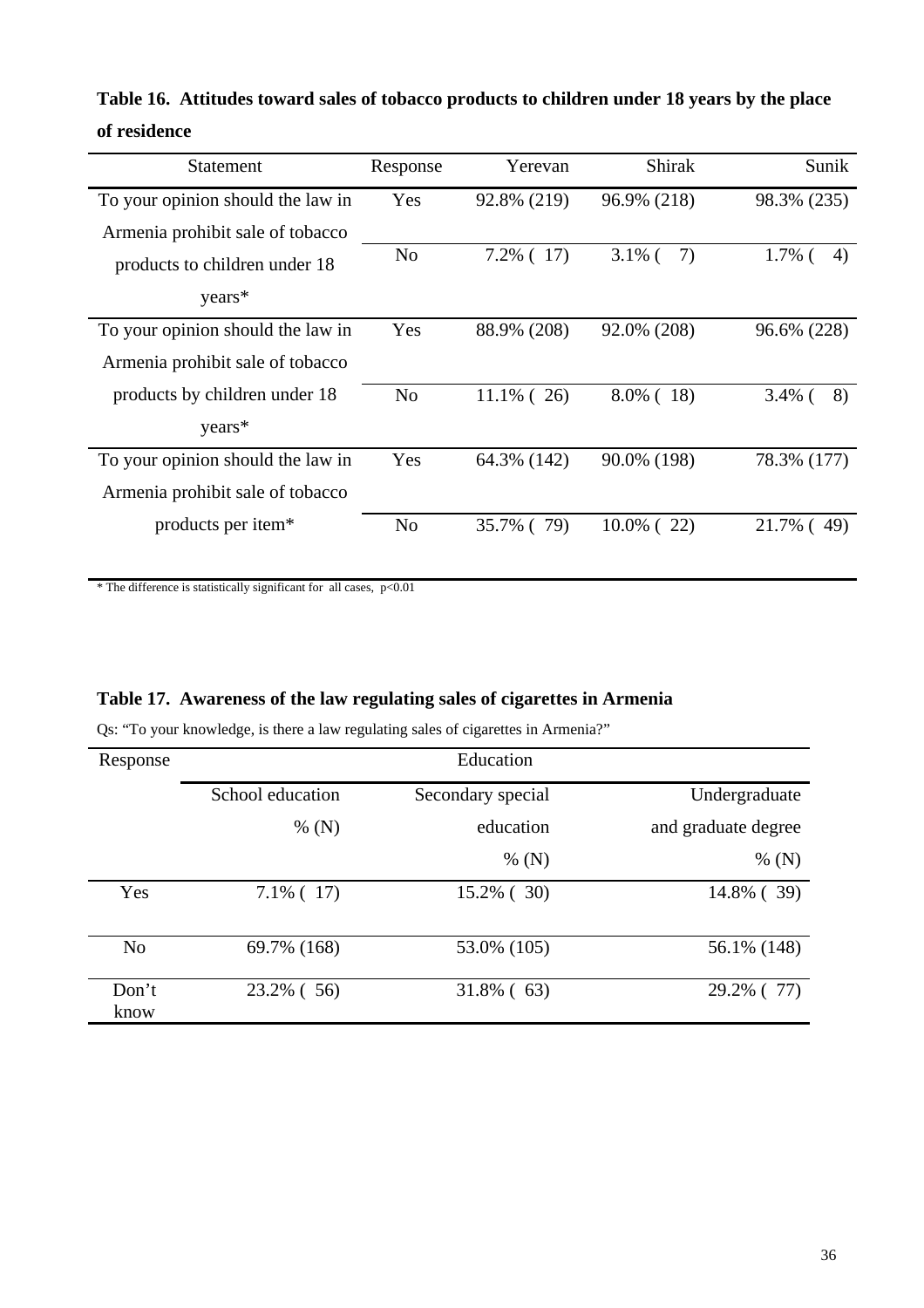**Table 16. Attitudes toward sales of tobacco products to children under 18 years by the place of residence**

| Statement | Response | Yerevan | Shirak | Sunik |
|---|---|---|---|---|
| To your opinion should the law in Armenia prohibit sale of tobacco products to children under 18 years* | Yes | 92.8% (219) | 96.9% (218) | 98.3% (235) |
| | No | 7.2% ( 17) | 3.1% ( 7) | 1.7% ( 4) |
| To your opinion should the law in Armenia prohibit sale of tobacco products by children under 18 years* | Yes | 88.9% (208) | 92.0% (208) | 96.6% (228) |
| | No | 11.1% ( 26) | 8.0% ( 18) | 3.4% ( 8) |
| To your opinion should the law in Armenia prohibit sale of tobacco products per item* | Yes | 64.3% (142) | 90.0% (198) | 78.3% (177) |
| | No | 35.7% ( 79) | 10.0% ( 22) | 21.7% ( 49) |

\* The difference is statistically significant for all cases, $p<0.01$

**Table 17. Awareness of the law regulating sales of cigarettes in Armenia**

Qs: "To your knowledge, is there a law regulating sales of cigarettes in Armenia?"

| Response | Education | | |
|---|---|---|---|
| | School education % (N) | Secondary special education % (N) | Undergraduate and graduate degree % (N) |
| Yes | 7.1% ( 17) | 15.2% ( 30) | 14.8% ( 39) |
| No | 69.7% (168) | 53.0% (105) | 56.1% (148) |
| Don't know | 23.2% ( 56) | 31.8% ( 63) | 29.2% ( 77) |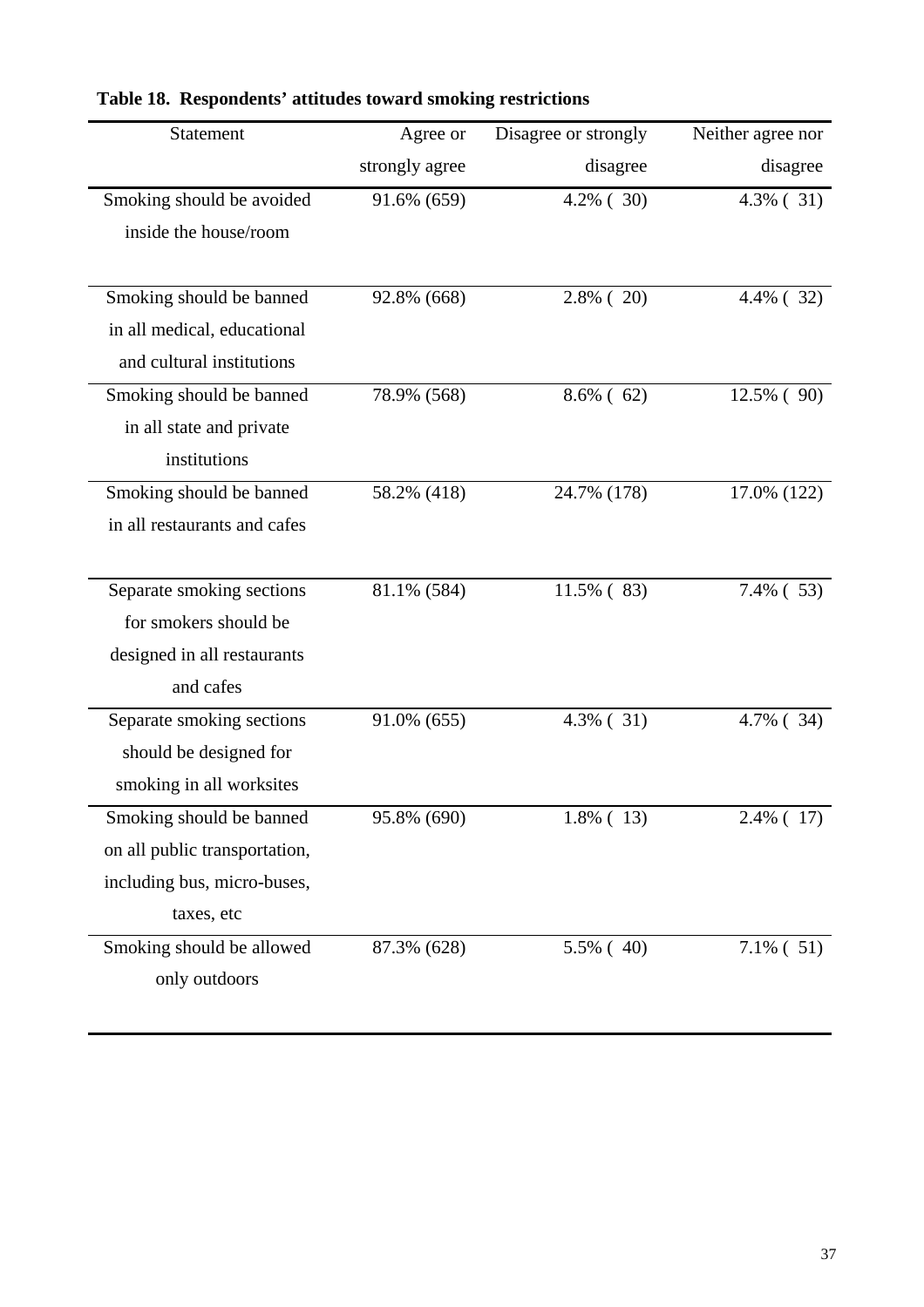**Table 18. Respondents' attitudes toward smoking restrictions**

| Statement | Agree or strongly agree | Disagree or strongly disagree | Neither agree nor disagree |
|---|---|---|---|
| Smoking should be avoided inside the house/room | 91.6% (659) | 4.2% ( 30) | 4.3% ( 31) |
| Smoking should be banned in all medical, educational and cultural institutions | 92.8% (668) | 2.8% ( 20) | 4.4% ( 32) |
| Smoking should be banned in all state and private institutions | 78.9% (568) | 8.6% ( 62) | 12.5% ( 90) |
| Smoking should be banned in all restaurants and cafes | 58.2% (418) | 24.7% (178) | 17.0% (122) |
| Separate smoking sections for smokers should be designed in all restaurants and cafes | 81.1% (584) | 11.5% ( 83) | 7.4% ( 53) |
| Separate smoking sections should be designed for smoking in all worksites | 91.0% (655) | 4.3% ( 31) | 4.7% ( 34) |
| Smoking should be banned on all public transportation, including bus, micro-buses, taxes, etc | 95.8% (690) | 1.8% ( 13) | 2.4% ( 17) |
| Smoking should be allowed only outdoors | 87.3% (628) | 5.5% ( 40) | 7.1% ( 51) |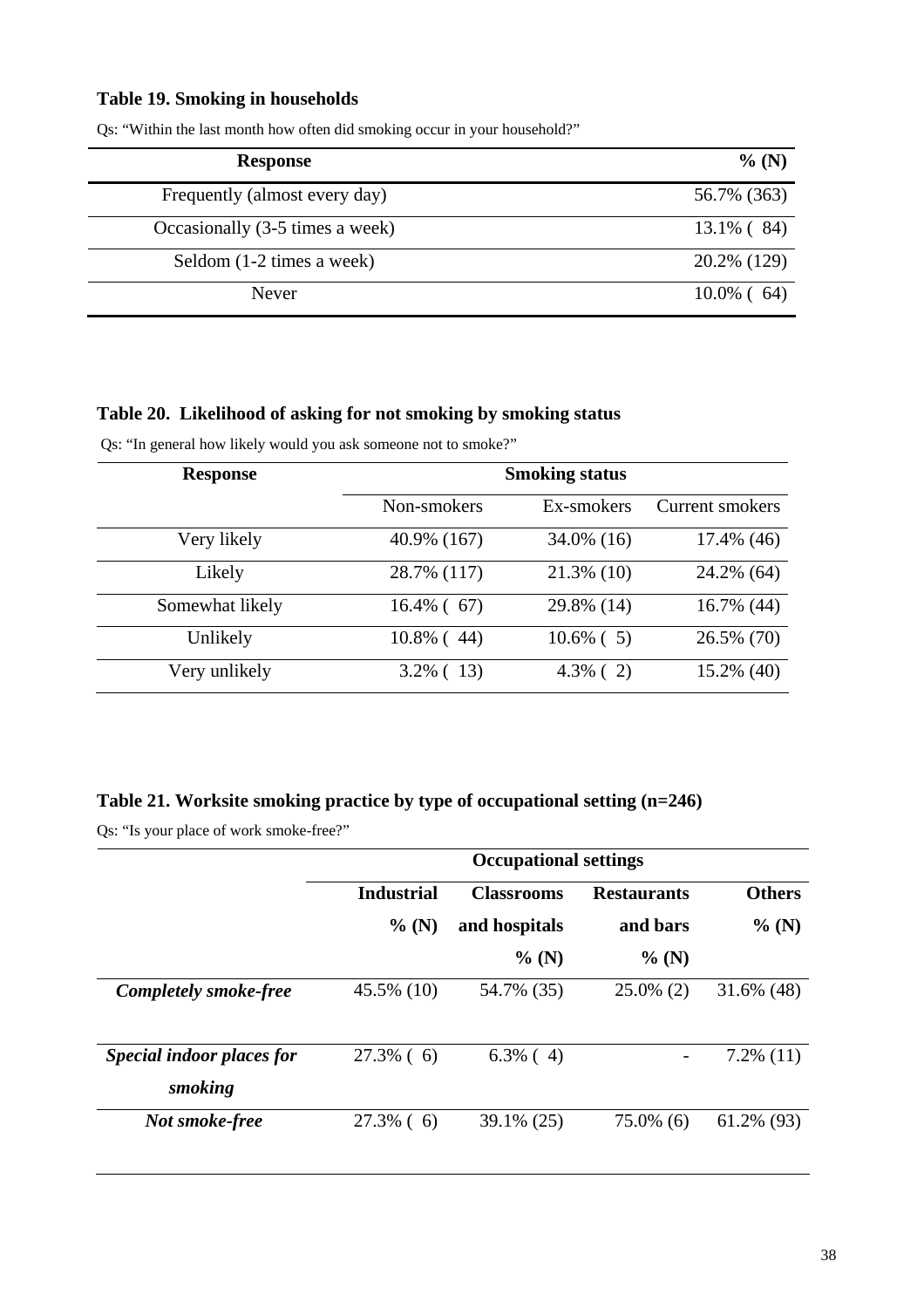**Table 19. Smoking in households**

Qs: "Within the last month how often did smoking occur in your household?"

| Response | % (N) |
|---|---|
| Frequently (almost every day) | 56.7% (363) |
| Occasionally (3-5 times a week) | 13.1% ( 84) |
| Seldom (1-2 times a week) | 20.2% (129) |
| Never | 10.0% ( 64) |

**Table 20. Likelihood of asking for not smoking by smoking status**

Qs: "In general how likely would you ask someone not to smoke?"

| Response | Smoking status | | |
|---|---|---|---|
| | Non-smokers | Ex-smokers | Current smokers |
| Very likely | 40.9% (167) | 34.0% (16) | 17.4% (46) |
| Likely | 28.7% (117) | 21.3% (10) | 24.2% (64) |
| Somewhat likely | 16.4% ( 67) | 29.8% (14) | 16.7% (44) |
| Unlikely | 10.8% ( 44) | 10.6% ( 5) | 26.5% (70) |
| Very unlikely | 3.2% ( 13) | 4.3% ( 2) | 15.2% (40) |

**Table 21. Worksite smoking practice by type of occupational setting (n=246)**

Qs: "Is your place of work smoke-free?"

| | Occupational settings | | | |
|---|---|---|---|---|
| | **Industrial % (N)** | **Classrooms and hospitals % (N)** | **Restaurants and bars % (N)** | **Others % (N)** |
| ***Completely smoke-free*** | 45.5% (10) | 54.7% (35) | 25.0% (2) | 31.6% (48) |
| ***Special indoor places for smoking*** | 27.3% ( 6) | 6.3% ( 4) | - | 7.2% (11) |
| ***Not smoke-free*** | 27.3% ( 6) | 39.1% (25) | 75.0% (6) | 61.2% (93) |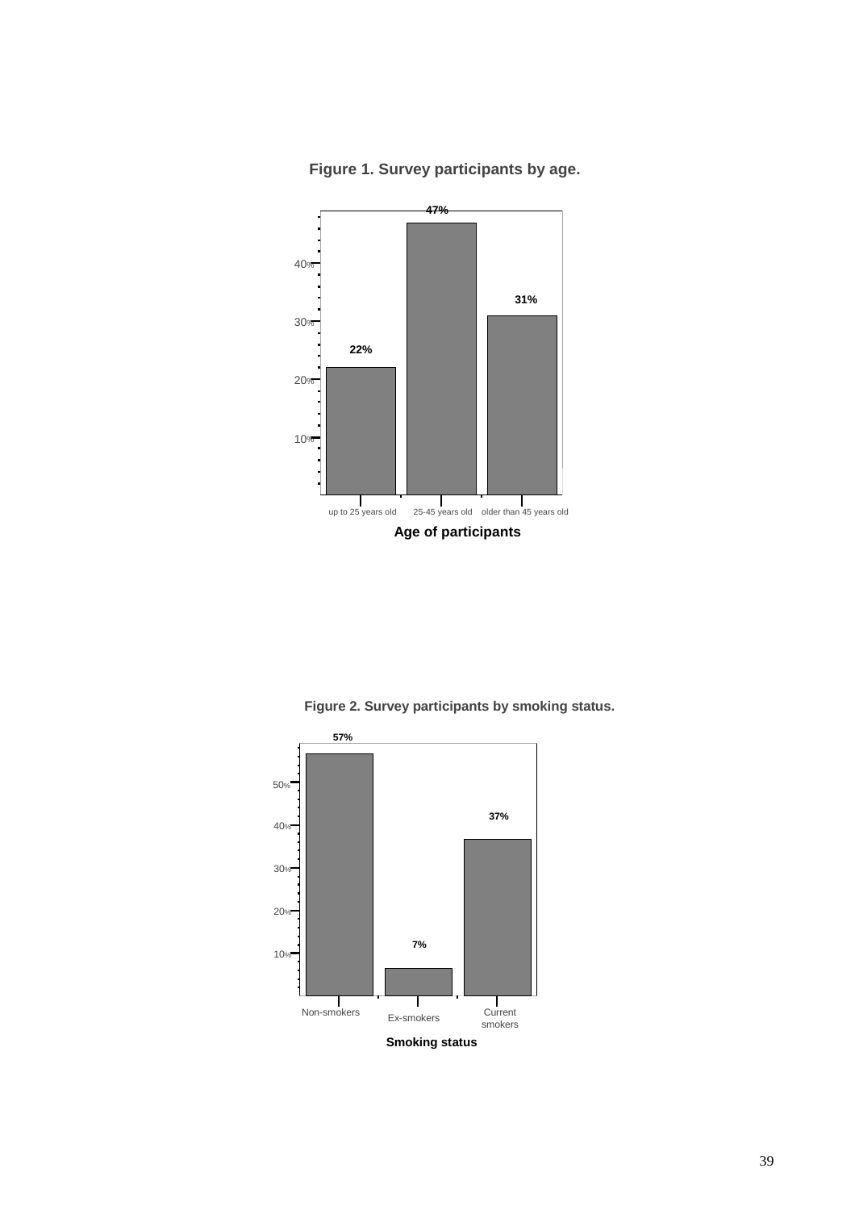**Figure 1. Survey participants by age.**

| Age of participants | % |
|---|---|
| up to 25 years old | 22% |
| 25-45 years old | 47% |
| older than 45 years old | 31% |

**Figure 2. Survey participants by smoking status.**

| Smoking status | % |
|---|---|
| Non-smokers | 57% |
| Ex-smokers | 7% |
| Current smokers | 37% |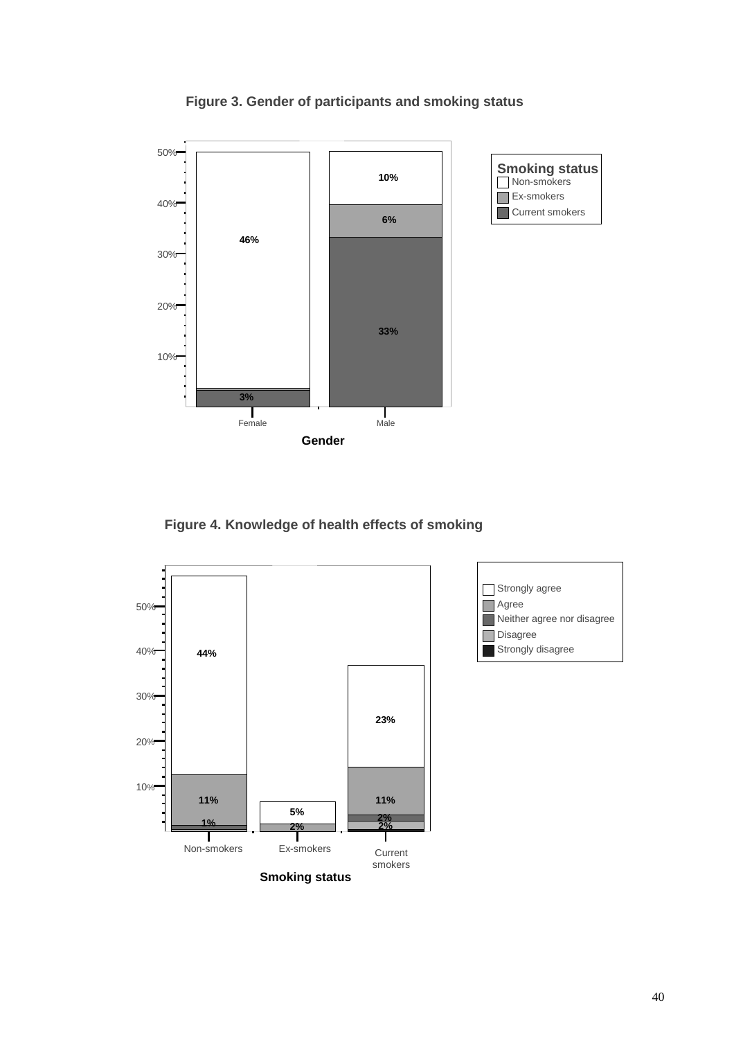**Figure 3. Gender of participants and smoking status**

**Figure 4. Knowledge of health effects of smoking**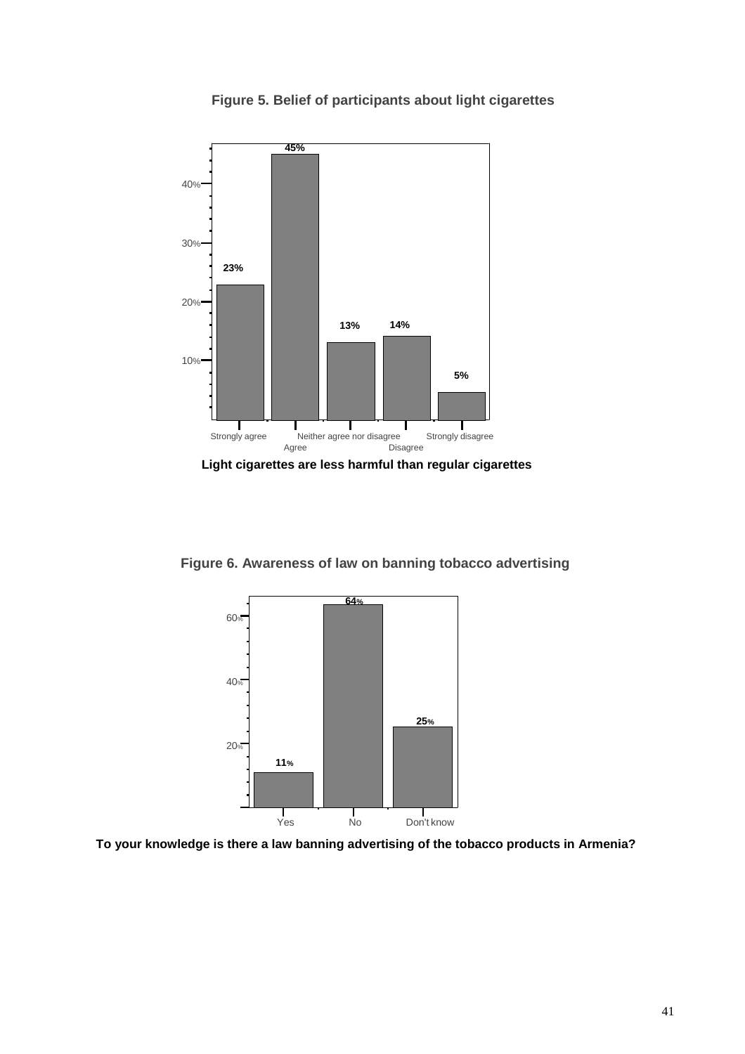**Figure 5. Belief of participants about light cigarettes**

| Response | Percent |
|---|---|
| Strongly agree | 23% |
| Agree | 45% |
| Neither agree nor disagree | 13% |
| Disagree | 14% |
| Strongly disagree | 5% |

**Light cigarettes are less harmful than regular cigarettes**

**Figure 6. Awareness of law on banning tobacco advertising**

| Response | Percent |
|---|---|
| Yes | 11% |
| No | 64% |
| Don't know | 25% |

**To your knowledge is there a law banning advertising of the tobacco products in Armenia?**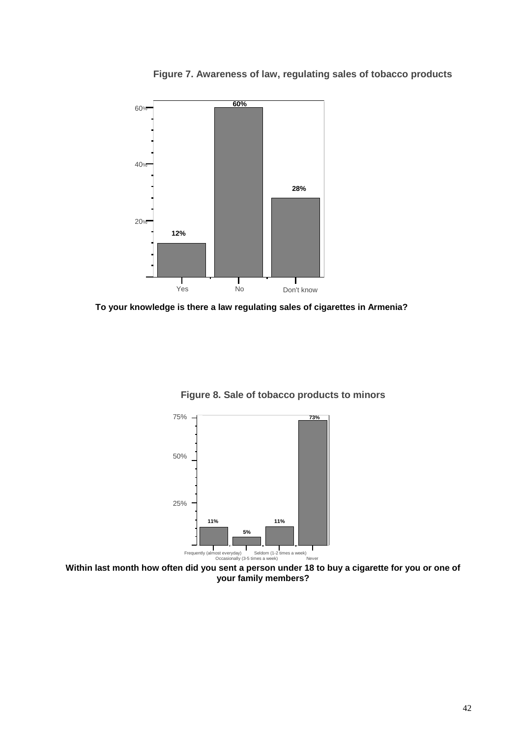**Figure 7. Awareness of law, regulating sales of tobacco products**

| Response | Percent |
|---|---|
| Yes | 12% |
| No | 60% |
| Don't know | 28% |

**To your knowledge is there a law regulating sales of cigarettes in Armenia?**

**Figure 8. Sale of tobacco products to minors**

| Response | Percent |
|---|---|
| Frequently (almost everyday) | 11% |
| Occasionally (3-5 times a week) | 5% |
| Seldom (1-2 times a week) | 11% |
| Never | 73% |

**Within last month how often did you sent a person under 18 to buy a cigarette for you or one of your family members?**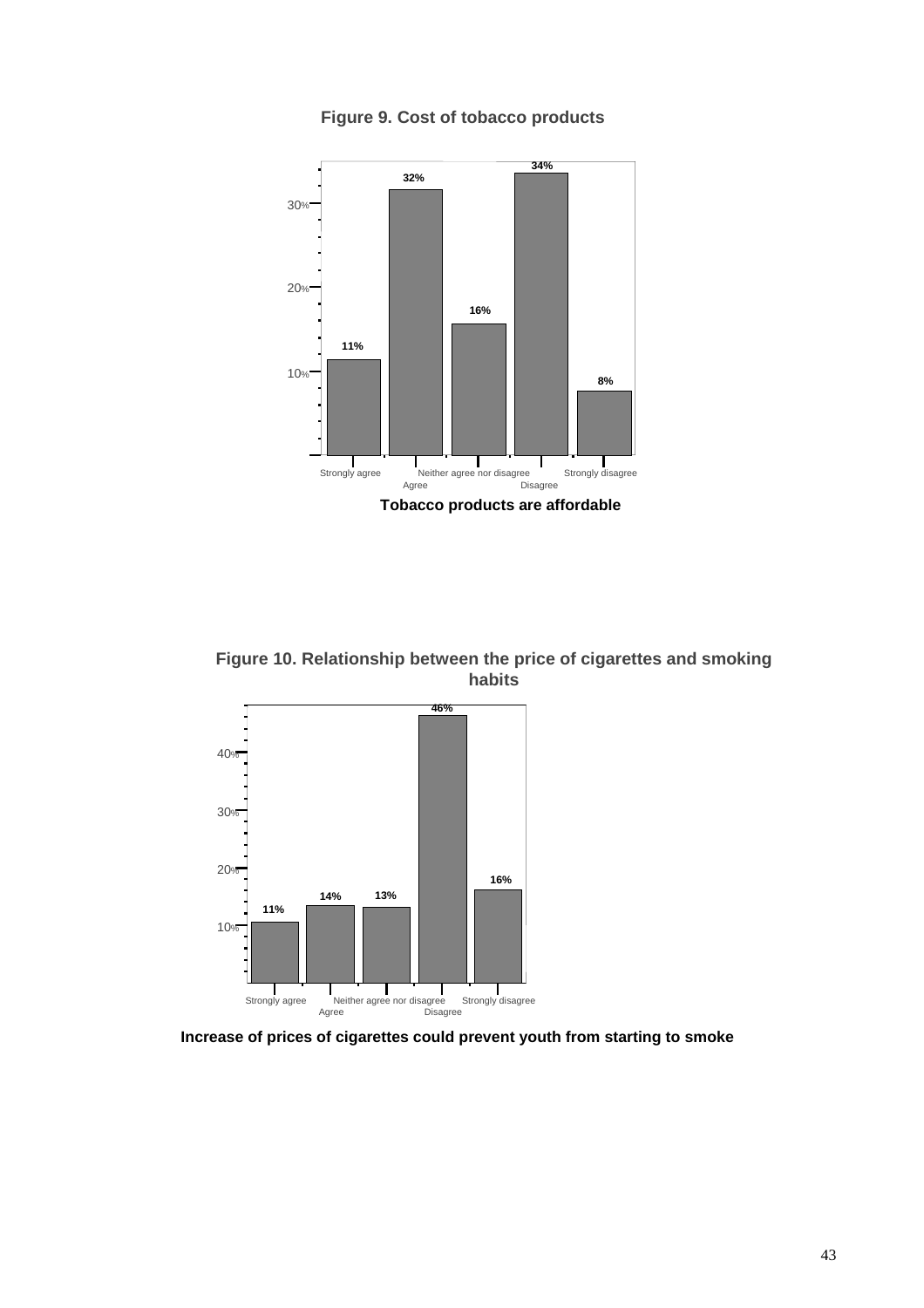**Figure 9. Cost of tobacco products**

| Tobacco products are affordable | % |
|---|---|
| Strongly agree | 11% |
| Agree | 32% |
| Neither agree nor disagree | 16% |
| Disagree | 34% |
| Strongly disagree | 8% |

**Figure 10. Relationship between the price of cigarettes and smoking habits**

| Increase of prices of cigarettes could prevent youth from starting to smoke | % |
|---|---|
| Strongly agree | 11% |
| Agree | 14% |
| Neither agree nor disagree | 13% |
| Disagree | 46% |
| Strongly disagree | 16% |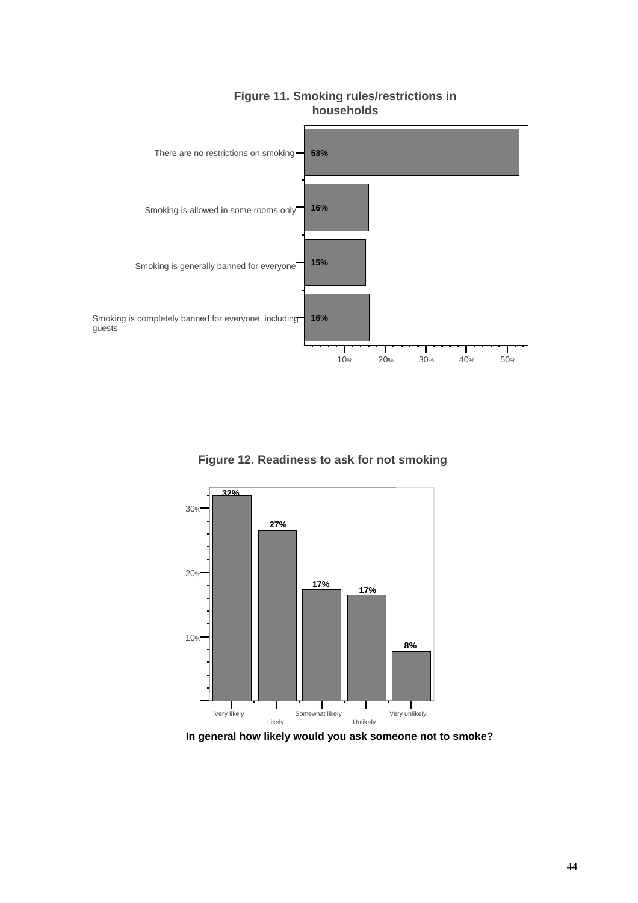**Figure 11. Smoking rules/restrictions in households**

| Smoking rules/restrictions | % |
|---|---|
| There are no restrictions on smoking | 53% |
| Smoking is allowed in some rooms only | 16% |
| Smoking is generally banned for everyone | 15% |
| Smoking is completely banned for everyone, including guests | 16% |

**Figure 12. Readiness to ask for not smoking**

| Response | % |
|---|---|
| Very likely | 32% |
| Likely | 27% |
| Somewhat likely | 17% |
| Unlikely | 17% |
| Very unlikely | 8% |

**In general how likely would you ask someone not to smoke?**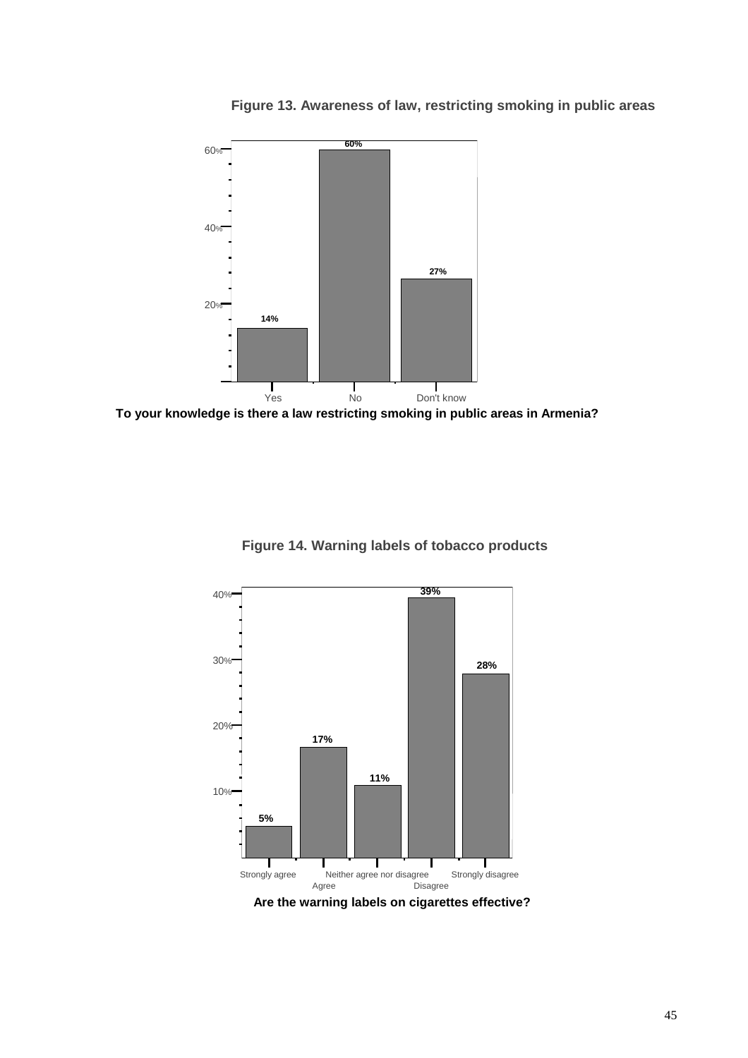**Figure 13. Awareness of law, restricting smoking in public areas**

| Response | Percent |
|---|---|
| Yes | 14% |
| No | 60% |
| Don't know | 27% |

**To your knowledge is there a law restricting smoking in public areas in Armenia?**

**Figure 14. Warning labels of tobacco products**

| Response | Percent |
|---|---|
| Strongly agree | 5% |
| Agree | 17% |
| Neither agree nor disagree | 11% |
| Disagree | 39% |
| Strongly disagree | 28% |

**Are the warning labels on cigarettes effective?**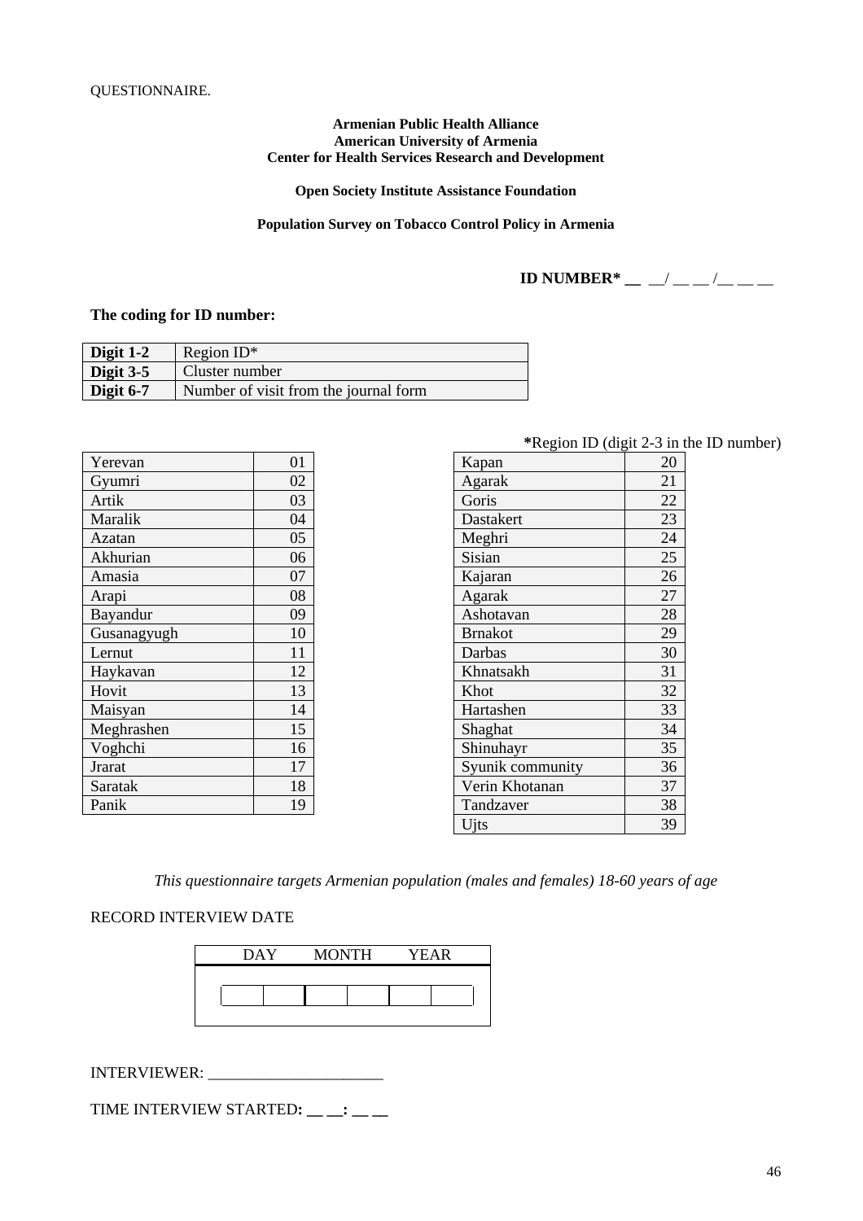QUESTIONNAIRE.

**Armenian Public Health Alliance**
**American University of Armenia**
**Center for Health Services Research and Development**

**Open Society Institute Assistance Foundation**

**Population Survey on Tobacco Control Policy in Armenia**

**ID NUMBER* __ __/ __ __ /__ __ __**

**The coding for ID number:**

| | |
|---|---|
| **Digit 1-2** | Region ID* |
| **Digit 3-5** | Cluster number |
| **Digit 6-7** | Number of visit from the journal form |

***Region ID (digit 2-3 in the ID number)**

| Region | ID |
|---|---|
| Yerevan | 01 |
| Gyumri | 02 |
| Artik | 03 |
| Maralik | 04 |
| Azatan | 05 |
| Akhurian | 06 |
| Amasia | 07 |
| Arapi | 08 |
| Bayandur | 09 |
| Gusanagyugh | 10 |
| Lernut | 11 |
| Haykavan | 12 |
| Hovit | 13 |
| Maisyan | 14 |
| Meghrashen | 15 |
| Voghchi | 16 |
| Jrarat | 17 |
| Saratak | 18 |
| Panik | 19 |

| Region | ID |
|---|---|
| Kapan | 20 |
| Agarak | 21 |
| Goris | 22 |
| Dastakert | 23 |
| Meghri | 24 |
| Sisian | 25 |
| Kajaran | 26 |
| Agarak | 27 |
| Ashotavan | 28 |
| Brnakot | 29 |
| Darbas | 30 |
| Khnatsakh | 31 |
| Khot | 32 |
| Hartashen | 33 |
| Shaghat | 34 |
| Shinuhayr | 35 |
| Syunik community | 36 |
| Verin Khotanan | 37 |
| Tandzaver | 38 |
| Ujts | 39 |

*This questionnaire targets Armenian population (males and females) 18-60 years of age*

RECORD INTERVIEW DATE

| DAY | | MONTH | | YEAR | |
|---|---|---|---|---|---|
| | | | | | |

INTERVIEWER: ______________________

TIME INTERVIEW STARTED**: __ __: __ __**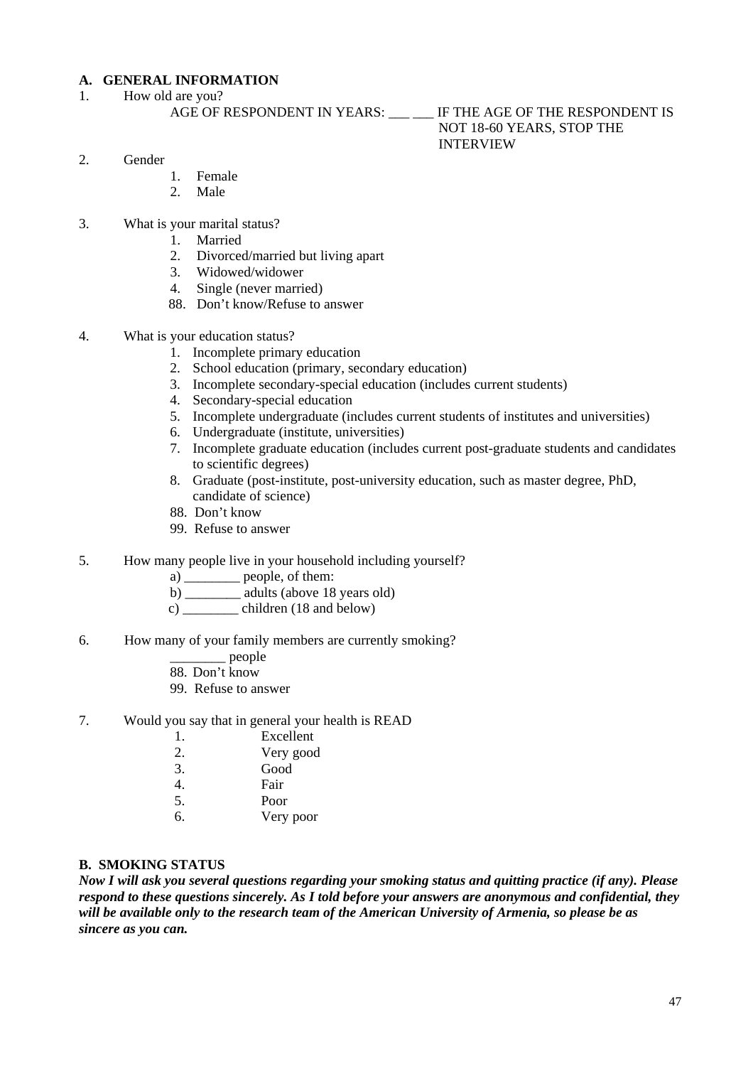## A. GENERAL INFORMATION

1. How old are you?

   AGE OF RESPONDENT IN YEARS: ___ ___ IF THE AGE OF THE RESPONDENT IS NOT 18-60 YEARS, STOP THE INTERVIEW

2. Gender
   1. Female
   2. Male

3. What is your marital status?
   1. Married
   2. Divorced/married but living apart
   3. Widowed/widower
   4. Single (never married)
   
   88. Don't know/Refuse to answer

4. What is your education status?
   1. Incomplete primary education
   2. School education (primary, secondary education)
   3. Incomplete secondary-special education (includes current students)
   4. Secondary-special education
   5. Incomplete undergraduate (includes current students of institutes and universities)
   6. Undergraduate (institute, universities)
   7. Incomplete graduate education (includes current post-graduate students and candidates to scientific degrees)
   8. Graduate (post-institute, post-university education, such as master degree, PhD, candidate of science)
   
   88. Don't know
   
   99. Refuse to answer

5. How many people live in your household including yourself?
   
   a) ________ people, of them:
   
   b) ________ adults (above 18 years old)
   
   c) ________ children (18 and below)

6. How many of your family members are currently smoking?
   
   ________ people
   
   88. Don't know
   
   99. Refuse to answer

7. Would you say that in general your health is READ
   1. Excellent
   2. Very good
   3. Good
   4. Fair
   5. Poor
   6. Very poor

## B. SMOKING STATUS

***Now I will ask you several questions regarding your smoking status and quitting practice (if any). Please respond to these questions sincerely. As I told before your answers are anonymous and confidential, they will be available only to the research team of the American University of Armenia, so please be as sincere as you can.***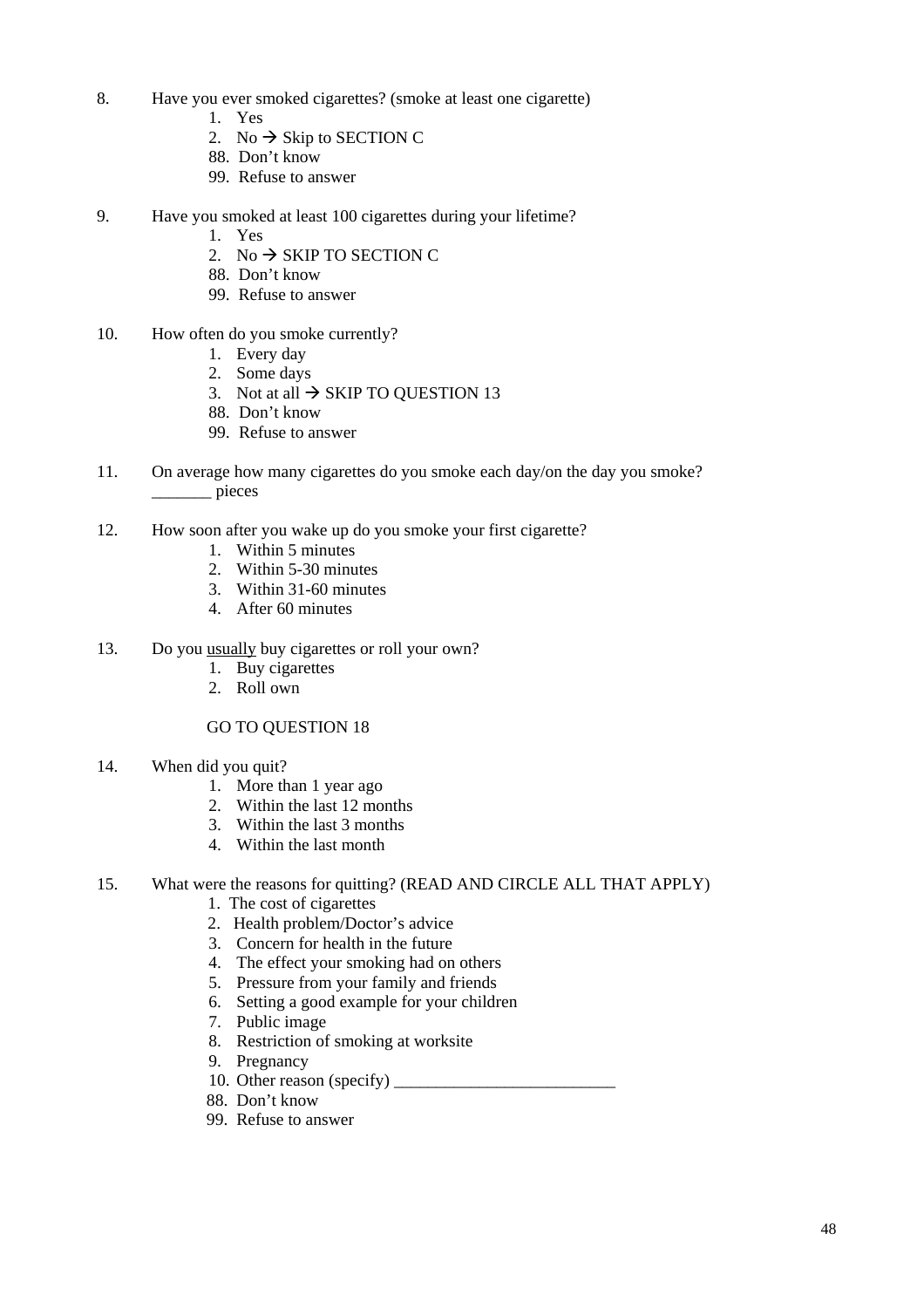8. Have you ever smoked cigarettes? (smoke at least one cigarette)
   1. Yes
   2. No → Skip to SECTION C
   88. Don't know
   99. Refuse to answer

9. Have you smoked at least 100 cigarettes during your lifetime?
   1. Yes
   2. No → SKIP TO SECTION C
   88. Don't know
   99. Refuse to answer

10. How often do you smoke currently?
    1. Every day
    2. Some days
    3. Not at all → SKIP TO QUESTION 13
    88. Don't know
    99. Refuse to answer

11. On average how many cigarettes do you smoke each day/on the day you smoke?
    _______ pieces

12. How soon after you wake up do you smoke your first cigarette?
    1. Within 5 minutes
    2. Within 5-30 minutes
    3. Within 31-60 minutes
    4. After 60 minutes

13. Do you <u>usually</u> buy cigarettes or roll your own?
    1. Buy cigarettes
    2. Roll own

    GO TO QUESTION 18

14. When did you quit?
    1. More than 1 year ago
    2. Within the last 12 months
    3. Within the last 3 months
    4. Within the last month

15. What were the reasons for quitting? (READ AND CIRCLE ALL THAT APPLY)
    1. The cost of cigarettes
    2. Health problem/Doctor's advice
    3. Concern for health in the future
    4. The effect your smoking had on others
    5. Pressure from your family and friends
    6. Setting a good example for your children
    7. Public image
    8. Restriction of smoking at worksite
    9. Pregnancy
    10. Other reason (specify) __________________________
    88. Don't know
    99. Refuse to answer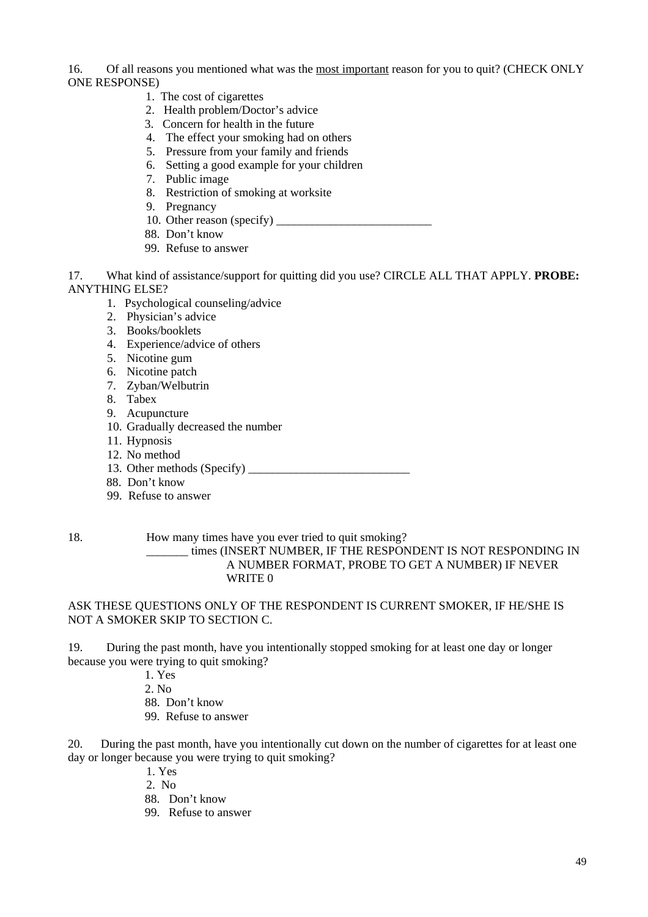16. Of all reasons you mentioned what was the <u>most important</u> reason for you to quit? (CHECK ONLY ONE RESPONSE)

1. The cost of cigarettes
2. Health problem/Doctor's advice
3. Concern for health in the future
4. The effect your smoking had on others
5. Pressure from your family and friends
6. Setting a good example for your children
7. Public image
8. Restriction of smoking at worksite
9. Pregnancy
10. Other reason (specify) __________________________

88. Don't know
99. Refuse to answer

17. What kind of assistance/support for quitting did you use? CIRCLE ALL THAT APPLY. **PROBE:** ANYTHING ELSE?

1. Psychological counseling/advice
2. Physician's advice
3. Books/booklets
4. Experience/advice of others
5. Nicotine gum
6. Nicotine patch
7. Zyban/Welbutrin
8. Tabex
9. Acupuncture
10. Gradually decreased the number
11. Hypnosis
12. No method
13. Other methods (Specify) ___________________________

88. Don't know
99. Refuse to answer

18. How many times have you ever tried to quit smoking?

_______ times (INSERT NUMBER, IF THE RESPONDENT IS NOT RESPONDING IN A NUMBER FORMAT, PROBE TO GET A NUMBER) IF NEVER WRITE 0

ASK THESE QUESTIONS ONLY OF THE RESPONDENT IS CURRENT SMOKER, IF HE/SHE IS NOT A SMOKER SKIP TO SECTION C.

19. During the past month, have you intentionally stopped smoking for at least one day or longer because you were trying to quit smoking?

1. Yes
2. No

88. Don't know
99. Refuse to answer

20. During the past month, have you intentionally cut down on the number of cigarettes for at least one day or longer because you were trying to quit smoking?

1. Yes
2. No

88. Don't know
99. Refuse to answer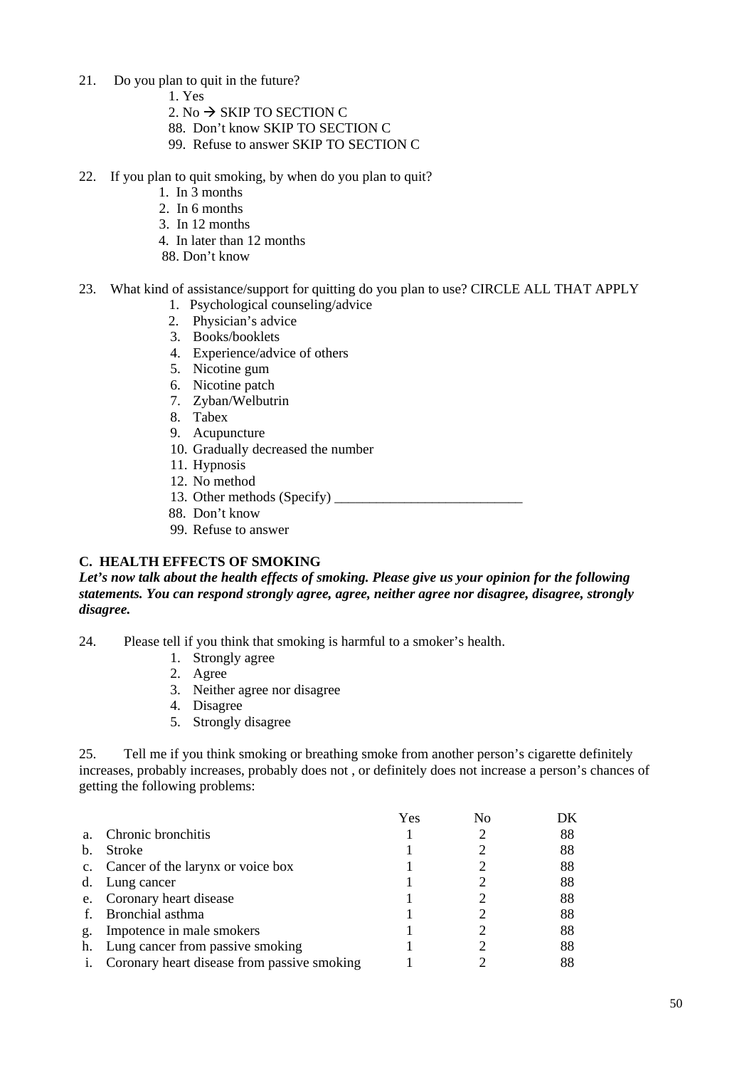21. Do you plan to quit in the future?
    1. Yes
    2. No → SKIP TO SECTION C
    88. Don't know SKIP TO SECTION C
    99. Refuse to answer SKIP TO SECTION C

22. If you plan to quit smoking, by when do you plan to quit?
    1. In 3 months
    2. In 6 months
    3. In 12 months
    4. In later than 12 months
    88. Don't know

23. What kind of assistance/support for quitting do you plan to use? CIRCLE ALL THAT APPLY
    1. Psychological counseling/advice
    2. Physician's advice
    3. Books/booklets
    4. Experience/advice of others
    5. Nicotine gum
    6. Nicotine patch
    7. Zyban/Welbutrin
    8. Tabex
    9. Acupuncture
    10. Gradually decreased the number
    11. Hypnosis
    12. No method
    13. Other methods (Specify) ___________________________
    88. Don't know
    99. Refuse to answer

**C. HEALTH EFFECTS OF SMOKING**

***Let's now talk about the health effects of smoking. Please give us your opinion for the following statements. You can respond strongly agree, agree, neither agree nor disagree, disagree, strongly disagree.***

24. Please tell if you think that smoking is harmful to a smoker's health.
    1. Strongly agree
    2. Agree
    3. Neither agree nor disagree
    4. Disagree
    5. Strongly disagree

25. Tell me if you think smoking or breathing smoke from another person's cigarette definitely increases, probably increases, probably does not , or definitely does not increase a person's chances of getting the following problems:

| | | Yes | No | DK |
|---|---|---|---|---|
| a. | Chronic bronchitis | 1 | 2 | 88 |
| b. | Stroke | 1 | 2 | 88 |
| c. | Cancer of the larynx or voice box | 1 | 2 | 88 |
| d. | Lung cancer | 1 | 2 | 88 |
| e. | Coronary heart disease | 1 | 2 | 88 |
| f. | Bronchial asthma | 1 | 2 | 88 |
| g. | Impotence in male smokers | 1 | 2 | 88 |
| h. | Lung cancer from passive smoking | 1 | 2 | 88 |
| i. | Coronary heart disease from passive smoking | 1 | 2 | 88 |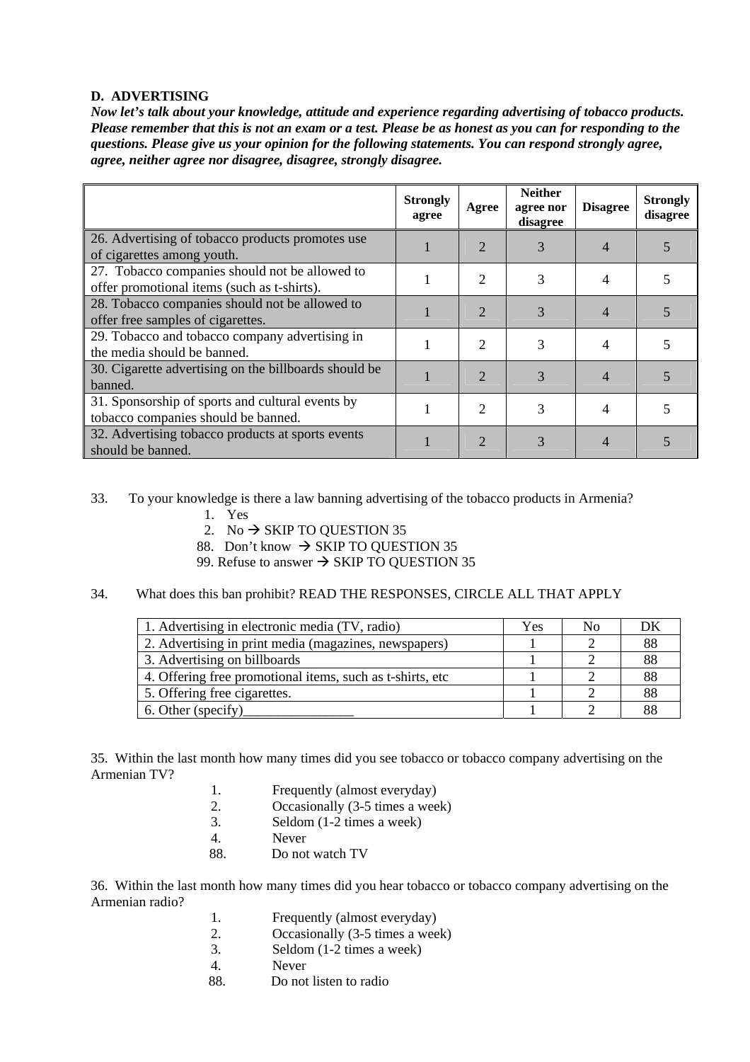**D. ADVERTISING**

***Now let's talk about your knowledge, attitude and experience regarding advertising of tobacco products. Please remember that this is not an exam or a test. Please be as honest as you can for responding to the questions. Please give us your opinion for the following statements. You can respond strongly agree, agree, neither agree nor disagree, disagree, strongly disagree.***

| | **Strongly agree** | **Agree** | **Neither agree nor disagree** | **Disagree** | **Strongly disagree** |
|---|---|---|---|---|---|
| 26. Advertising of tobacco products promotes use of cigarettes among youth. | 1 | 2 | 3 | 4 | 5 |
| 27. Tobacco companies should not be allowed to offer promotional items (such as t-shirts). | 1 | 2 | 3 | 4 | 5 |
| 28. Tobacco companies should not be allowed to offer free samples of cigarettes. | 1 | 2 | 3 | 4 | 5 |
| 29. Tobacco and tobacco company advertising in the media should be banned. | 1 | 2 | 3 | 4 | 5 |
| 30. Cigarette advertising on the billboards should be banned. | 1 | 2 | 3 | 4 | 5 |
| 31. Sponsorship of sports and cultural events by tobacco companies should be banned. | 1 | 2 | 3 | 4 | 5 |
| 32. Advertising tobacco products at sports events should be banned. | 1 | 2 | 3 | 4 | 5 |

33. To your knowledge is there a law banning advertising of the tobacco products in Armenia?
   1. Yes
   2. No → SKIP TO QUESTION 35
   88. Don't know → SKIP TO QUESTION 35
   99. Refuse to answer → SKIP TO QUESTION 35

34. What does this ban prohibit? READ THE RESPONSES, CIRCLE ALL THAT APPLY

| 1. Advertising in electronic media (TV, radio) | Yes | No | DK |
|---|---|---|---|
| 2. Advertising in print media (magazines, newspapers) | 1 | 2 | 88 |
| 3. Advertising on billboards | 1 | 2 | 88 |
| 4. Offering free promotional items, such as t-shirts, etc | 1 | 2 | 88 |
| 5. Offering free cigarettes. | 1 | 2 | 88 |
| 6. Other (specify)________________ | 1 | 2 | 88 |

35. Within the last month how many times did you see tobacco or tobacco company advertising on the Armenian TV?
   1. Frequently (almost everyday)
   2. Occasionally (3-5 times a week)
   3. Seldom (1-2 times a week)
   4. Never
   88. Do not watch TV

36. Within the last month how many times did you hear tobacco or tobacco company advertising on the Armenian radio?
   1. Frequently (almost everyday)
   2. Occasionally (3-5 times a week)
   3. Seldom (1-2 times a week)
   4. Never
   88. Do not listen to radio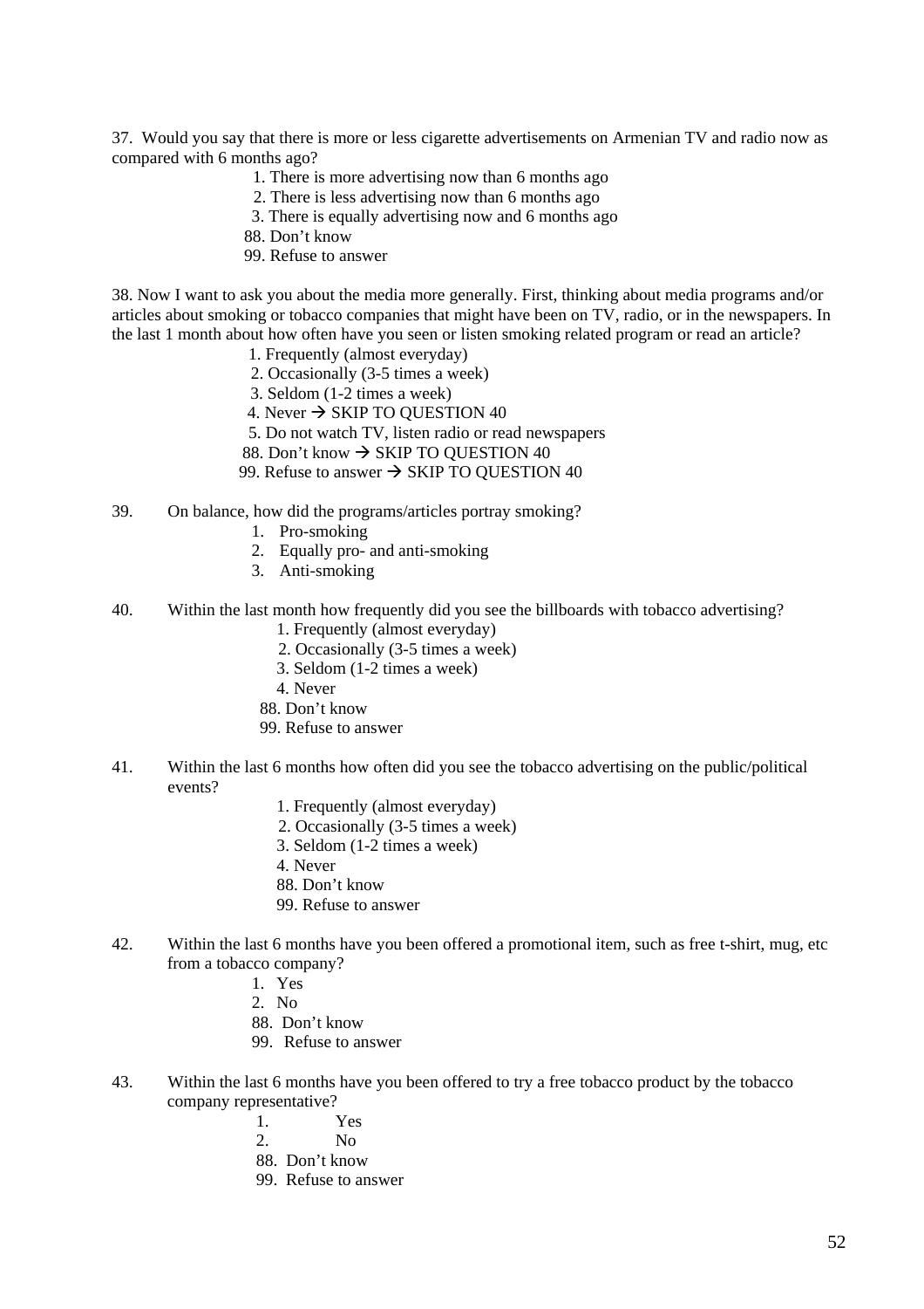37. Would you say that there is more or less cigarette advertisements on Armenian TV and radio now as compared with 6 months ago?

1. There is more advertising now than 6 months ago
2. There is less advertising now than 6 months ago
3. There is equally advertising now and 6 months ago

88. Don't know
99. Refuse to answer

38. Now I want to ask you about the media more generally. First, thinking about media programs and/or articles about smoking or tobacco companies that might have been on TV, radio, or in the newspapers. In the last 1 month about how often have you seen or listen smoking related program or read an article?

1. Frequently (almost everyday)
2. Occasionally (3-5 times a week)
3. Seldom (1-2 times a week)
4. Never → SKIP TO QUESTION 40
5. Do not watch TV, listen radio or read newspapers

88. Don't know → SKIP TO QUESTION 40
99. Refuse to answer → SKIP TO QUESTION 40

39. On balance, how did the programs/articles portray smoking?

1. Pro-smoking
2. Equally pro- and anti-smoking
3. Anti-smoking

40. Within the last month how frequently did you see the billboards with tobacco advertising?

1. Frequently (almost everyday)
2. Occasionally (3-5 times a week)
3. Seldom (1-2 times a week)
4. Never

88. Don't know
99. Refuse to answer

41. Within the last 6 months how often did you see the tobacco advertising on the public/political events?

1. Frequently (almost everyday)
2. Occasionally (3-5 times a week)
3. Seldom (1-2 times a week)
4. Never

88. Don't know
99. Refuse to answer

42. Within the last 6 months have you been offered a promotional item, such as free t-shirt, mug, etc from a tobacco company?

1. Yes
2. No

88. Don't know
99. Refuse to answer

43. Within the last 6 months have you been offered to try a free tobacco product by the tobacco company representative?

1. Yes
2. No

88. Don't know
99. Refuse to answer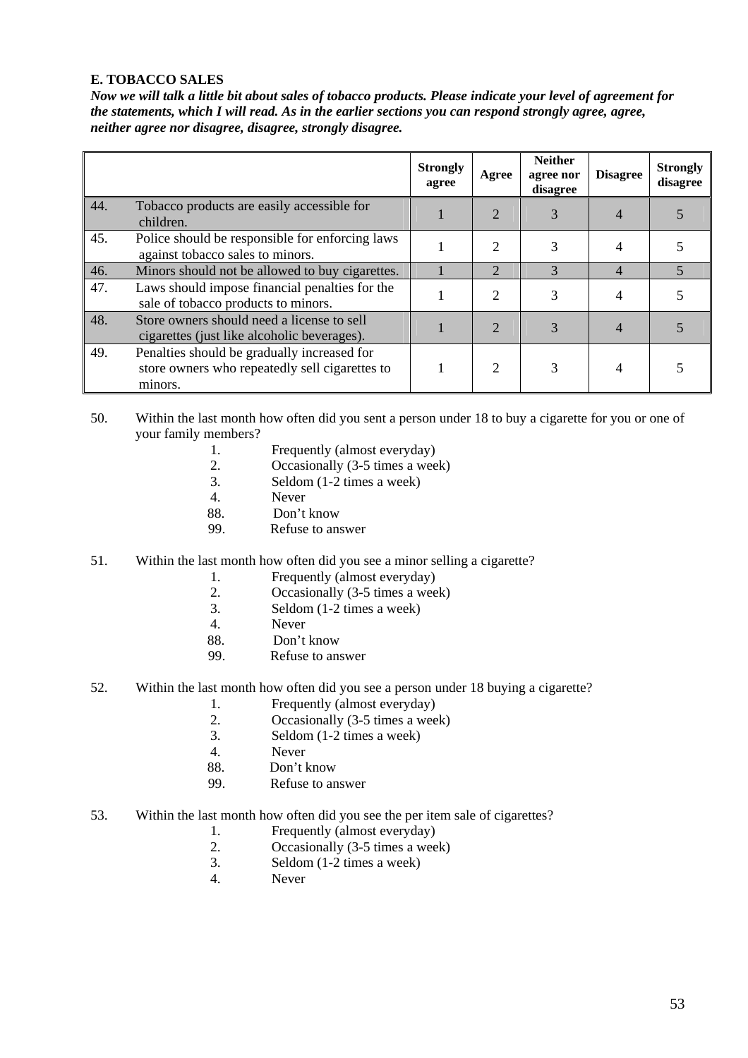**E. TOBACCO SALES**

***Now we will talk a little bit about sales of tobacco products. Please indicate your level of agreement for the statements, which I will read. As in the earlier sections you can respond strongly agree, agree, neither agree nor disagree, disagree, strongly disagree.***

| | | Strongly agree | Agree | Neither agree nor disagree | Disagree | Strongly disagree |
|---|---|---|---|---|---|---|
| 44. | Tobacco products are easily accessible for children. | 1 | 2 | 3 | 4 | 5 |
| 45. | Police should be responsible for enforcing laws against tobacco sales to minors. | 1 | 2 | 3 | 4 | 5 |
| 46. | Minors should not be allowed to buy cigarettes. | 1 | 2 | 3 | 4 | 5 |
| 47. | Laws should impose financial penalties for the sale of tobacco products to minors. | 1 | 2 | 3 | 4 | 5 |
| 48. | Store owners should need a license to sell cigarettes (just like alcoholic beverages). | 1 | 2 | 3 | 4 | 5 |
| 49. | Penalties should be gradually increased for store owners who repeatedly sell cigarettes to minors. | 1 | 2 | 3 | 4 | 5 |

50. Within the last month how often did you sent a person under 18 to buy a cigarette for you or one of your family members?

    1. Frequently (almost everyday)
    2. Occasionally (3-5 times a week)
    3. Seldom (1-2 times a week)
    4. Never
    88. Don't know
    99. Refuse to answer

51. Within the last month how often did you see a minor selling a cigarette?

    1. Frequently (almost everyday)
    2. Occasionally (3-5 times a week)
    3. Seldom (1-2 times a week)
    4. Never
    88. Don't know
    99. Refuse to answer

52. Within the last month how often did you see a person under 18 buying a cigarette?

    1. Frequently (almost everyday)
    2. Occasionally (3-5 times a week)
    3. Seldom (1-2 times a week)
    4. Never
    88. Don't know
    99. Refuse to answer

53. Within the last month how often did you see the per item sale of cigarettes?

    1. Frequently (almost everyday)
    2. Occasionally (3-5 times a week)
    3. Seldom (1-2 times a week)
    4. Never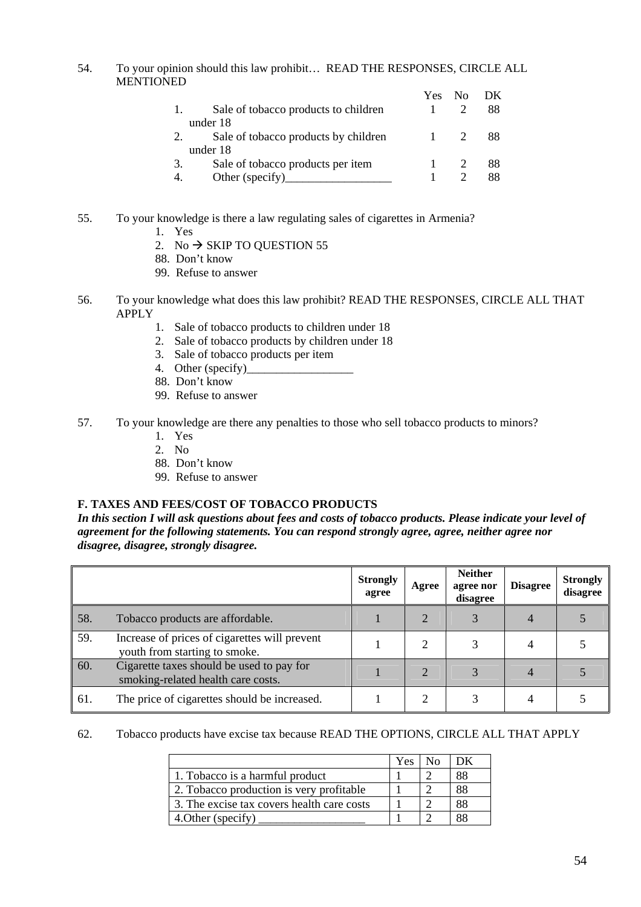54. To your opinion should this law prohibit… READ THE RESPONSES, CIRCLE ALL MENTIONED

| | Yes | No | DK |
|---|---|---|---|
| 1. Sale of tobacco products to children under 18 | 1 | 2 | 88 |
| 2. Sale of tobacco products by children under 18 | 1 | 2 | 88 |
| 3. Sale of tobacco products per item | 1 | 2 | 88 |
| 4. Other (specify)__________________ | 1 | 2 | 88 |

55. To your knowledge is there a law regulating sales of cigarettes in Armenia?
   1. Yes
   2. No → SKIP TO QUESTION 55
   88. Don't know
   99. Refuse to answer

56. To your knowledge what does this law prohibit? READ THE RESPONSES, CIRCLE ALL THAT APPLY
   1. Sale of tobacco products to children under 18
   2. Sale of tobacco products by children under 18
   3. Sale of tobacco products per item
   4. Other (specify)__________________
   88. Don't know
   99. Refuse to answer

57. To your knowledge are there any penalties to those who sell tobacco products to minors?
   1. Yes
   2. No
   88. Don't know
   99. Refuse to answer

**F. TAXES AND FEES/COST OF TOBACCO PRODUCTS**

***In this section I will ask questions about fees and costs of tobacco products. Please indicate your level of agreement for the following statements. You can respond strongly agree, agree, neither agree nor disagree, disagree, strongly disagree.***

| | | **Strongly agree** | **Agree** | **Neither agree nor disagree** | **Disagree** | **Strongly disagree** |
|---|---|---|---|---|---|---|
| 58. | Tobacco products are affordable. | 1 | 2 | 3 | 4 | 5 |
| 59. | Increase of prices of cigarettes will prevent youth from starting to smoke. | 1 | 2 | 3 | 4 | 5 |
| 60. | Cigarette taxes should be used to pay for smoking-related health care costs. | 1 | 2 | 3 | 4 | 5 |
| 61. | The price of cigarettes should be increased. | 1 | 2 | 3 | 4 | 5 |

62. Tobacco products have excise tax because READ THE OPTIONS, CIRCLE ALL THAT APPLY

| | Yes | No | DK |
|---|---|---|---|
| 1. Tobacco is a harmful product | 1 | 2 | 88 |
| 2. Tobacco production is very profitable | 1 | 2 | 88 |
| 3. The excise tax covers health care costs | 1 | 2 | 88 |
| 4.Other (specify) __________________ | 1 | 2 | 88 |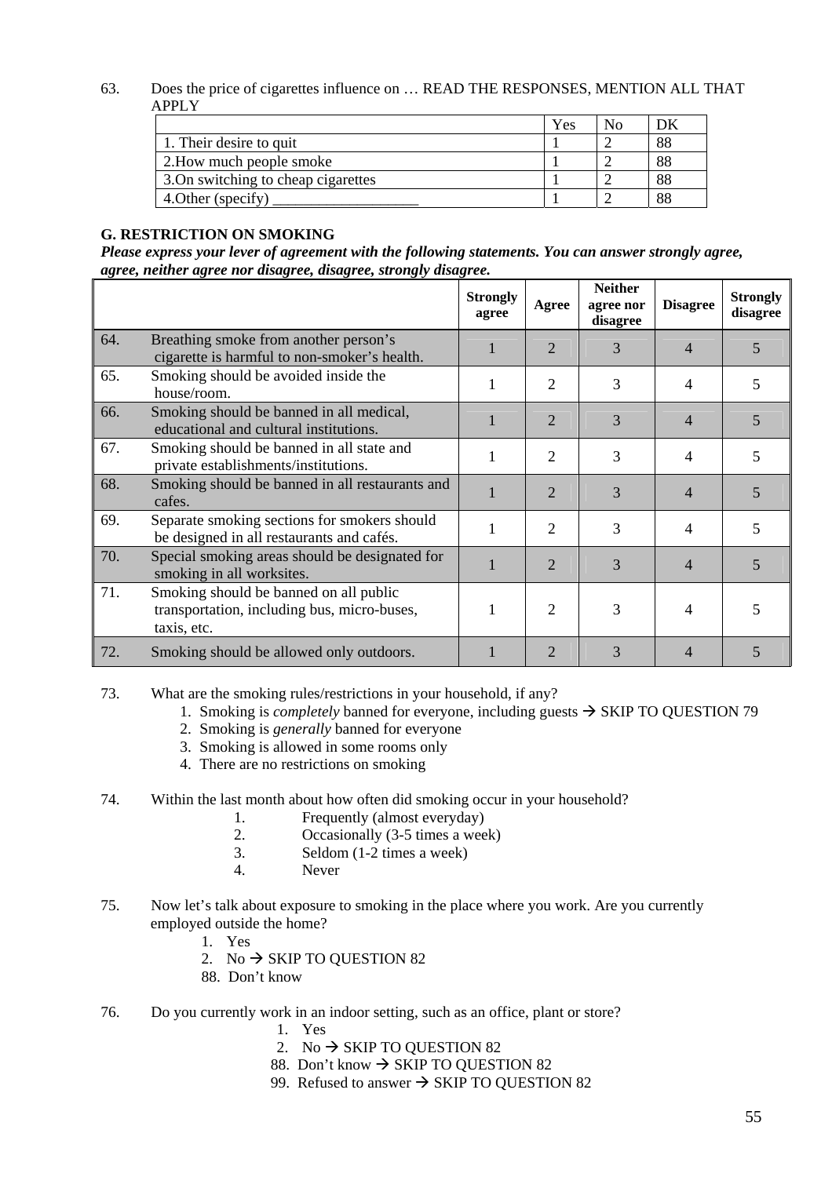63. Does the price of cigarettes influence on … READ THE RESPONSES, MENTION ALL THAT APPLY

| | Yes | No | DK |
|---|---|---|---|
| 1. Their desire to quit | 1 | 2 | 88 |
| 2.How much people smoke | 1 | 2 | 88 |
| 3.On switching to cheap cigarettes | 1 | 2 | 88 |
| 4.Other (specify) ___________________ | 1 | 2 | 88 |

**G. RESTRICTION ON SMOKING**

***Please express your lever of agreement with the following statements. You can answer strongly agree, agree, neither agree nor disagree, disagree, strongly disagree.***

| | | Strongly agree | Agree | Neither agree nor disagree | Disagree | Strongly disagree |
|---|---|---|---|---|---|---|
| 64. | Breathing smoke from another person's cigarette is harmful to non-smoker's health. | 1 | 2 | 3 | 4 | 5 |
| 65. | Smoking should be avoided inside the house/room. | 1 | 2 | 3 | 4 | 5 |
| 66. | Smoking should be banned in all medical, educational and cultural institutions. | 1 | 2 | 3 | 4 | 5 |
| 67. | Smoking should be banned in all state and private establishments/institutions. | 1 | 2 | 3 | 4 | 5 |
| 68. | Smoking should be banned in all restaurants and cafes. | 1 | 2 | 3 | 4 | 5 |
| 69. | Separate smoking sections for smokers should be designed in all restaurants and cafés. | 1 | 2 | 3 | 4 | 5 |
| 70. | Special smoking areas should be designated for smoking in all worksites. | 1 | 2 | 3 | 4 | 5 |
| 71. | Smoking should be banned on all public transportation, including bus, micro-buses, taxis, etc. | 1 | 2 | 3 | 4 | 5 |
| 72. | Smoking should be allowed only outdoors. | 1 | 2 | 3 | 4 | 5 |

73. What are the smoking rules/restrictions in your household, if any?
    1. Smoking is *completely* banned for everyone, including guests → SKIP TO QUESTION 79
    2. Smoking is *generally* banned for everyone
    3. Smoking is allowed in some rooms only
    4. There are no restrictions on smoking

74. Within the last month about how often did smoking occur in your household?
    1. Frequently (almost everyday)
    2. Occasionally (3-5 times a week)
    3. Seldom (1-2 times a week)
    4. Never

75. Now let's talk about exposure to smoking in the place where you work. Are you currently employed outside the home?
    1. Yes
    2. No → SKIP TO QUESTION 82
    88. Don't know

76. Do you currently work in an indoor setting, such as an office, plant or store?
    1. Yes
    2. No → SKIP TO QUESTION 82
    88. Don't know → SKIP TO QUESTION 82
    99. Refused to answer → SKIP TO QUESTION 82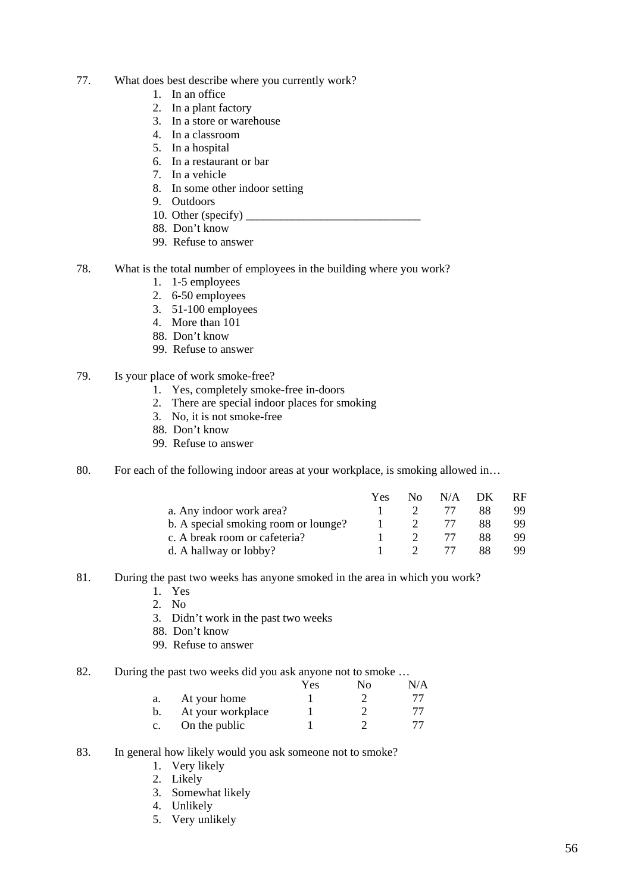77. What does best describe where you currently work?
    1. In an office
    2. In a plant factory
    3. In a store or warehouse
    4. In a classroom
    5. In a hospital
    6. In a restaurant or bar
    7. In a vehicle
    8. In some other indoor setting
    9. Outdoors
    10. Other (specify) ______________________________
    88. Don't know
    99. Refuse to answer

78. What is the total number of employees in the building where you work?
    1. 1-5 employees
    2. 6-50 employees
    3. 51-100 employees
    4. More than 101
    88. Don't know
    99. Refuse to answer

79. Is your place of work smoke-free?
    1. Yes, completely smoke-free in-doors
    2. There are special indoor places for smoking
    3. No, it is not smoke-free
    88. Don't know
    99. Refuse to answer

80. For each of the following indoor areas at your workplace, is smoking allowed in…

| | Yes | No | N/A | DK | RF |
|---|---|---|---|---|---|
| a. Any indoor work area? | 1 | 2 | 77 | 88 | 99 |
| b. A special smoking room or lounge? | 1 | 2 | 77 | 88 | 99 |
| c. A break room or cafeteria? | 1 | 2 | 77 | 88 | 99 |
| d. A hallway or lobby? | 1 | 2 | 77 | 88 | 99 |

81. During the past two weeks has anyone smoked in the area in which you work?
    1. Yes
    2. No
    3. Didn't work in the past two weeks
    88. Don't know
    99. Refuse to answer

82. During the past two weeks did you ask anyone not to smoke …

| | Yes | No | N/A |
|---|---|---|---|
| a. At your home | 1 | 2 | 77 |
| b. At your workplace | 1 | 2 | 77 |
| c. On the public | 1 | 2 | 77 |

83. In general how likely would you ask someone not to smoke?
    1. Very likely
    2. Likely
    3. Somewhat likely
    4. Unlikely
    5. Very unlikely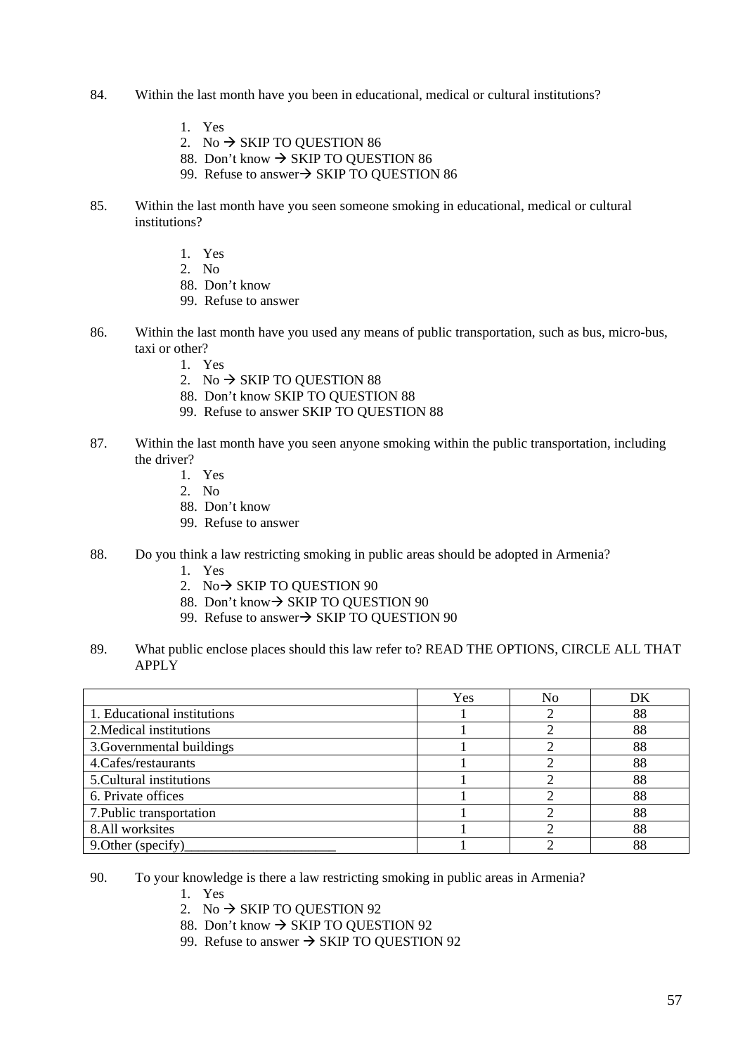84. Within the last month have you been in educational, medical or cultural institutions?

1. Yes
2. No → SKIP TO QUESTION 86
88. Don't know → SKIP TO QUESTION 86
99. Refuse to answer→ SKIP TO QUESTION 86

85. Within the last month have you seen someone smoking in educational, medical or cultural institutions?

1. Yes
2. No
88. Don't know
99. Refuse to answer

86. Within the last month have you used any means of public transportation, such as bus, micro-bus, taxi or other?

1. Yes
2. No → SKIP TO QUESTION 88
88. Don't know SKIP TO QUESTION 88
99. Refuse to answer SKIP TO QUESTION 88

87. Within the last month have you seen anyone smoking within the public transportation, including the driver?

1. Yes
2. No
88. Don't know
99. Refuse to answer

88. Do you think a law restricting smoking in public areas should be adopted in Armenia?

1. Yes
2. No→ SKIP TO QUESTION 90
88. Don't know→ SKIP TO QUESTION 90
99. Refuse to answer→ SKIP TO QUESTION 90

89. What public enclose places should this law refer to? READ THE OPTIONS, CIRCLE ALL THAT APPLY

| | Yes | No | DK |
|---|---|---|---|
| 1. Educational institutions | 1 | 2 | 88 |
| 2.Medical institutions | 1 | 2 | 88 |
| 3.Governmental buildings | 1 | 2 | 88 |
| 4.Cafes/restaurants | 1 | 2 | 88 |
| 5.Cultural institutions | 1 | 2 | 88 |
| 6. Private offices | 1 | 2 | 88 |
| 7.Public transportation | 1 | 2 | 88 |
| 8.All worksites | 1 | 2 | 88 |
| 9.Other (specify)_____________________ | 1 | 2 | 88 |

90. To your knowledge is there a law restricting smoking in public areas in Armenia?

1. Yes
2. No → SKIP TO QUESTION 92
88. Don't know → SKIP TO QUESTION 92
99. Refuse to answer → SKIP TO QUESTION 92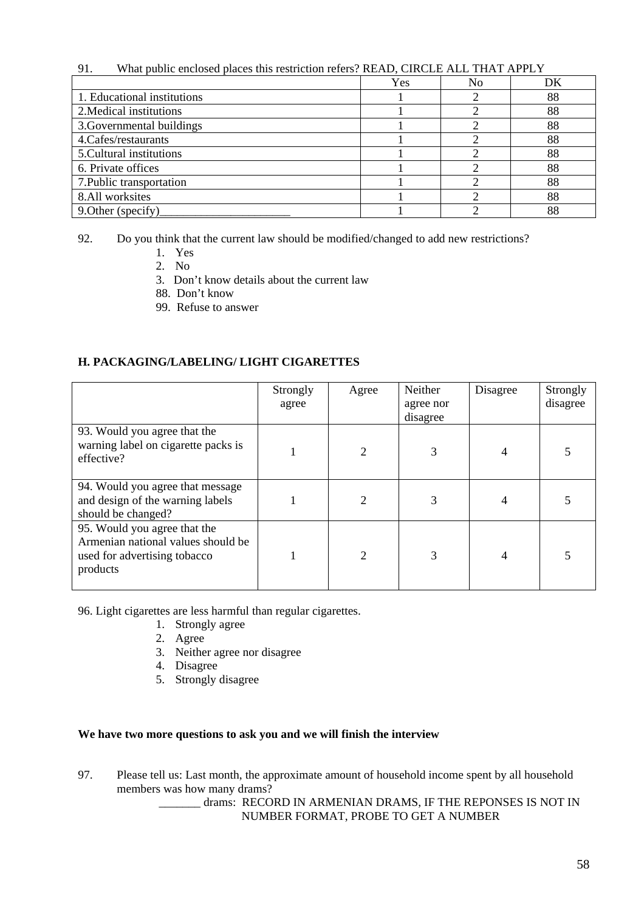91. What public enclosed places this restriction refers? READ, CIRCLE ALL THAT APPLY

| | Yes | No | DK |
|---|---|---|---|
| 1. Educational institutions | 1 | 2 | 88 |
| 2.Medical institutions | 1 | 2 | 88 |
| 3.Governmental buildings | 1 | 2 | 88 |
| 4.Cafes/restaurants | 1 | 2 | 88 |
| 5.Cultural institutions | 1 | 2 | 88 |
| 6. Private offices | 1 | 2 | 88 |
| 7.Public transportation | 1 | 2 | 88 |
| 8.All worksites | 1 | 2 | 88 |
| 9.Other (specify)_____________________ | 1 | 2 | 88 |

92. Do you think that the current law should be modified/changed to add new restrictions?

1. Yes
2. No
3. Don't know details about the current law
88. Don't know
99. Refuse to answer

**H. PACKAGING/LABELING/ LIGHT CIGARETTES**

| | Strongly agree | Agree | Neither agree nor disagree | Disagree | Strongly disagree |
|---|---|---|---|---|---|
| 93. Would you agree that the warning label on cigarette packs is effective? | 1 | 2 | 3 | 4 | 5 |
| 94. Would you agree that message and design of the warning labels should be changed? | 1 | 2 | 3 | 4 | 5 |
| 95. Would you agree that the Armenian national values should be used for advertising tobacco products | 1 | 2 | 3 | 4 | 5 |

96. Light cigarettes are less harmful than regular cigarettes.

1. Strongly agree
2. Agree
3. Neither agree nor disagree
4. Disagree
5. Strongly disagree

**We have two more questions to ask you and we will finish the interview**

97. Please tell us: Last month, the approximate amount of household income spent by all household members was how many drams?

_______ drams: RECORD IN ARMENIAN DRAMS, IF THE REPONSES IS NOT IN NUMBER FORMAT, PROBE TO GET A NUMBER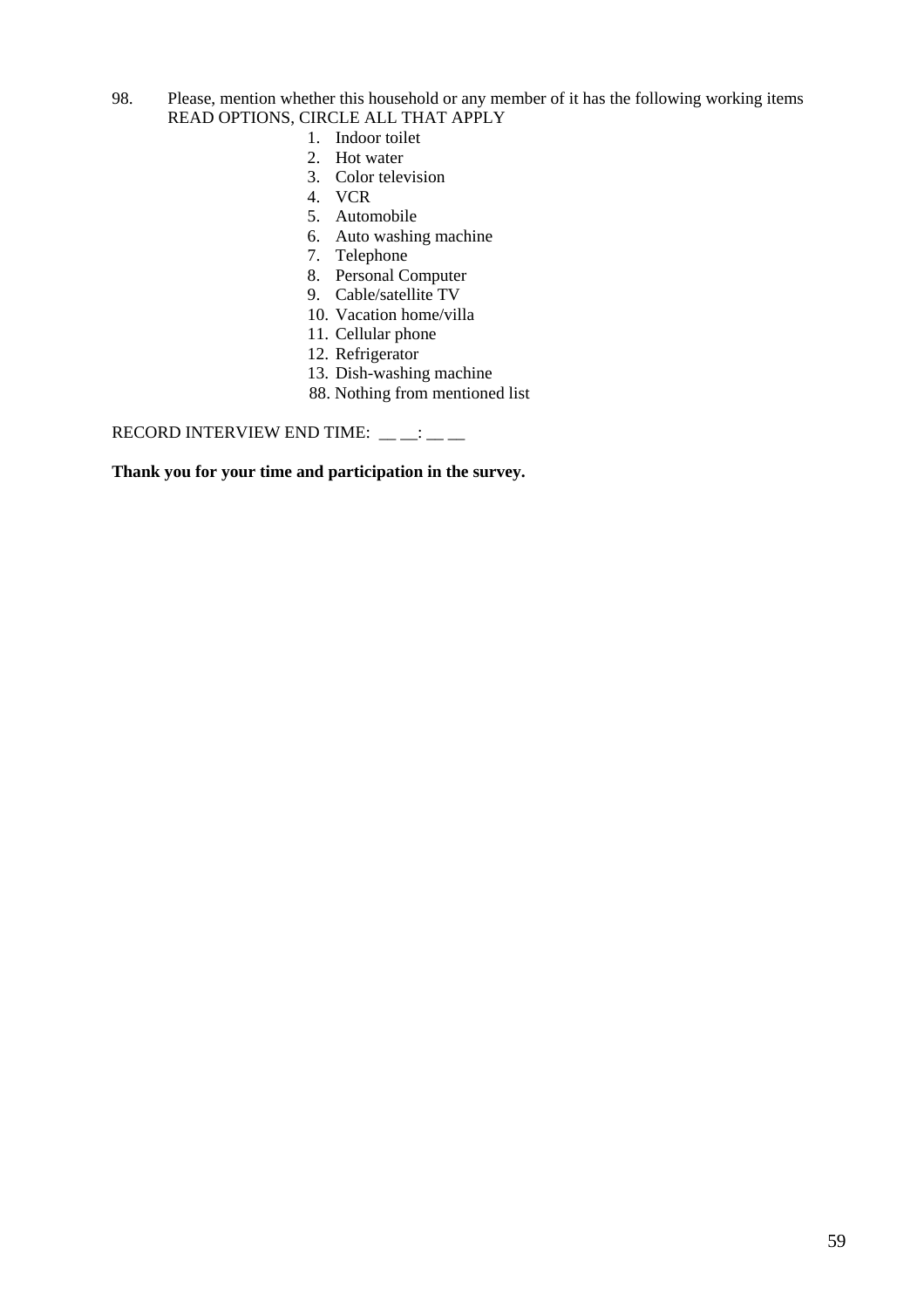98. Please, mention whether this household or any member of it has the following working items
READ OPTIONS, CIRCLE ALL THAT APPLY

1. Indoor toilet
2. Hot water
3. Color television
4. VCR
5. Automobile
6. Auto washing machine
7. Telephone
8. Personal Computer
9. Cable/satellite TV
10. Vacation home/villa
11. Cellular phone
12. Refrigerator
13. Dish-washing machine

88. Nothing from mentioned list

RECORD INTERVIEW END TIME: __ __: __ __

**Thank you for your time and participation in the survey.**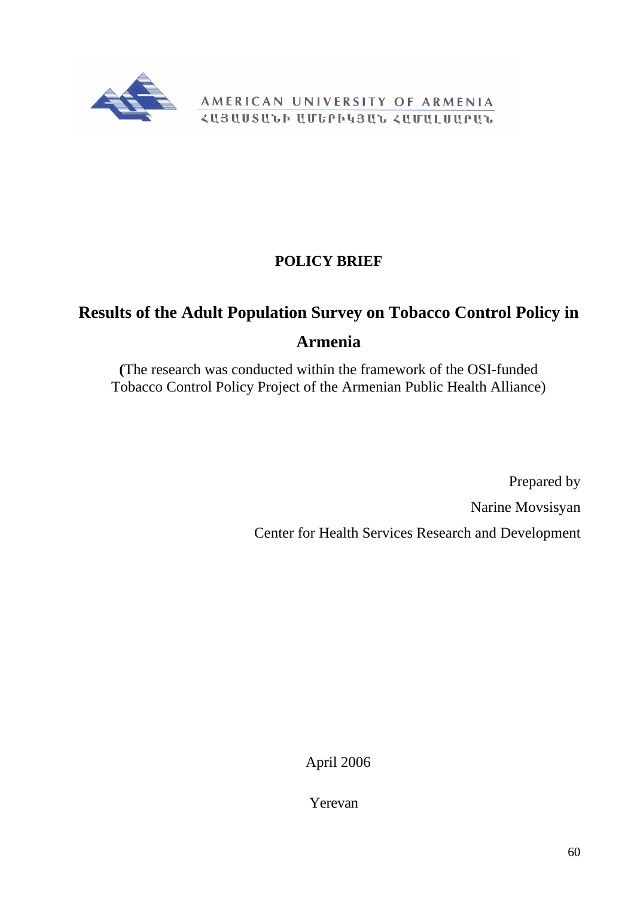AMERICAN UNIVERSITY OF ARMENIA

ՀԱՅԱՍՏԱՆԻ ԱՄԵՐԻԿՅԱՆ ՀԱՄԱԼՍԱՐԱՆ

**POLICY BRIEF**

# Results of the Adult Population Survey on Tobacco Control Policy in Armenia

**(**The research was conducted within the framework of the OSI-funded Tobacco Control Policy Project of the Armenian Public Health Alliance)

Prepared by

Narine Movsisyan

Center for Health Services Research and Development

April 2006

Yerevan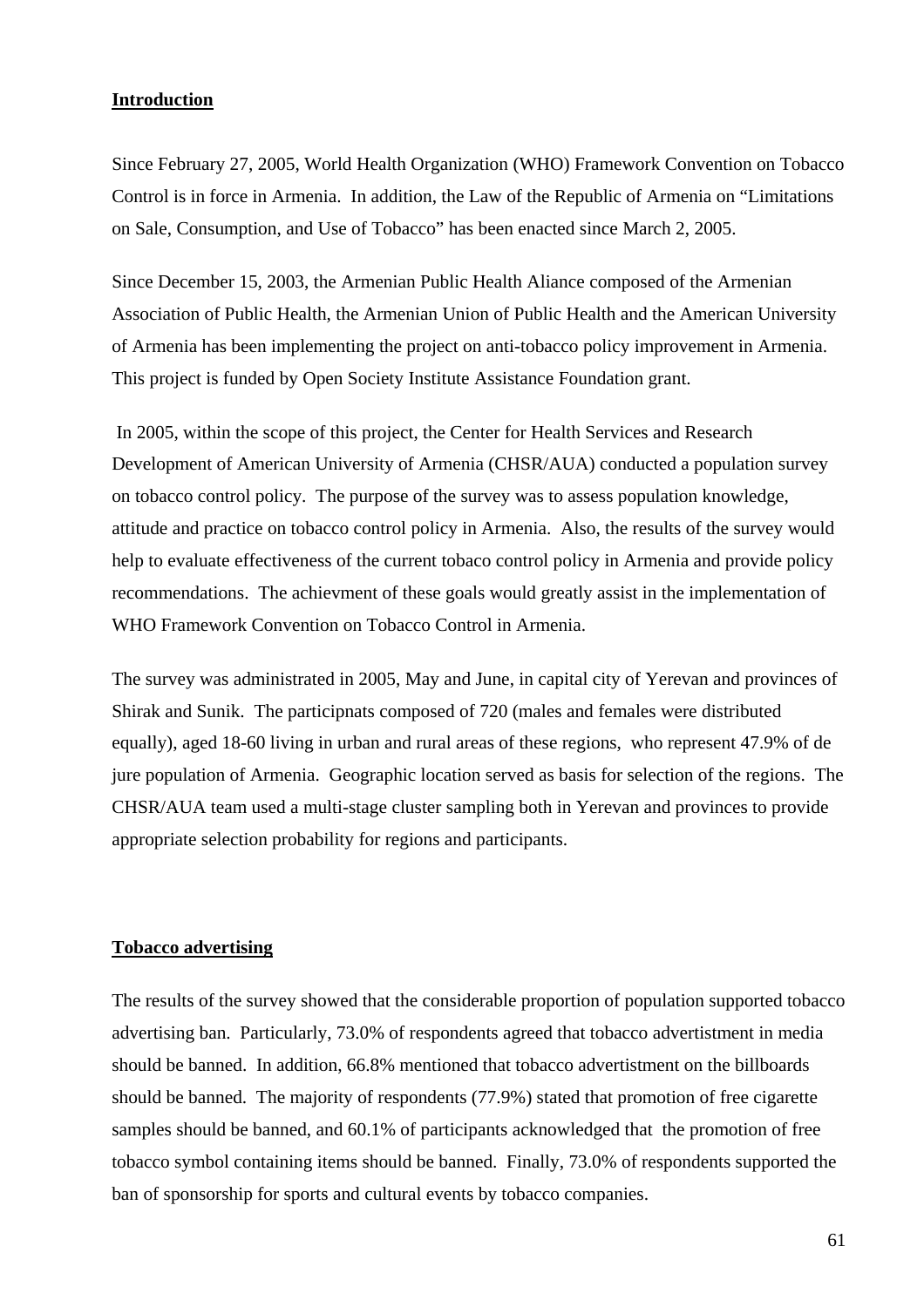## Introduction

Since February 27, 2005, World Health Organization (WHO) Framework Convention on Tobacco Control is in force in Armenia. In addition, the Law of the Republic of Armenia on "Limitations on Sale, Consumption, and Use of Tobacco" has been enacted since March 2, 2005.

Since December 15, 2003, the Armenian Public Health Aliance composed of the Armenian Association of Public Health, the Armenian Union of Public Health and the American University of Armenia has been implementing the project on anti-tobacco policy improvement in Armenia. This project is funded by Open Society Institute Assistance Foundation grant.

In 2005, within the scope of this project, the Center for Health Services and Research Development of American University of Armenia (CHSR/AUA) conducted a population survey on tobacco control policy. The purpose of the survey was to assess population knowledge, attitude and practice on tobacco control policy in Armenia. Also, the results of the survey would help to evaluate effectiveness of the current tobaco control policy in Armenia and provide policy recommendations. The achievment of these goals would greatly assist in the implementation of WHO Framework Convention on Tobacco Control in Armenia.

The survey was administrated in 2005, May and June, in capital city of Yerevan and provinces of Shirak and Sunik. The participnats composed of 720 (males and females were distributed equally), aged 18-60 living in urban and rural areas of these regions, who represent 47.9% of de jure population of Armenia. Geographic location served as basis for selection of the regions. The CHSR/AUA team used a multi-stage cluster sampling both in Yerevan and provinces to provide appropriate selection probability for regions and participants.

## Tobacco advertising

The results of the survey showed that the considerable proportion of population supported tobacco advertising ban. Particularly, 73.0% of respondents agreed that tobacco advertistment in media should be banned. In addition, 66.8% mentioned that tobacco advertistment on the billboards should be banned. The majority of respondents (77.9%) stated that promotion of free cigarette samples should be banned, and 60.1% of participants acknowledged that the promotion of free tobacco symbol containing items should be banned. Finally, 73.0% of respondents supported the ban of sponsorship for sports and cultural events by tobacco companies.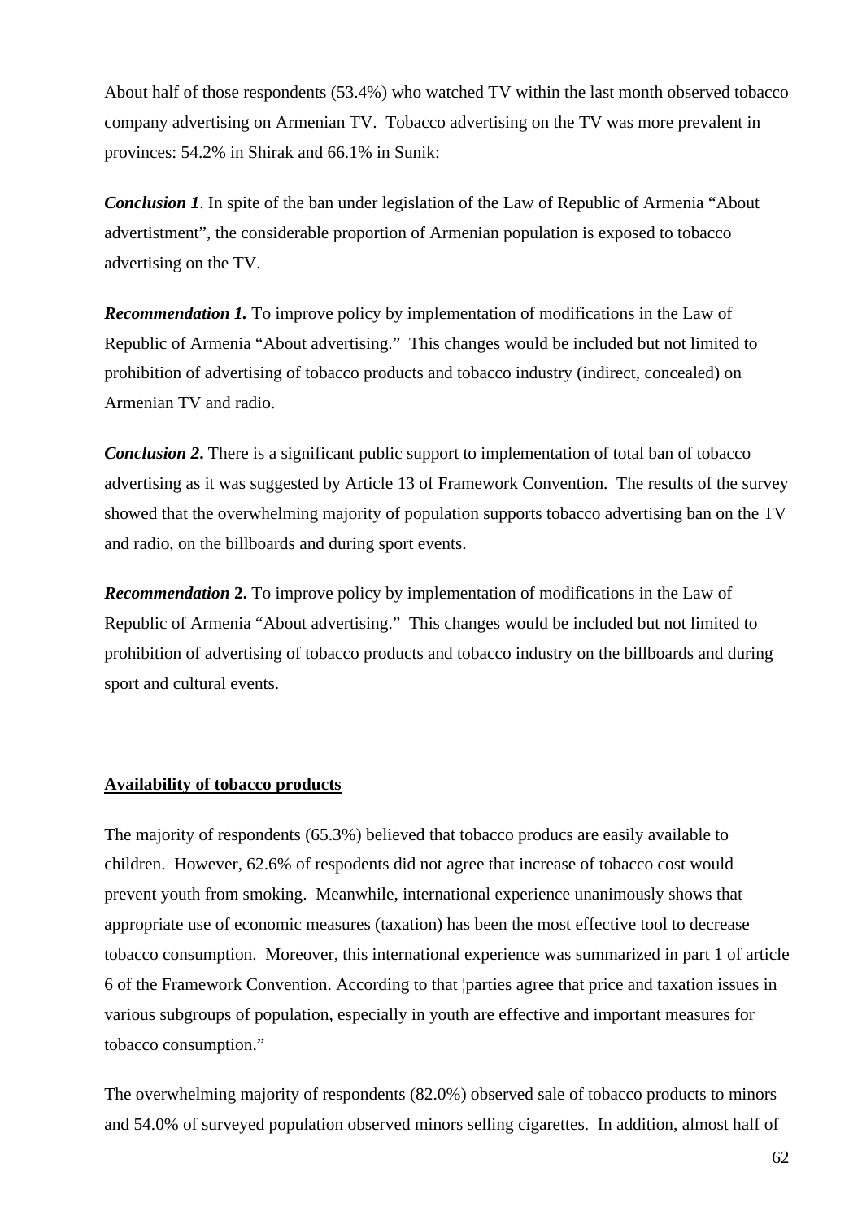About half of those respondents (53.4%) who watched TV within the last month observed tobacco company advertising on Armenian TV. Tobacco advertising on the TV was more prevalent in provinces: 54.2% in Shirak and 66.1% in Sunik:

***Conclusion 1***. In spite of the ban under legislation of the Law of Republic of Armenia "About advertistment", the considerable proportion of Armenian population is exposed to tobacco advertising on the TV.

***Recommendation 1.*** To improve policy by implementation of modifications in the Law of Republic of Armenia "About advertising." This changes would be included but not limited to prohibition of advertising of tobacco products and tobacco industry (indirect, concealed) on Armenian TV and radio.

***Conclusion 2*.** There is a significant public support to implementation of total ban of tobacco advertising as it was suggested by Article 13 of Framework Convention. The results of the survey showed that the overwhelming majority of population supports tobacco advertising ban on the TV and radio, on the billboards and during sport events.

***Recommendation* 2.** To improve policy by implementation of modifications in the Law of Republic of Armenia "About advertising." This changes would be included but not limited to prohibition of advertising of tobacco products and tobacco industry on the billboards and during sport and cultural events.

**Availability of tobacco products**

The majority of respondents (65.3%) believed that tobacco producs are easily available to children. However, 62.6% of respodents did not agree that increase of tobacco cost would prevent youth from smoking. Meanwhile, international experience unanimously shows that appropriate use of economic measures (taxation) has been the most effective tool to decrease tobacco consumption. Moreover, this international experience was summarized in part 1 of article 6 of the Framework Convention. According to that ¦parties agree that price and taxation issues in various subgroups of population, especially in youth are effective and important measures for tobacco consumption."

The overwhelming majority of respondents (82.0%) observed sale of tobacco products to minors and 54.0% of surveyed population observed minors selling cigarettes. In addition, almost half of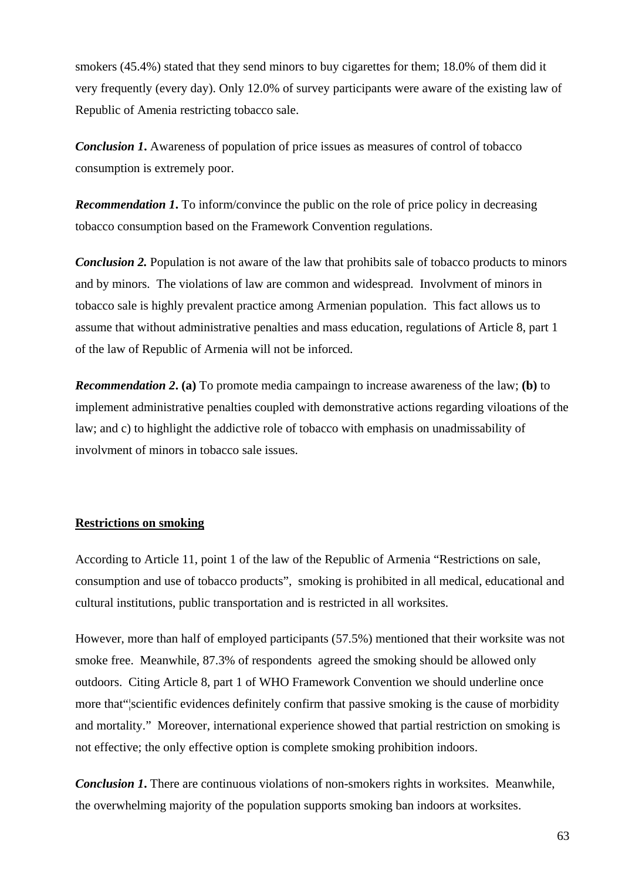smokers (45.4%) stated that they send minors to buy cigarettes for them; 18.0% of them did it very frequently (every day). Only 12.0% of survey participants were aware of the existing law of Republic of Amenia restricting tobacco sale.

***Conclusion 1.*** Awareness of population of price issues as measures of control of tobacco consumption is extremely poor.

***Recommendation 1.*** To inform/convince the public on the role of price policy in decreasing tobacco consumption based on the Framework Convention regulations.

***Conclusion 2.*** Population is not aware of the law that prohibits sale of tobacco products to minors and by minors. The violations of law are common and widespread. Involvment of minors in tobacco sale is highly prevalent practice among Armenian population. This fact allows us to assume that without administrative penalties and mass education, regulations of Article 8, part 1 of the law of Republic of Armenia will not be inforced.

***Recommendation 2.*** **(a)** To promote media campaingn to increase awareness of the law; **(b)** to implement administrative penalties coupled with demonstrative actions regarding viloations of the law; and c) to highlight the addictive role of tobacco with emphasis on unadmissability of involvment of minors in tobacco sale issues.

**Restrictions on smoking**

According to Article 11, point 1 of the law of the Republic of Armenia "Restrictions on sale, consumption and use of tobacco products", smoking is prohibited in all medical, educational and cultural institutions, public transportation and is restricted in all worksites.

However, more than half of employed participants (57.5%) mentioned that their worksite was not smoke free. Meanwhile, 87.3% of respondents agreed the smoking should be allowed only outdoors. Citing Article 8, part 1 of WHO Framework Convention we should underline once more that"¦scientific evidences definitely confirm that passive smoking is the cause of morbidity and mortality." Moreover, international experience showed that partial restriction on smoking is not effective; the only effective option is complete smoking prohibition indoors.

***Conclusion 1.*** There are continuous violations of non-smokers rights in worksites. Meanwhile, the overwhelming majority of the population supports smoking ban indoors at worksites.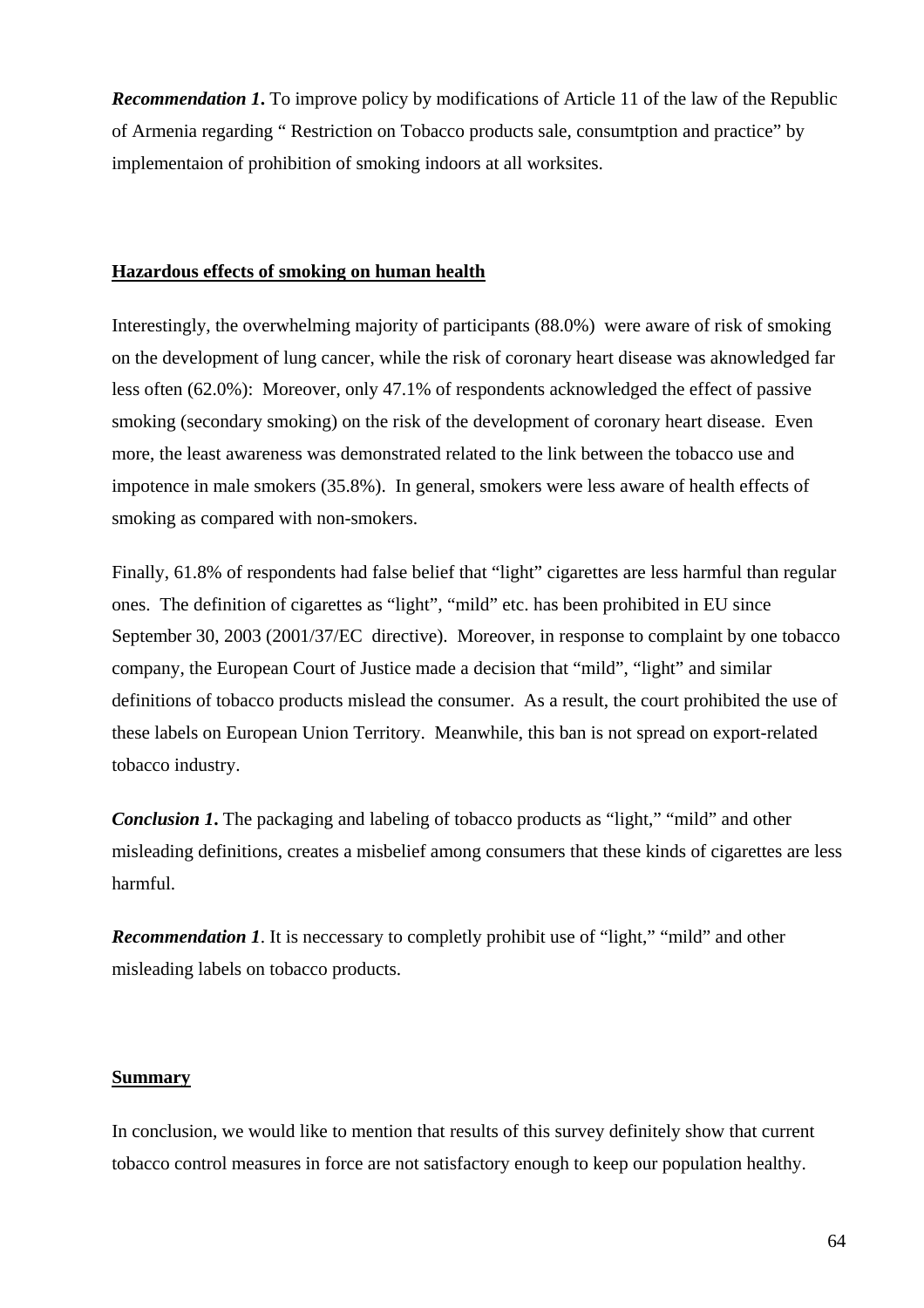***Recommendation 1.*** To improve policy by modifications of Article 11 of the law of the Republic of Armenia regarding " Restriction on Tobacco products sale, consumtption and practice" by implementaion of prohibition of smoking indoors at all worksites.

**Hazardous effects of smoking on human health**

Interestingly, the overwhelming majority of participants (88.0%) were aware of risk of smoking on the development of lung cancer, while the risk of coronary heart disease was aknowledged far less often (62.0%): Moreover, only 47.1% of respondents acknowledged the effect of passive smoking (secondary smoking) on the risk of the development of coronary heart disease. Even more, the least awareness was demonstrated related to the link between the tobacco use and impotence in male smokers (35.8%). In general, smokers were less aware of health effects of smoking as compared with non-smokers.

Finally, 61.8% of respondents had false belief that "light" cigarettes are less harmful than regular ones. The definition of cigarettes as "light", "mild" etc. has been prohibited in EU since September 30, 2003 (2001/37/EC directive). Moreover, in response to complaint by one tobacco company, the European Court of Justice made a decision that "mild", "light" and similar definitions of tobacco products mislead the consumer. As a result, the court prohibited the use of these labels on European Union Territory. Meanwhile, this ban is not spread on export-related tobacco industry.

***Conclusion 1.*** The packaging and labeling of tobacco products as "light," "mild" and other misleading definitions, creates a misbelief among consumers that these kinds of cigarettes are less harmful.

***Recommendation 1***. It is neccessary to completly prohibit use of "light," "mild" and other misleading labels on tobacco products.

**Summary**

In conclusion, we would like to mention that results of this survey definitely show that current tobacco control measures in force are not satisfactory enough to keep our population healthy.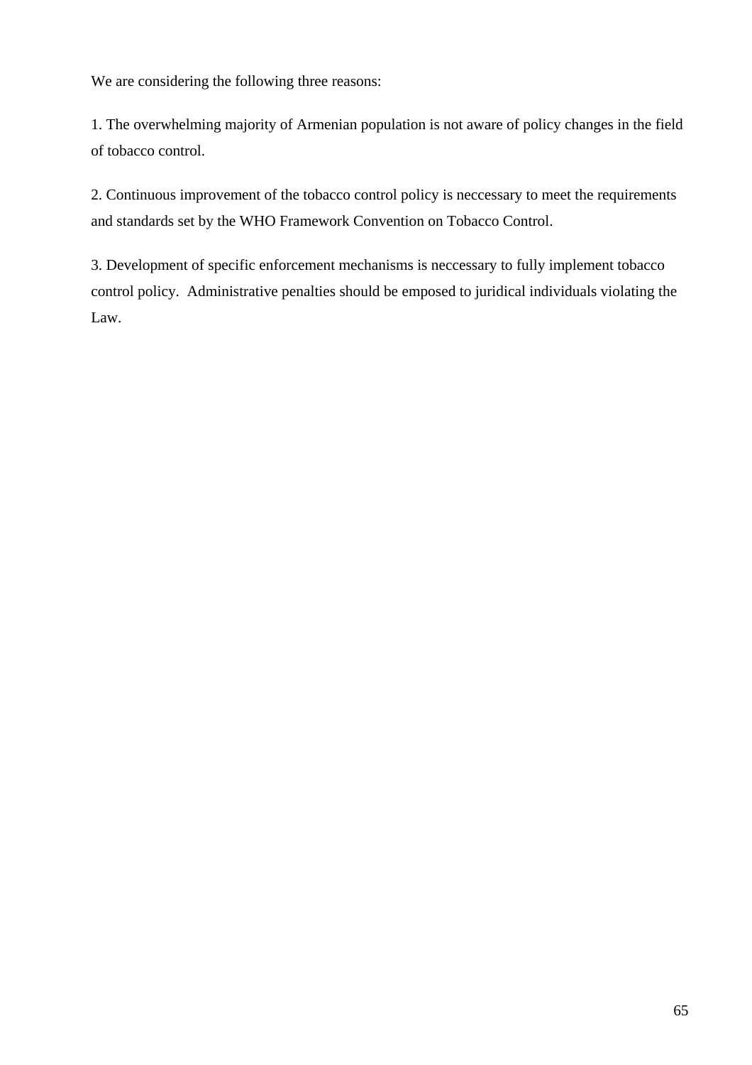We are considering the following three reasons:

1. The overwhelming majority of Armenian population is not aware of policy changes in the field of tobacco control.

2. Continuous improvement of the tobacco control policy is neccessary to meet the requirements and standards set by the WHO Framework Convention on Tobacco Control.

3. Development of specific enforcement mechanisms is neccessary to fully implement tobacco control policy. Administrative penalties should be emposed to juridical individuals violating the Law.